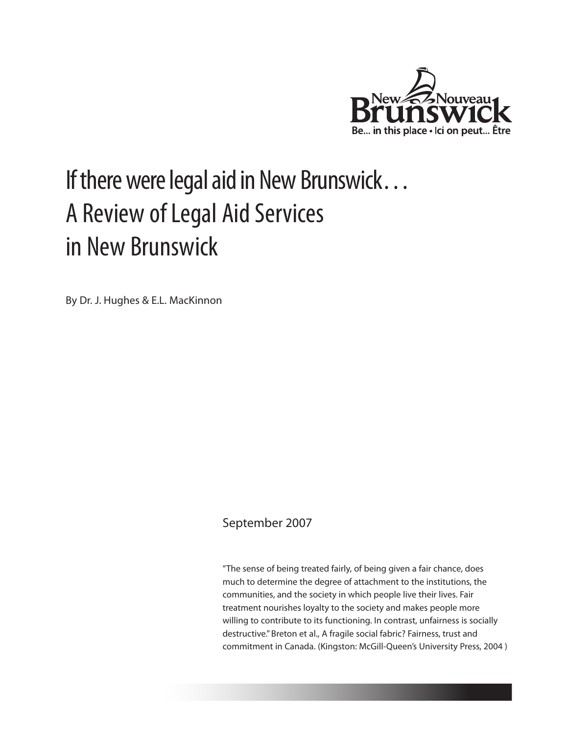New Nouveau Brunswick
Be... in this place • Ici on peut... Être

# If there were legal aid in New Brunswick…  
# A Review of Legal Aid Services in New Brunswick

By Dr. J. Hughes & E.L. MacKinnon

September 2007

"The sense of being treated fairly, of being given a fair chance, does much to determine the degree of attachment to the institutions, the communities, and the society in which people live their lives. Fair treatment nourishes loyalty to the society and makes people more willing to contribute to its functioning. In contrast, unfairness is socially destructive." Breton et al., A fragile social fabric? Fairness, trust and commitment in Canada. (Kingston: McGill-Queen's University Press, 2004 )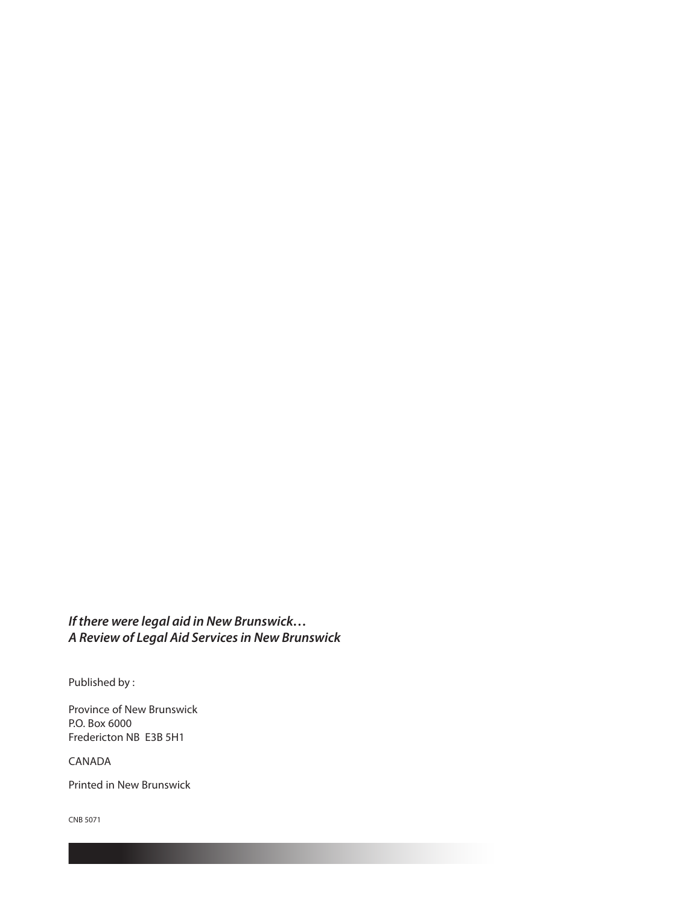***If there were legal aid in New Brunswick…***
***A Review of Legal Aid Services in New Brunswick***

Published by :

Province of New Brunswick
P.O. Box 6000
Fredericton NB  E3B 5H1

CANADA

Printed in New Brunswick

CNB 5071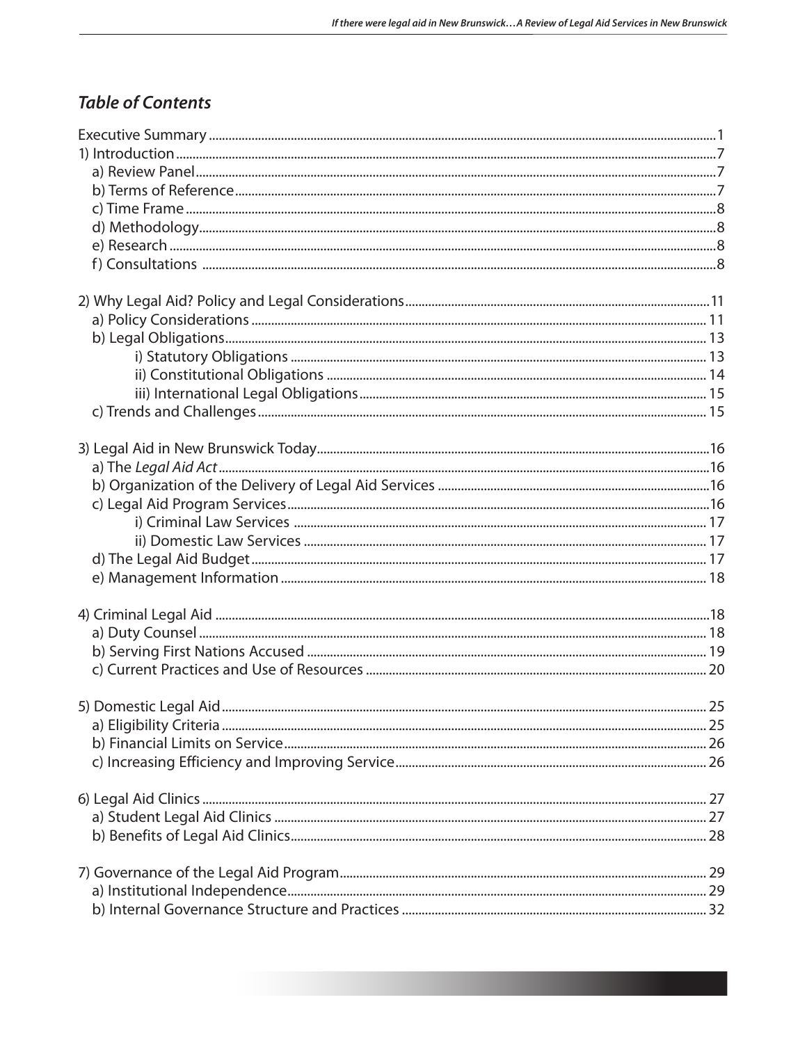## *Table of Contents*

Executive Summary ....................................................... 1
1) Introduction ....................................................... 7
  a) Review Panel ....................................................... 7
  b) Terms of Reference ....................................................... 7
  c) Time Frame ....................................................... 8
  d) Methodology ....................................................... 8
  e) Research ....................................................... 8
  f) Consultations ....................................................... 8

2) Why Legal Aid? Policy and Legal Considerations ....................................................... 11
  a) Policy Considerations ....................................................... 11
  b) Legal Obligations ....................................................... 13
    i) Statutory Obligations ....................................................... 13
    ii) Constitutional Obligations ....................................................... 14
    iii) International Legal Obligations ....................................................... 15
  c) Trends and Challenges ....................................................... 15

3) Legal Aid in New Brunswick Today ....................................................... 16
  a) The *Legal Aid Act* ....................................................... 16
  b) Organization of the Delivery of Legal Aid Services ....................................................... 16
  c) Legal Aid Program Services ....................................................... 16
    i) Criminal Law Services ....................................................... 17
    ii) Domestic Law Services ....................................................... 17
  d) The Legal Aid Budget ....................................................... 17
  e) Management Information ....................................................... 18

4) Criminal Legal Aid ....................................................... 18
  a) Duty Counsel ....................................................... 18
  b) Serving First Nations Accused ....................................................... 19
  c) Current Practices and Use of Resources ....................................................... 20

5) Domestic Legal Aid ....................................................... 25
  a) Eligibility Criteria ....................................................... 25
  b) Financial Limits on Service ....................................................... 26
  c) Increasing Efficiency and Improving Service ....................................................... 26

6) Legal Aid Clinics ....................................................... 27
  a) Student Legal Aid Clinics ....................................................... 27
  b) Benefits of Legal Aid Clinics ....................................................... 28

7) Governance of the Legal Aid Program ....................................................... 29
  a) Institutional Independence ....................................................... 29
  b) Internal Governance Structure and Practices ....................................................... 32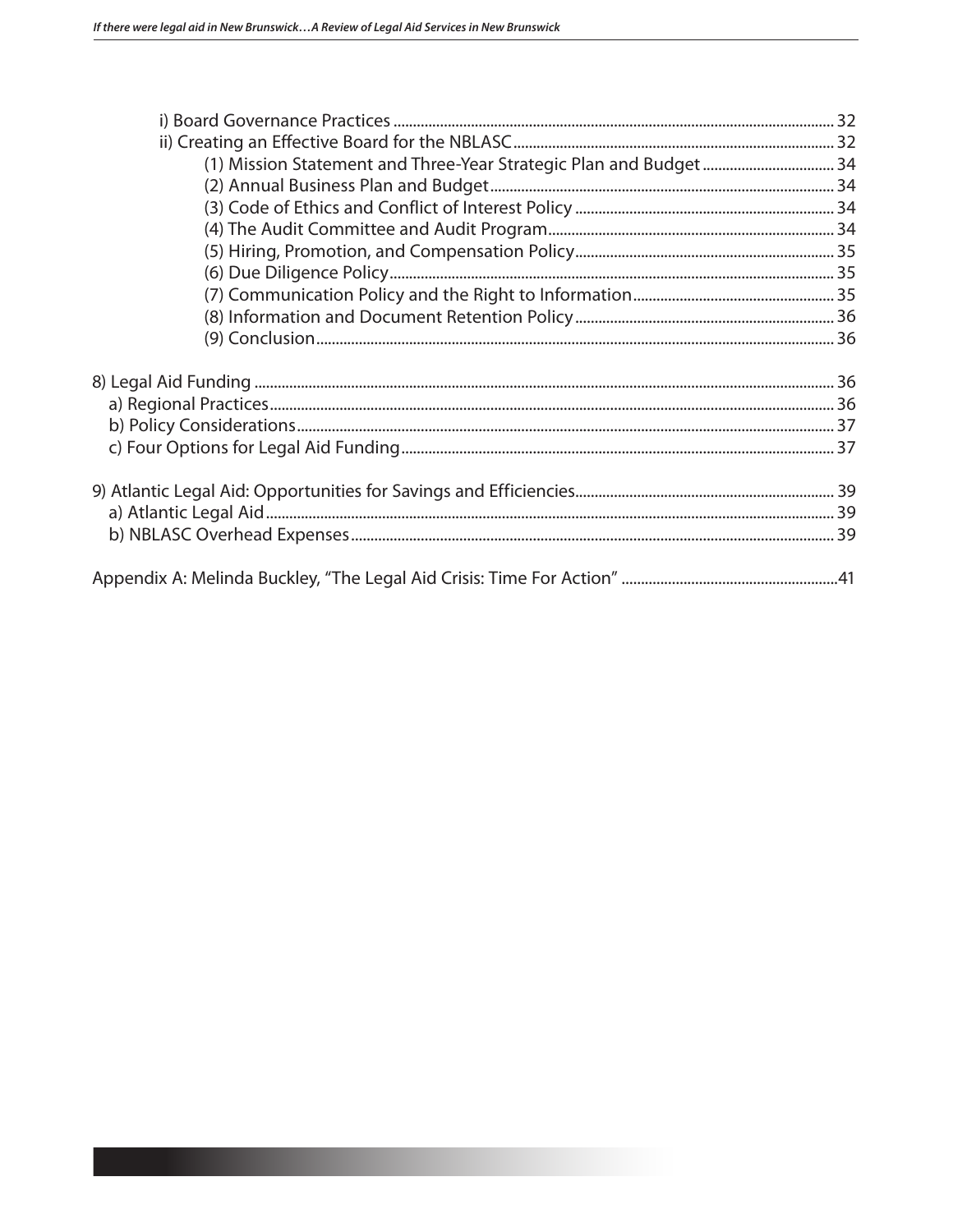- i) Board Governance Practices ................................................................................................. 32
- ii) Creating an Effective Board for the NBLASC................................................................................. 32
  - (1) Mission Statement and Three-Year Strategic Plan and Budget .................................. 34
  - (2) Annual Business Plan and Budget........................................................................................ 34
  - (3) Code of Ethics and Conflict of Interest Policy .................................................................. 34
  - (4) The Audit Committee and Audit Program.......................................................................... 34
  - (5) Hiring, Promotion, and Compensation Policy.................................................................. 35
  - (6) Due Diligence Policy................................................................................................................. 35
  - (7) Communication Policy and the Right to Information.................................................... 35
  - (8) Information and Document Retention Policy.................................................................. 36
  - (9) Conclusion.................................................................................................................................... 36

8) Legal Aid Funding ................................................................................................................................... 36
- a) Regional Practices............................................................................................................................... 36
- b) Policy Considerations......................................................................................................................... 37
- c) Four Options for Legal Aid Funding.............................................................................................. 37

9) Atlantic Legal Aid: Opportunities for Savings and Efficiencies.................................................. 39
- a) Atlantic Legal Aid................................................................................................................................. 39
- b) NBLASC Overhead Expenses........................................................................................................... 39

Appendix A: Melinda Buckley, "The Legal Aid Crisis: Time For Action" .......................................................41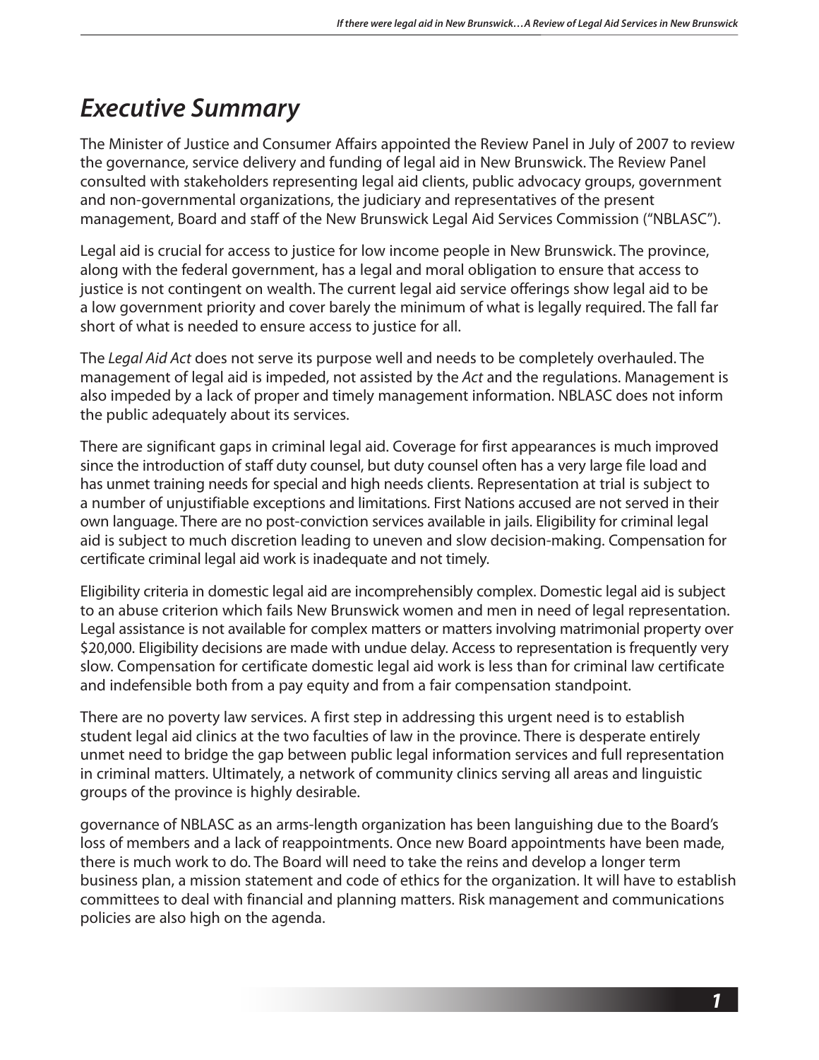# *Executive Summary*

The Minister of Justice and Consumer Affairs appointed the Review Panel in July of 2007 to review the governance, service delivery and funding of legal aid in New Brunswick. The Review Panel consulted with stakeholders representing legal aid clients, public advocacy groups, government and non-governmental organizations, the judiciary and representatives of the present management, Board and staff of the New Brunswick Legal Aid Services Commission ("NBLASC").

Legal aid is crucial for access to justice for low income people in New Brunswick. The province, along with the federal government, has a legal and moral obligation to ensure that access to justice is not contingent on wealth. The current legal aid service offerings show legal aid to be a low government priority and cover barely the minimum of what is legally required. The fall far short of what is needed to ensure access to justice for all.

The *Legal Aid Act* does not serve its purpose well and needs to be completely overhauled. The management of legal aid is impeded, not assisted by the *Act* and the regulations. Management is also impeded by a lack of proper and timely management information. NBLASC does not inform the public adequately about its services.

There are significant gaps in criminal legal aid. Coverage for first appearances is much improved since the introduction of staff duty counsel, but duty counsel often has a very large file load and has unmet training needs for special and high needs clients. Representation at trial is subject to a number of unjustifiable exceptions and limitations. First Nations accused are not served in their own language. There are no post-conviction services available in jails. Eligibility for criminal legal aid is subject to much discretion leading to uneven and slow decision-making. Compensation for certificate criminal legal aid work is inadequate and not timely.

Eligibility criteria in domestic legal aid are incomprehensibly complex. Domestic legal aid is subject to an abuse criterion which fails New Brunswick women and men in need of legal representation. Legal assistance is not available for complex matters or matters involving matrimonial property over $20,000. Eligibility decisions are made with undue delay. Access to representation is frequently very slow. Compensation for certificate domestic legal aid work is less than for criminal law certificate and indefensible both from a pay equity and from a fair compensation standpoint.

There are no poverty law services. A first step in addressing this urgent need is to establish student legal aid clinics at the two faculties of law in the province. There is desperate entirely unmet need to bridge the gap between public legal information services and full representation in criminal matters. Ultimately, a network of community clinics serving all areas and linguistic groups of the province is highly desirable.

governance of NBLASC as an arms-length organization has been languishing due to the Board's loss of members and a lack of reappointments. Once new Board appointments have been made, there is much work to do. The Board will need to take the reins and develop a longer term business plan, a mission statement and code of ethics for the organization. It will have to establish committees to deal with financial and planning matters. Risk management and communications policies are also high on the agenda.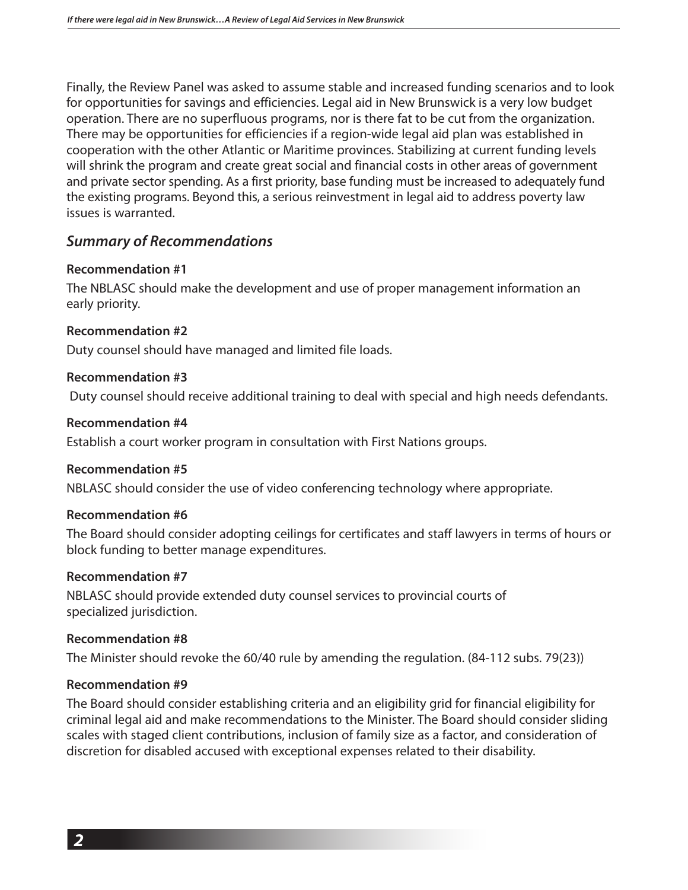Finally, the Review Panel was asked to assume stable and increased funding scenarios and to look for opportunities for savings and efficiencies. Legal aid in New Brunswick is a very low budget operation. There are no superfluous programs, nor is there fat to be cut from the organization. There may be opportunities for efficiencies if a region-wide legal aid plan was established in cooperation with the other Atlantic or Maritime provinces. Stabilizing at current funding levels will shrink the program and create great social and financial costs in other areas of government and private sector spending. As a first priority, base funding must be increased to adequately fund the existing programs. Beyond this, a serious reinvestment in legal aid to address poverty law issues is warranted.

## *Summary of Recommendations*

**Recommendation #1**

The NBLASC should make the development and use of proper management information an early priority.

**Recommendation #2**

Duty counsel should have managed and limited file loads.

**Recommendation #3**

Duty counsel should receive additional training to deal with special and high needs defendants.

**Recommendation #4**

Establish a court worker program in consultation with First Nations groups.

**Recommendation #5**

NBLASC should consider the use of video conferencing technology where appropriate.

**Recommendation #6**

The Board should consider adopting ceilings for certificates and staff lawyers in terms of hours or block funding to better manage expenditures.

**Recommendation #7**

NBLASC should provide extended duty counsel services to provincial courts of specialized jurisdiction.

**Recommendation #8**

The Minister should revoke the 60/40 rule by amending the regulation. (84-112 subs. 79(23))

**Recommendation #9**

The Board should consider establishing criteria and an eligibility grid for financial eligibility for criminal legal aid and make recommendations to the Minister. The Board should consider sliding scales with staged client contributions, inclusion of family size as a factor, and consideration of discretion for disabled accused with exceptional expenses related to their disability.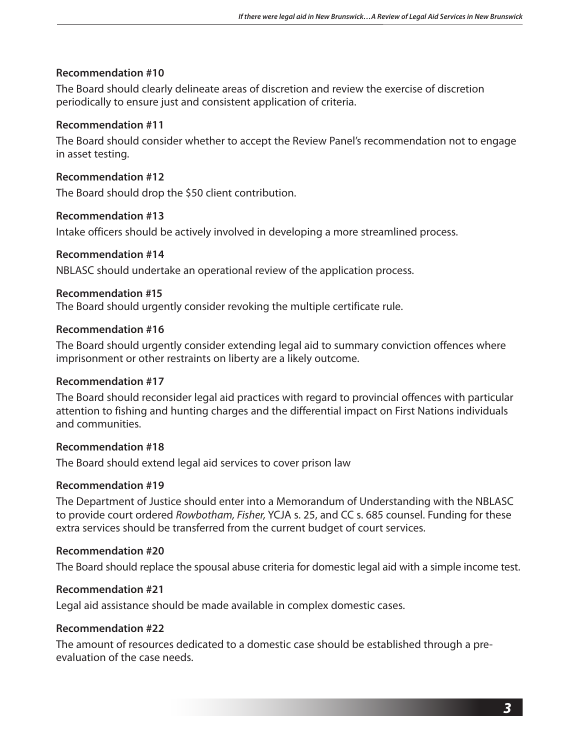**Recommendation #10**

The Board should clearly delineate areas of discretion and review the exercise of discretion periodically to ensure just and consistent application of criteria.

**Recommendation #11**

The Board should consider whether to accept the Review Panel's recommendation not to engage in asset testing.

**Recommendation #12**

The Board should drop the $50 client contribution.

**Recommendation #13**

Intake officers should be actively involved in developing a more streamlined process.

**Recommendation #14**

NBLASC should undertake an operational review of the application process.

**Recommendation #15**

The Board should urgently consider revoking the multiple certificate rule.

**Recommendation #16**

The Board should urgently consider extending legal aid to summary conviction offences where imprisonment or other restraints on liberty are a likely outcome.

**Recommendation #17**

The Board should reconsider legal aid practices with regard to provincial offences with particular attention to fishing and hunting charges and the differential impact on First Nations individuals and communities.

**Recommendation #18**

The Board should extend legal aid services to cover prison law

**Recommendation #19**

The Department of Justice should enter into a Memorandum of Understanding with the NBLASC to provide court ordered *Rowbotham, Fisher,* YCJA s. 25, and CC s. 685 counsel. Funding for these extra services should be transferred from the current budget of court services.

**Recommendation #20**

The Board should replace the spousal abuse criteria for domestic legal aid with a simple income test.

**Recommendation #21**

Legal aid assistance should be made available in complex domestic cases.

**Recommendation #22**

The amount of resources dedicated to a domestic case should be established through a pre-evaluation of the case needs.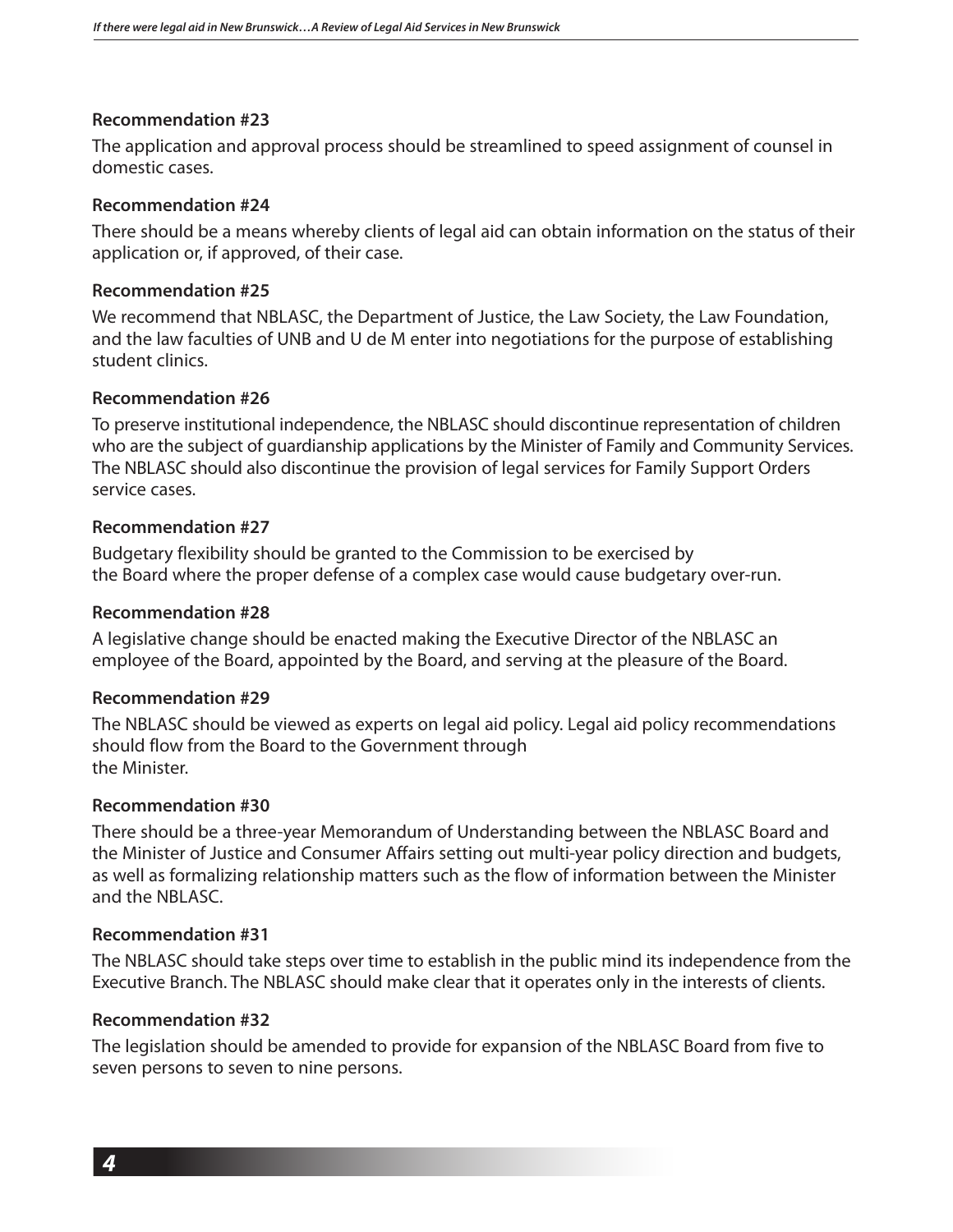**Recommendation #23**

The application and approval process should be streamlined to speed assignment of counsel in domestic cases.

**Recommendation #24**

There should be a means whereby clients of legal aid can obtain information on the status of their application or, if approved, of their case.

**Recommendation #25**

We recommend that NBLASC, the Department of Justice, the Law Society, the Law Foundation, and the law faculties of UNB and U de M enter into negotiations for the purpose of establishing student clinics.

**Recommendation #26**

To preserve institutional independence, the NBLASC should discontinue representation of children who are the subject of guardianship applications by the Minister of Family and Community Services. The NBLASC should also discontinue the provision of legal services for Family Support Orders service cases.

**Recommendation #27**

Budgetary flexibility should be granted to the Commission to be exercised by the Board where the proper defense of a complex case would cause budgetary over-run.

**Recommendation #28**

A legislative change should be enacted making the Executive Director of the NBLASC an employee of the Board, appointed by the Board, and serving at the pleasure of the Board.

**Recommendation #29**

The NBLASC should be viewed as experts on legal aid policy. Legal aid policy recommendations should flow from the Board to the Government through the Minister.

**Recommendation #30**

There should be a three-year Memorandum of Understanding between the NBLASC Board and the Minister of Justice and Consumer Affairs setting out multi-year policy direction and budgets, as well as formalizing relationship matters such as the flow of information between the Minister and the NBLASC.

**Recommendation #31**

The NBLASC should take steps over time to establish in the public mind its independence from the Executive Branch. The NBLASC should make clear that it operates only in the interests of clients.

**Recommendation #32**

The legislation should be amended to provide for expansion of the NBLASC Board from five to seven persons to seven to nine persons.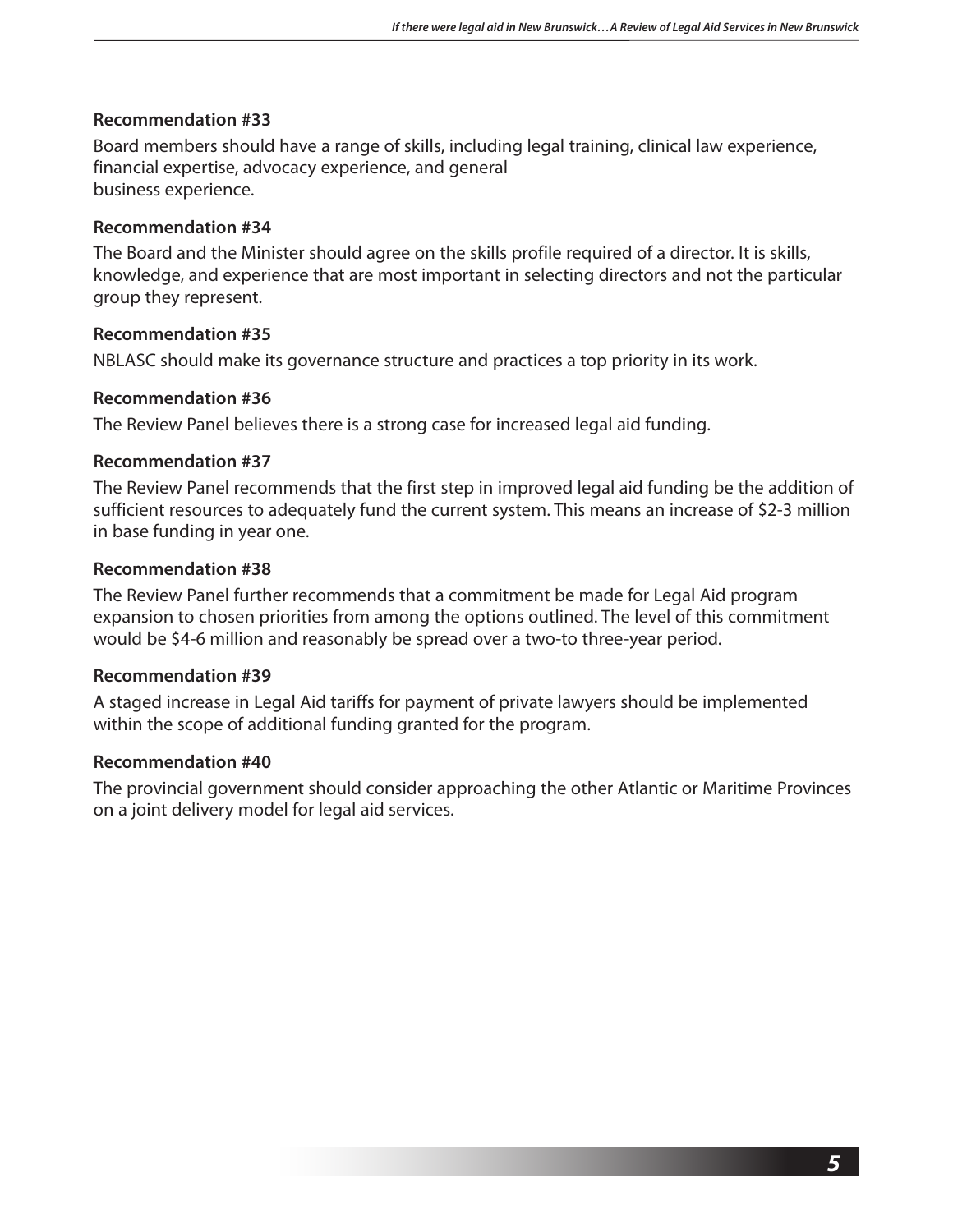**Recommendation #33**

Board members should have a range of skills, including legal training, clinical law experience, financial expertise, advocacy experience, and general business experience.

**Recommendation #34**

The Board and the Minister should agree on the skills profile required of a director. It is skills, knowledge, and experience that are most important in selecting directors and not the particular group they represent.

**Recommendation #35**

NBLASC should make its governance structure and practices a top priority in its work.

**Recommendation #36**

The Review Panel believes there is a strong case for increased legal aid funding.

**Recommendation #37**

The Review Panel recommends that the first step in improved legal aid funding be the addition of sufficient resources to adequately fund the current system. This means an increase of $2-3 million in base funding in year one.

**Recommendation #38**

The Review Panel further recommends that a commitment be made for Legal Aid program expansion to chosen priorities from among the options outlined. The level of this commitment would be $4-6 million and reasonably be spread over a two-to three-year period.

**Recommendation #39**

A staged increase in Legal Aid tariffs for payment of private lawyers should be implemented within the scope of additional funding granted for the program.

**Recommendation #40**

The provincial government should consider approaching the other Atlantic or Maritime Provinces on a joint delivery model for legal aid services.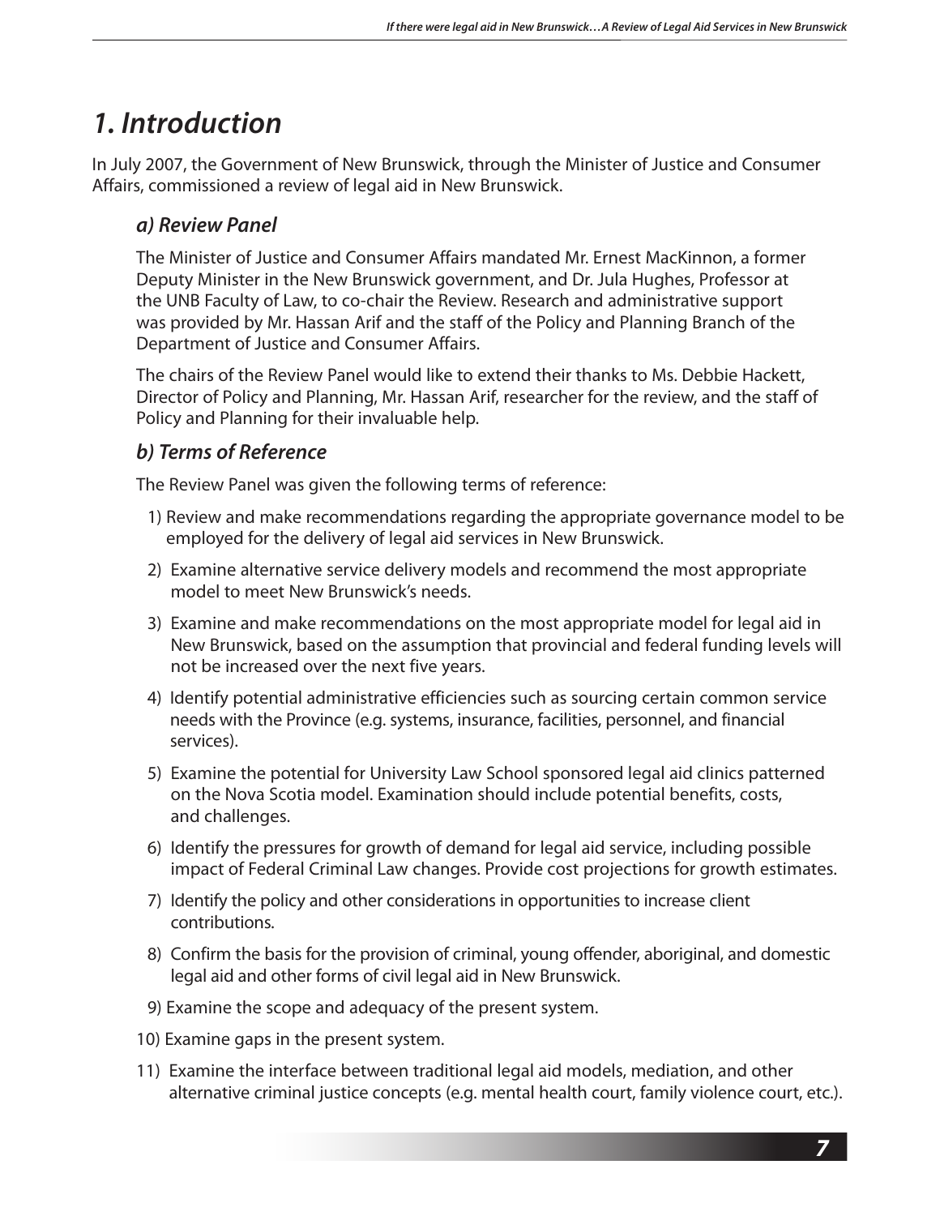# 1. Introduction

In July 2007, the Government of New Brunswick, through the Minister of Justice and Consumer Affairs, commissioned a review of legal aid in New Brunswick.

## a) Review Panel

The Minister of Justice and Consumer Affairs mandated Mr. Ernest MacKinnon, a former Deputy Minister in the New Brunswick government, and Dr. Jula Hughes, Professor at the UNB Faculty of Law, to co-chair the Review. Research and administrative support was provided by Mr. Hassan Arif and the staff of the Policy and Planning Branch of the Department of Justice and Consumer Affairs.

The chairs of the Review Panel would like to extend their thanks to Ms. Debbie Hackett, Director of Policy and Planning, Mr. Hassan Arif, researcher for the review, and the staff of Policy and Planning for their invaluable help.

## b) Terms of Reference

The Review Panel was given the following terms of reference:

1) Review and make recommendations regarding the appropriate governance model to be employed for the delivery of legal aid services in New Brunswick.
2) Examine alternative service delivery models and recommend the most appropriate model to meet New Brunswick's needs.
3) Examine and make recommendations on the most appropriate model for legal aid in New Brunswick, based on the assumption that provincial and federal funding levels will not be increased over the next five years.
4) Identify potential administrative efficiencies such as sourcing certain common service needs with the Province (e.g. systems, insurance, facilities, personnel, and financial services).
5) Examine the potential for University Law School sponsored legal aid clinics patterned on the Nova Scotia model. Examination should include potential benefits, costs, and challenges.
6) Identify the pressures for growth of demand for legal aid service, including possible impact of Federal Criminal Law changes. Provide cost projections for growth estimates.
7) Identify the policy and other considerations in opportunities to increase client contributions.
8) Confirm the basis for the provision of criminal, young offender, aboriginal, and domestic legal aid and other forms of civil legal aid in New Brunswick.
9) Examine the scope and adequacy of the present system.
10) Examine gaps in the present system.
11) Examine the interface between traditional legal aid models, mediation, and other alternative criminal justice concepts (e.g. mental health court, family violence court, etc.).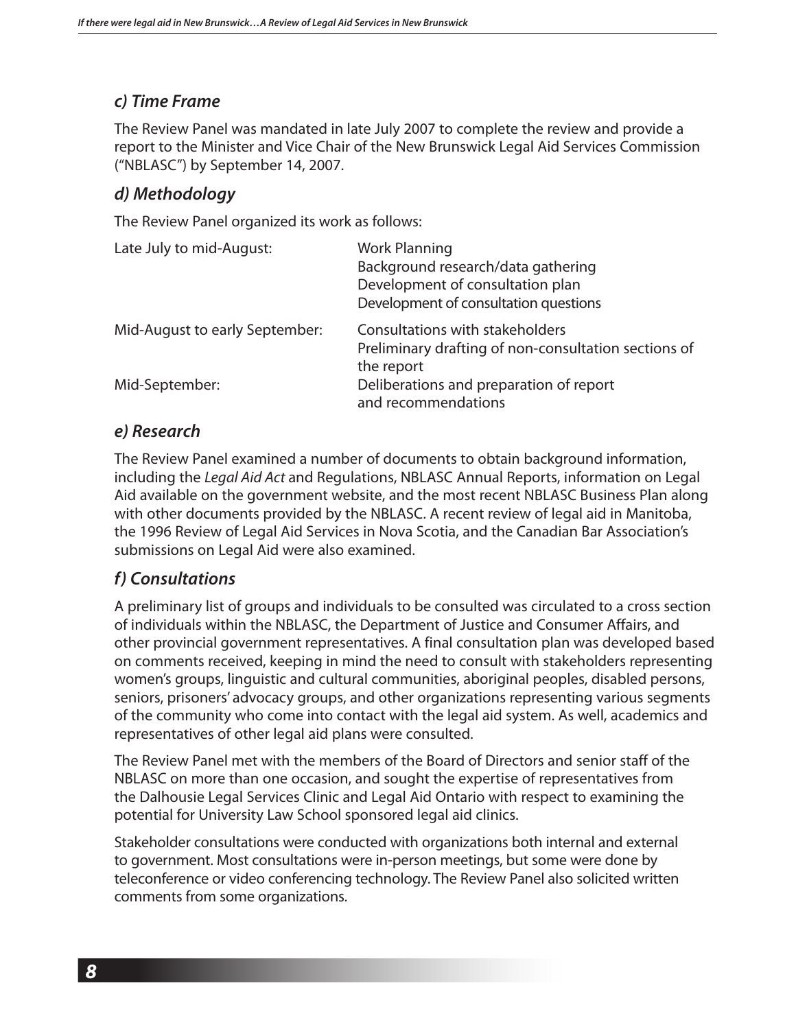### *c) Time Frame*

The Review Panel was mandated in late July 2007 to complete the review and provide a report to the Minister and Vice Chair of the New Brunswick Legal Aid Services Commission ("NBLASC") by September 14, 2007.

### *d) Methodology*

The Review Panel organized its work as follows:

| | |
|---|---|
| Late July to mid-August: | Work Planning<br>Background research/data gathering<br>Development of consultation plan<br>Development of consultation questions |
| Mid-August to early September: | Consultations with stakeholders<br>Preliminary drafting of non-consultation sections of the report |
| Mid-September: | Deliberations and preparation of report and recommendations |

### *e) Research*

The Review Panel examined a number of documents to obtain background information, including the *Legal Aid Act* and Regulations, NBLASC Annual Reports, information on Legal Aid available on the government website, and the most recent NBLASC Business Plan along with other documents provided by the NBLASC. A recent review of legal aid in Manitoba, the 1996 Review of Legal Aid Services in Nova Scotia, and the Canadian Bar Association's submissions on Legal Aid were also examined.

### *f) Consultations*

A preliminary list of groups and individuals to be consulted was circulated to a cross section of individuals within the NBLASC, the Department of Justice and Consumer Affairs, and other provincial government representatives. A final consultation plan was developed based on comments received, keeping in mind the need to consult with stakeholders representing women's groups, linguistic and cultural communities, aboriginal peoples, disabled persons, seniors, prisoners' advocacy groups, and other organizations representing various segments of the community who come into contact with the legal aid system. As well, academics and representatives of other legal aid plans were consulted.

The Review Panel met with the members of the Board of Directors and senior staff of the NBLASC on more than one occasion, and sought the expertise of representatives from the Dalhousie Legal Services Clinic and Legal Aid Ontario with respect to examining the potential for University Law School sponsored legal aid clinics.

Stakeholder consultations were conducted with organizations both internal and external to government. Most consultations were in-person meetings, but some were done by teleconference or video conferencing technology. The Review Panel also solicited written comments from some organizations.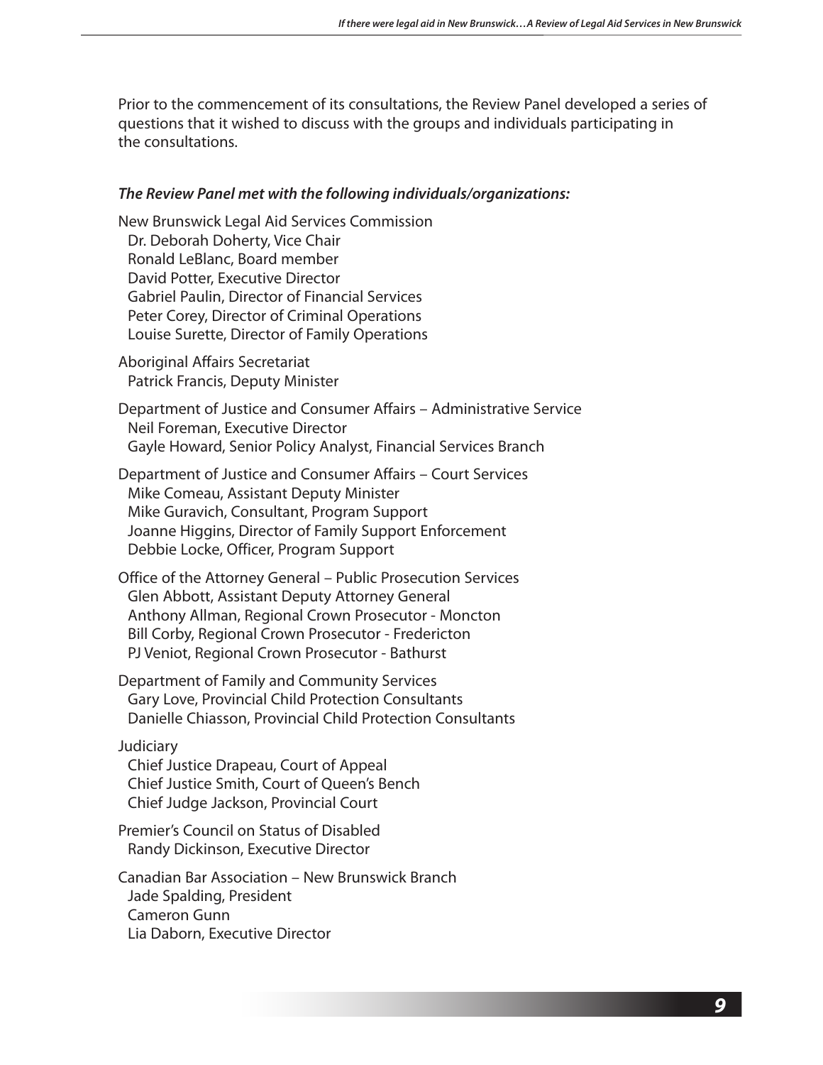Prior to the commencement of its consultations, the Review Panel developed a series of questions that it wished to discuss with the groups and individuals participating in the consultations.

***The Review Panel met with the following individuals/organizations:***

New Brunswick Legal Aid Services Commission
Dr. Deborah Doherty, Vice Chair
Ronald LeBlanc, Board member
David Potter, Executive Director
Gabriel Paulin, Director of Financial Services
Peter Corey, Director of Criminal Operations
Louise Surette, Director of Family Operations

Aboriginal Affairs Secretariat
Patrick Francis, Deputy Minister

Department of Justice and Consumer Affairs – Administrative Service
Neil Foreman, Executive Director
Gayle Howard, Senior Policy Analyst, Financial Services Branch

Department of Justice and Consumer Affairs – Court Services
Mike Comeau, Assistant Deputy Minister
Mike Guravich, Consultant, Program Support
Joanne Higgins, Director of Family Support Enforcement
Debbie Locke, Officer, Program Support

Office of the Attorney General – Public Prosecution Services
Glen Abbott, Assistant Deputy Attorney General
Anthony Allman, Regional Crown Prosecutor - Moncton
Bill Corby, Regional Crown Prosecutor - Fredericton
PJ Veniot, Regional Crown Prosecutor - Bathurst

Department of Family and Community Services
Gary Love, Provincial Child Protection Consultants
Danielle Chiasson, Provincial Child Protection Consultants

Judiciary
Chief Justice Drapeau, Court of Appeal
Chief Justice Smith, Court of Queen's Bench
Chief Judge Jackson, Provincial Court

Premier's Council on Status of Disabled
Randy Dickinson, Executive Director

Canadian Bar Association – New Brunswick Branch
Jade Spalding, President
Cameron Gunn
Lia Daborn, Executive Director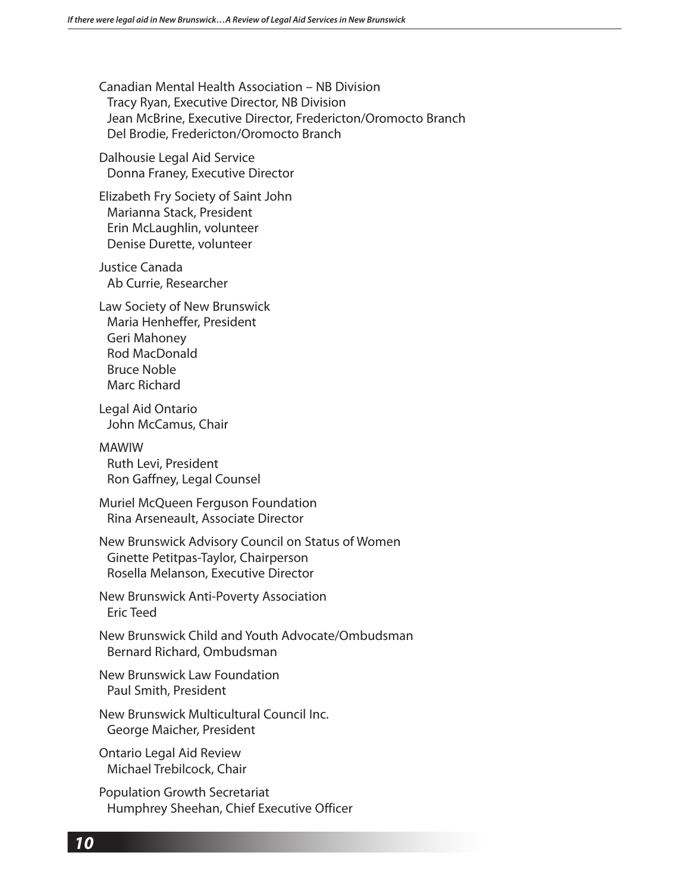Canadian Mental Health Association – NB Division
Tracy Ryan, Executive Director, NB Division
Jean McBrine, Executive Director, Fredericton/Oromocto Branch
Del Brodie, Fredericton/Oromocto Branch

Dalhousie Legal Aid Service
Donna Franey, Executive Director

Elizabeth Fry Society of Saint John
Marianna Stack, President
Erin McLaughlin, volunteer
Denise Durette, volunteer

Justice Canada
Ab Currie, Researcher

Law Society of New Brunswick
Maria Henheffer, President
Geri Mahoney
Rod MacDonald
Bruce Noble
Marc Richard

Legal Aid Ontario
John McCamus, Chair

MAWIW
Ruth Levi, President
Ron Gaffney, Legal Counsel

Muriel McQueen Ferguson Foundation
Rina Arseneault, Associate Director

New Brunswick Advisory Council on Status of Women
Ginette Petitpas-Taylor, Chairperson
Rosella Melanson, Executive Director

New Brunswick Anti-Poverty Association
Eric Teed

New Brunswick Child and Youth Advocate/Ombudsman
Bernard Richard, Ombudsman

New Brunswick Law Foundation
Paul Smith, President

New Brunswick Multicultural Council Inc.
George Maicher, President

Ontario Legal Aid Review
Michael Trebilcock, Chair

Population Growth Secretariat
Humphrey Sheehan, Chief Executive Officer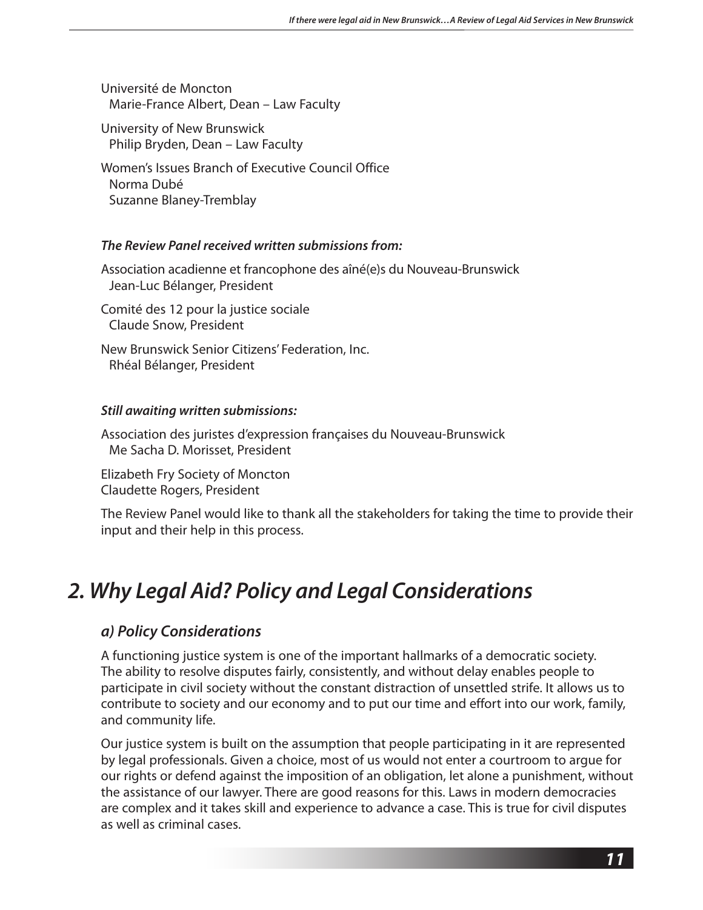Université de Moncton
Marie-France Albert, Dean – Law Faculty

University of New Brunswick
Philip Bryden, Dean – Law Faculty

Women's Issues Branch of Executive Council Office
Norma Dubé
Suzanne Blaney-Tremblay

***The Review Panel received written submissions from:***

Association acadienne et francophone des aîné(e)s du Nouveau-Brunswick
Jean-Luc Bélanger, President

Comité des 12 pour la justice sociale
Claude Snow, President

New Brunswick Senior Citizens' Federation, Inc.
Rhéal Bélanger, President

***Still awaiting written submissions:***

Association des juristes d'expression françaises du Nouveau-Brunswick
Me Sacha D. Morisset, President

Elizabeth Fry Society of Moncton
Claudette Rogers, President

The Review Panel would like to thank all the stakeholders for taking the time to provide their input and their help in this process.

# *2. Why Legal Aid? Policy and Legal Considerations*

## *a) Policy Considerations*

A functioning justice system is one of the important hallmarks of a democratic society. The ability to resolve disputes fairly, consistently, and without delay enables people to participate in civil society without the constant distraction of unsettled strife. It allows us to contribute to society and our economy and to put our time and effort into our work, family, and community life.

Our justice system is built on the assumption that people participating in it are represented by legal professionals. Given a choice, most of us would not enter a courtroom to argue for our rights or defend against the imposition of an obligation, let alone a punishment, without the assistance of our lawyer. There are good reasons for this. Laws in modern democracies are complex and it takes skill and experience to advance a case. This is true for civil disputes as well as criminal cases.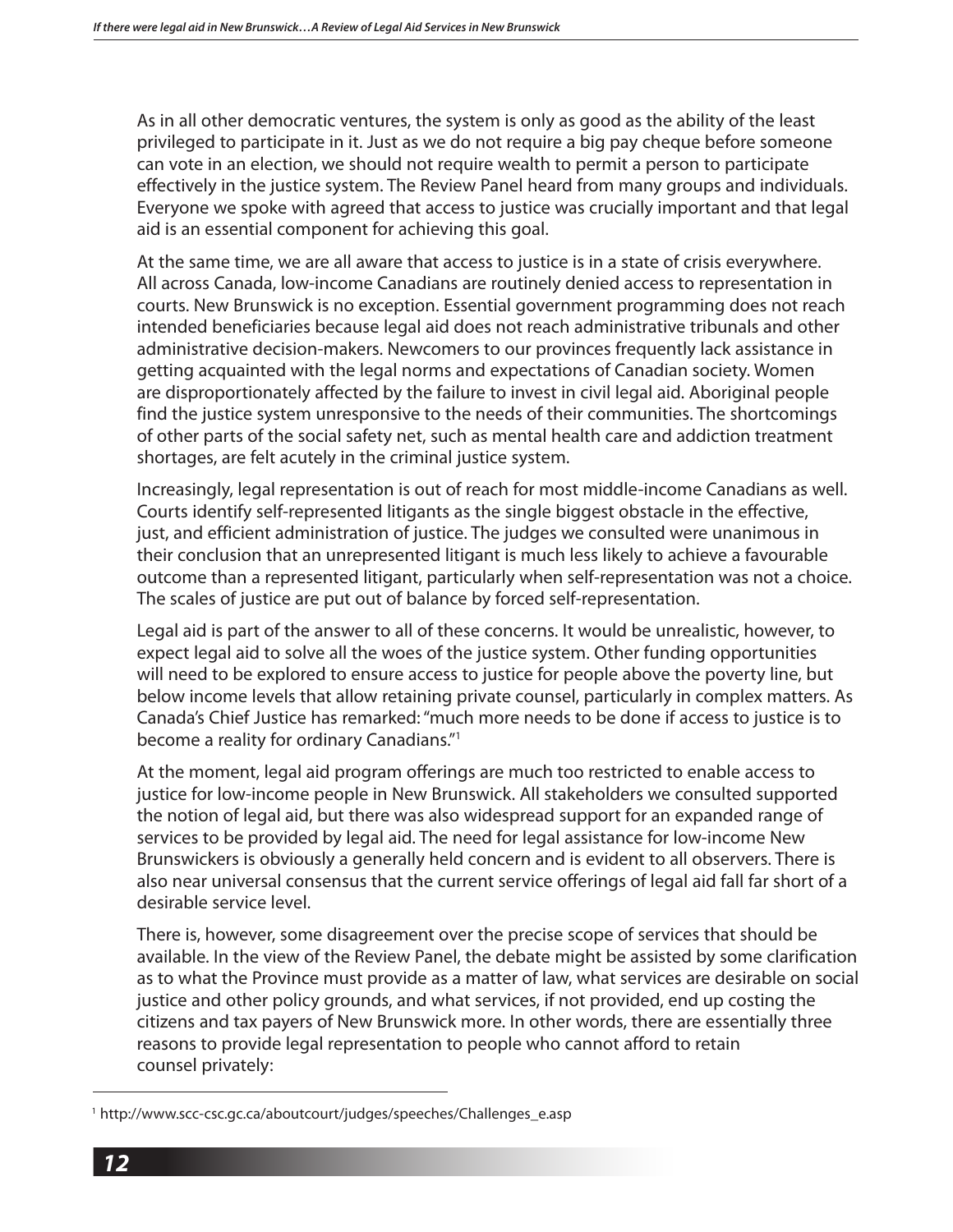As in all other democratic ventures, the system is only as good as the ability of the least privileged to participate in it. Just as we do not require a big pay cheque before someone can vote in an election, we should not require wealth to permit a person to participate effectively in the justice system. The Review Panel heard from many groups and individuals. Everyone we spoke with agreed that access to justice was crucially important and that legal aid is an essential component for achieving this goal.

At the same time, we are all aware that access to justice is in a state of crisis everywhere. All across Canada, low-income Canadians are routinely denied access to representation in courts. New Brunswick is no exception. Essential government programming does not reach intended beneficiaries because legal aid does not reach administrative tribunals and other administrative decision-makers. Newcomers to our provinces frequently lack assistance in getting acquainted with the legal norms and expectations of Canadian society. Women are disproportionately affected by the failure to invest in civil legal aid. Aboriginal people find the justice system unresponsive to the needs of their communities. The shortcomings of other parts of the social safety net, such as mental health care and addiction treatment shortages, are felt acutely in the criminal justice system.

Increasingly, legal representation is out of reach for most middle-income Canadians as well. Courts identify self-represented litigants as the single biggest obstacle in the effective, just, and efficient administration of justice. The judges we consulted were unanimous in their conclusion that an unrepresented litigant is much less likely to achieve a favourable outcome than a represented litigant, particularly when self-representation was not a choice. The scales of justice are put out of balance by forced self-representation.

Legal aid is part of the answer to all of these concerns. It would be unrealistic, however, to expect legal aid to solve all the woes of the justice system. Other funding opportunities will need to be explored to ensure access to justice for people above the poverty line, but below income levels that allow retaining private counsel, particularly in complex matters. As Canada's Chief Justice has remarked: "much more needs to be done if access to justice is to become a reality for ordinary Canadians."[1]

At the moment, legal aid program offerings are much too restricted to enable access to justice for low-income people in New Brunswick. All stakeholders we consulted supported the notion of legal aid, but there was also widespread support for an expanded range of services to be provided by legal aid. The need for legal assistance for low-income New Brunswickers is obviously a generally held concern and is evident to all observers. There is also near universal consensus that the current service offerings of legal aid fall far short of a desirable service level.

There is, however, some disagreement over the precise scope of services that should be available. In the view of the Review Panel, the debate might be assisted by some clarification as to what the Province must provide as a matter of law, what services are desirable on social justice and other policy grounds, and what services, if not provided, end up costing the citizens and tax payers of New Brunswick more. In other words, there are essentially three reasons to provide legal representation to people who cannot afford to retain counsel privately:

---

[1] http://www.scc-csc.gc.ca/aboutcourt/judges/speeches/Challenges_e.asp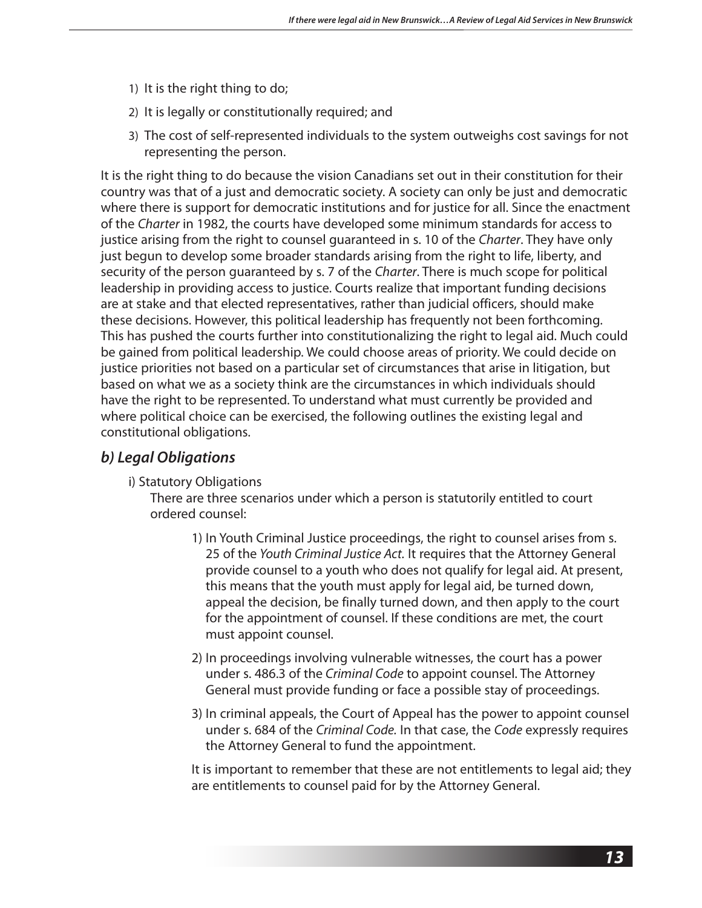1) It is the right thing to do;

2) It is legally or constitutionally required; and

3) The cost of self-represented individuals to the system outweighs cost savings for not representing the person.

It is the right thing to do because the vision Canadians set out in their constitution for their country was that of a just and democratic society. A society can only be just and democratic where there is support for democratic institutions and for justice for all. Since the enactment of the *Charter* in 1982, the courts have developed some minimum standards for access to justice arising from the right to counsel guaranteed in s. 10 of the *Charter*. They have only just begun to develop some broader standards arising from the right to life, liberty, and security of the person guaranteed by s. 7 of the *Charter*. There is much scope for political leadership in providing access to justice. Courts realize that important funding decisions are at stake and that elected representatives, rather than judicial officers, should make these decisions. However, this political leadership has frequently not been forthcoming. This has pushed the courts further into constitutionalizing the right to legal aid. Much could be gained from political leadership. We could choose areas of priority. We could decide on justice priorities not based on a particular set of circumstances that arise in litigation, but based on what we as a society think are the circumstances in which individuals should have the right to be represented. To understand what must currently be provided and where political choice can be exercised, the following outlines the existing legal and constitutional obligations.

### *b) Legal Obligations*

i) Statutory Obligations

There are three scenarios under which a person is statutorily entitled to court ordered counsel:

1) In Youth Criminal Justice proceedings, the right to counsel arises from s. 25 of the *Youth Criminal Justice Act*. It requires that the Attorney General provide counsel to a youth who does not qualify for legal aid. At present, this means that the youth must apply for legal aid, be turned down, appeal the decision, be finally turned down, and then apply to the court for the appointment of counsel. If these conditions are met, the court must appoint counsel.

2) In proceedings involving vulnerable witnesses, the court has a power under s. 486.3 of the *Criminal Code* to appoint counsel. The Attorney General must provide funding or face a possible stay of proceedings.

3) In criminal appeals, the Court of Appeal has the power to appoint counsel under s. 684 of the *Criminal Code.* In that case, the *Code* expressly requires the Attorney General to fund the appointment.

It is important to remember that these are not entitlements to legal aid; they are entitlements to counsel paid for by the Attorney General.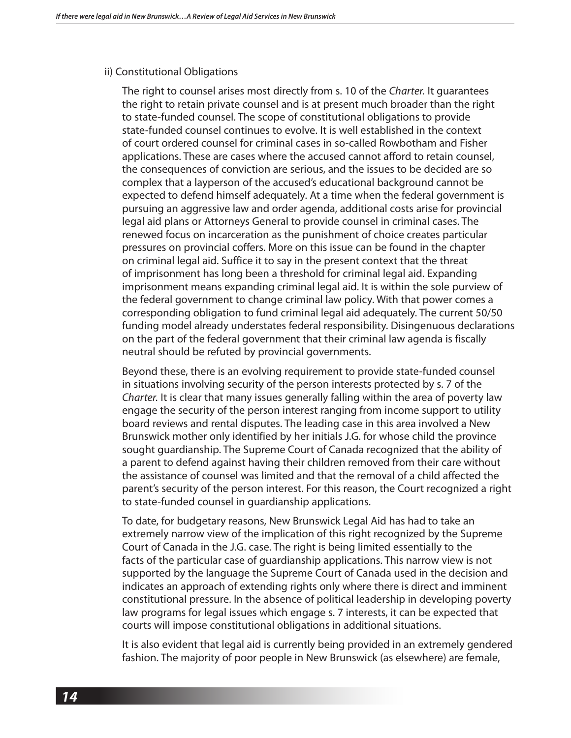ii) Constitutional Obligations

The right to counsel arises most directly from s. 10 of the *Charter.* It guarantees the right to retain private counsel and is at present much broader than the right to state-funded counsel. The scope of constitutional obligations to provide state-funded counsel continues to evolve. It is well established in the context of court ordered counsel for criminal cases in so-called Rowbotham and Fisher applications. These are cases where the accused cannot afford to retain counsel, the consequences of conviction are serious, and the issues to be decided are so complex that a layperson of the accused's educational background cannot be expected to defend himself adequately. At a time when the federal government is pursuing an aggressive law and order agenda, additional costs arise for provincial legal aid plans or Attorneys General to provide counsel in criminal cases. The renewed focus on incarceration as the punishment of choice creates particular pressures on provincial coffers. More on this issue can be found in the chapter on criminal legal aid. Suffice it to say in the present context that the threat of imprisonment has long been a threshold for criminal legal aid. Expanding imprisonment means expanding criminal legal aid. It is within the sole purview of the federal government to change criminal law policy. With that power comes a corresponding obligation to fund criminal legal aid adequately. The current 50/50 funding model already understates federal responsibility. Disingenuous declarations on the part of the federal government that their criminal law agenda is fiscally neutral should be refuted by provincial governments.

Beyond these, there is an evolving requirement to provide state-funded counsel in situations involving security of the person interests protected by s. 7 of the *Charter.* It is clear that many issues generally falling within the area of poverty law engage the security of the person interest ranging from income support to utility board reviews and rental disputes. The leading case in this area involved a New Brunswick mother only identified by her initials J.G. for whose child the province sought guardianship. The Supreme Court of Canada recognized that the ability of a parent to defend against having their children removed from their care without the assistance of counsel was limited and that the removal of a child affected the parent's security of the person interest. For this reason, the Court recognized a right to state-funded counsel in guardianship applications.

To date, for budgetary reasons, New Brunswick Legal Aid has had to take an extremely narrow view of the implication of this right recognized by the Supreme Court of Canada in the J.G. case. The right is being limited essentially to the facts of the particular case of guardianship applications. This narrow view is not supported by the language the Supreme Court of Canada used in the decision and indicates an approach of extending rights only where there is direct and imminent constitutional pressure. In the absence of political leadership in developing poverty law programs for legal issues which engage s. 7 interests, it can be expected that courts will impose constitutional obligations in additional situations.

It is also evident that legal aid is currently being provided in an extremely gendered fashion. The majority of poor people in New Brunswick (as elsewhere) are female,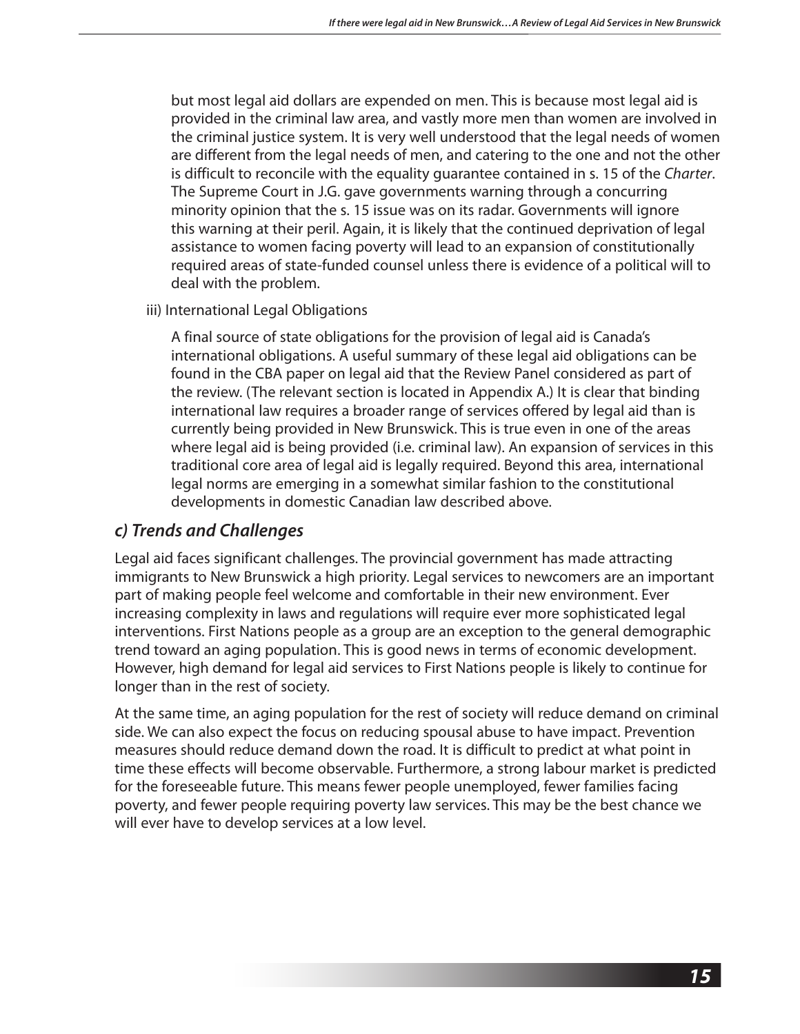but most legal aid dollars are expended on men. This is because most legal aid is provided in the criminal law area, and vastly more men than women are involved in the criminal justice system. It is very well understood that the legal needs of women are different from the legal needs of men, and catering to the one and not the other is difficult to reconcile with the equality guarantee contained in s. 15 of the *Charter*. The Supreme Court in J.G. gave governments warning through a concurring minority opinion that the s. 15 issue was on its radar. Governments will ignore this warning at their peril. Again, it is likely that the continued deprivation of legal assistance to women facing poverty will lead to an expansion of constitutionally required areas of state-funded counsel unless there is evidence of a political will to deal with the problem.

iii) International Legal Obligations

A final source of state obligations for the provision of legal aid is Canada's international obligations. A useful summary of these legal aid obligations can be found in the CBA paper on legal aid that the Review Panel considered as part of the review. (The relevant section is located in Appendix A.) It is clear that binding international law requires a broader range of services offered by legal aid than is currently being provided in New Brunswick. This is true even in one of the areas where legal aid is being provided (i.e. criminal law). An expansion of services in this traditional core area of legal aid is legally required. Beyond this area, international legal norms are emerging in a somewhat similar fashion to the constitutional developments in domestic Canadian law described above.

### *c) Trends and Challenges*

Legal aid faces significant challenges. The provincial government has made attracting immigrants to New Brunswick a high priority. Legal services to newcomers are an important part of making people feel welcome and comfortable in their new environment. Ever increasing complexity in laws and regulations will require ever more sophisticated legal interventions. First Nations people as a group are an exception to the general demographic trend toward an aging population. This is good news in terms of economic development. However, high demand for legal aid services to First Nations people is likely to continue for longer than in the rest of society.

At the same time, an aging population for the rest of society will reduce demand on criminal side. We can also expect the focus on reducing spousal abuse to have impact. Prevention measures should reduce demand down the road. It is difficult to predict at what point in time these effects will become observable. Furthermore, a strong labour market is predicted for the foreseeable future. This means fewer people unemployed, fewer families facing poverty, and fewer people requiring poverty law services. This may be the best chance we will ever have to develop services at a low level.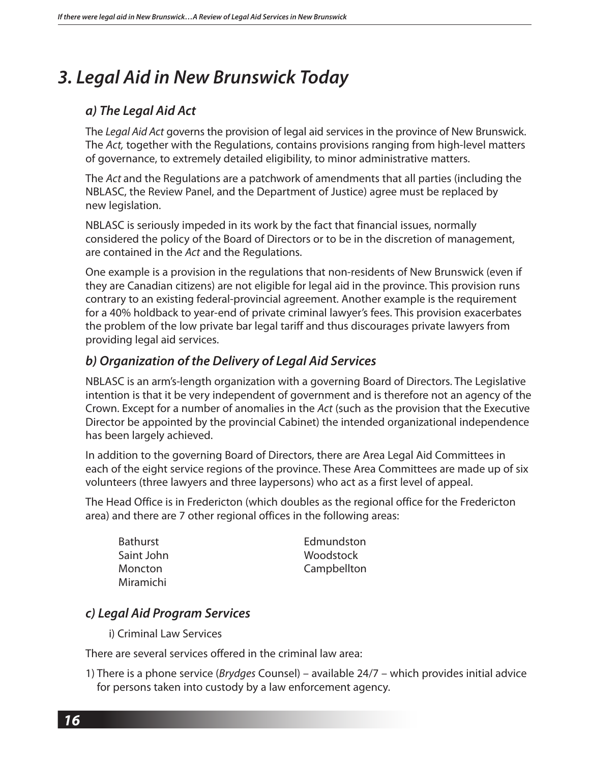## *3. Legal Aid in New Brunswick Today*

### *a) The Legal Aid Act*

The *Legal Aid Act* governs the provision of legal aid services in the province of New Brunswick. The *Act,* together with the Regulations, contains provisions ranging from high-level matters of governance, to extremely detailed eligibility, to minor administrative matters.

The *Act* and the Regulations are a patchwork of amendments that all parties (including the NBLASC, the Review Panel, and the Department of Justice) agree must be replaced by new legislation.

NBLASC is seriously impeded in its work by the fact that financial issues, normally considered the policy of the Board of Directors or to be in the discretion of management, are contained in the *Act* and the Regulations.

One example is a provision in the regulations that non-residents of New Brunswick (even if they are Canadian citizens) are not eligible for legal aid in the province. This provision runs contrary to an existing federal-provincial agreement. Another example is the requirement for a 40% holdback to year-end of private criminal lawyer's fees. This provision exacerbates the problem of the low private bar legal tariff and thus discourages private lawyers from providing legal aid services.

### *b) Organization of the Delivery of Legal Aid Services*

NBLASC is an arm's-length organization with a governing Board of Directors. The Legislative intention is that it be very independent of government and is therefore not an agency of the Crown. Except for a number of anomalies in the *Act* (such as the provision that the Executive Director be appointed by the provincial Cabinet) the intended organizational independence has been largely achieved.

In addition to the governing Board of Directors, there are Area Legal Aid Committees in each of the eight service regions of the province. These Area Committees are made up of six volunteers (three lawyers and three laypersons) who act as a first level of appeal.

The Head Office is in Fredericton (which doubles as the regional office for the Fredericton area) and there are 7 other regional offices in the following areas:

- Bathurst
- Saint John
- Moncton
- Miramichi
- Edmundston
- Woodstock
- Campbellton

### *c) Legal Aid Program Services*

i) Criminal Law Services

There are several services offered in the criminal law area:

1) There is a phone service (*Brydges* Counsel) – available 24/7 – which provides initial advice for persons taken into custody by a law enforcement agency.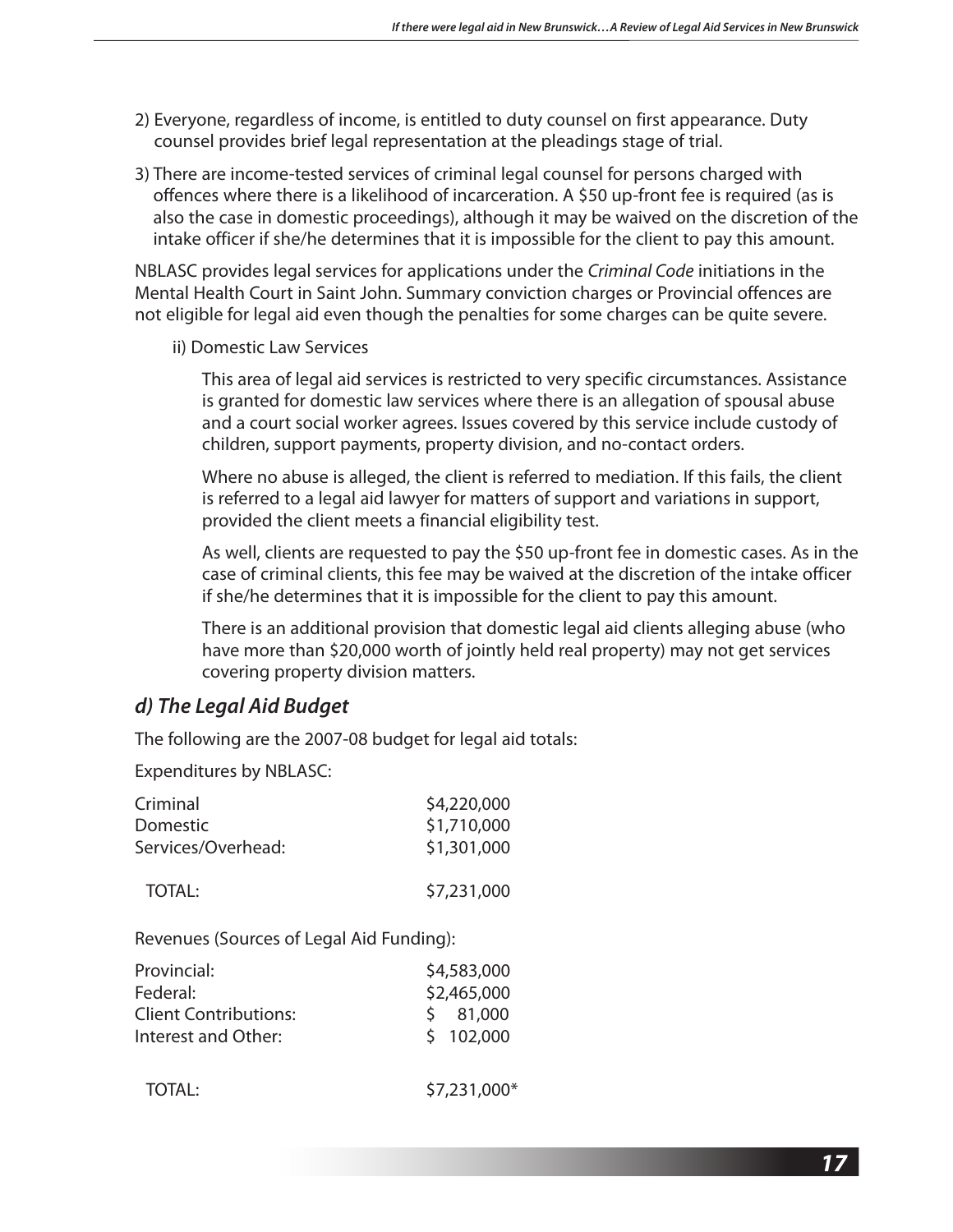2) Everyone, regardless of income, is entitled to duty counsel on first appearance. Duty counsel provides brief legal representation at the pleadings stage of trial.

3) There are income-tested services of criminal legal counsel for persons charged with offences where there is a likelihood of incarceration. A $50 up-front fee is required (as is also the case in domestic proceedings), although it may be waived on the discretion of the intake officer if she/he determines that it is impossible for the client to pay this amount.

NBLASC provides legal services for applications under the *Criminal Code* initiations in the Mental Health Court in Saint John. Summary conviction charges or Provincial offences are not eligible for legal aid even though the penalties for some charges can be quite severe.

ii) Domestic Law Services

This area of legal aid services is restricted to very specific circumstances. Assistance is granted for domestic law services where there is an allegation of spousal abuse and a court social worker agrees. Issues covered by this service include custody of children, support payments, property division, and no-contact orders.

Where no abuse is alleged, the client is referred to mediation. If this fails, the client is referred to a legal aid lawyer for matters of support and variations in support, provided the client meets a financial eligibility test.

As well, clients are requested to pay the $50 up-front fee in domestic cases. As in the case of criminal clients, this fee may be waived at the discretion of the intake officer if she/he determines that it is impossible for the client to pay this amount.

There is an additional provision that domestic legal aid clients alleging abuse (who have more than $20,000 worth of jointly held real property) may not get services covering property division matters.

### *d) The Legal Aid Budget*

The following are the 2007-08 budget for legal aid totals:

Expenditures by NBLASC:

| | |
|---|---|
| Criminal | $4,220,000 |
| Domestic | $1,710,000 |
| Services/Overhead: | $1,301,000 |
| TOTAL: | $7,231,000 |

Revenues (Sources of Legal Aid Funding):

| | |
|---|---|
| Provincial: | $4,583,000 |
| Federal: | $2,465,000 |
| Client Contributions: | $ 81,000 |
| Interest and Other: | $ 102,000 |
| TOTAL: | $7,231,000* |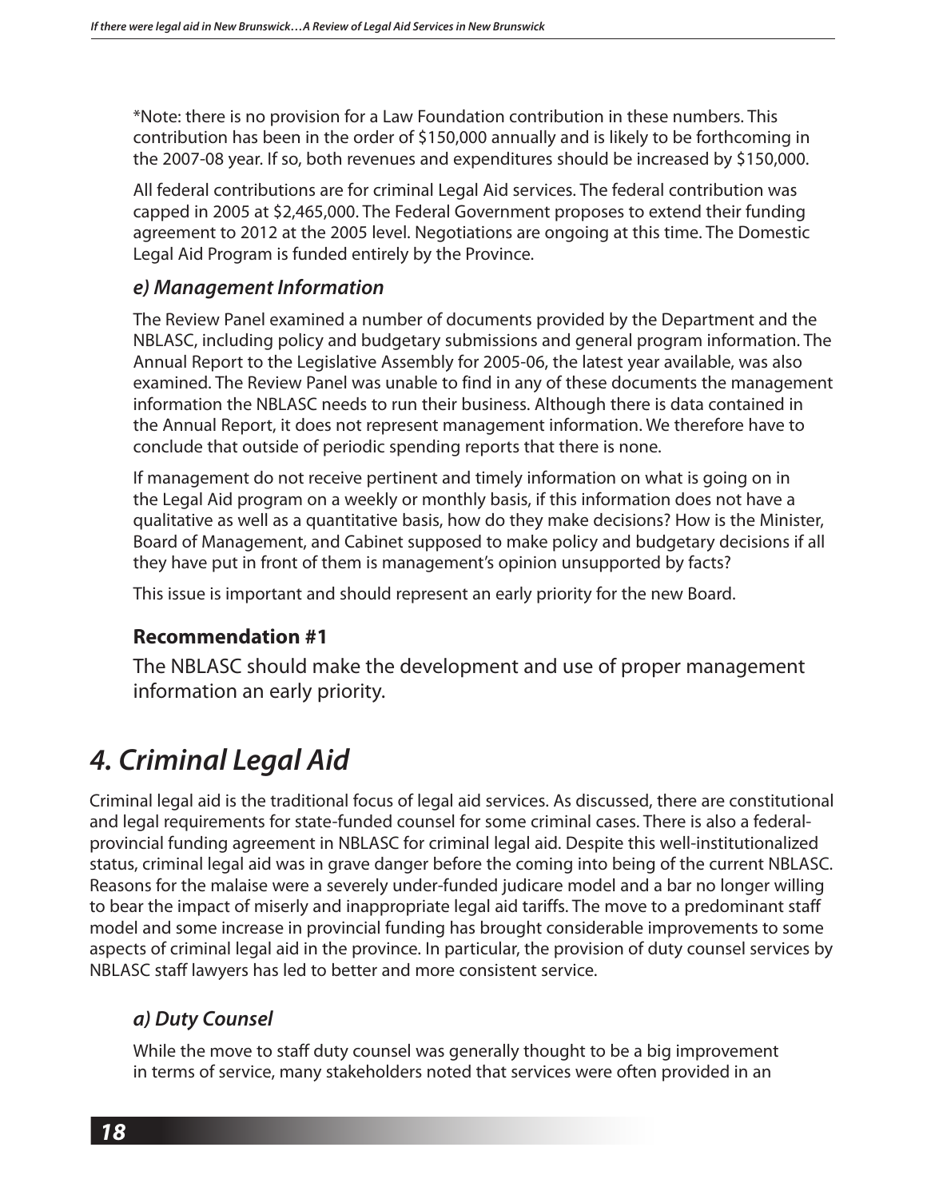*Note: there is no provision for a Law Foundation contribution in these numbers. This contribution has been in the order of $150,000 annually and is likely to be forthcoming in the 2007-08 year. If so, both revenues and expenditures should be increased by $150,000.

All federal contributions are for criminal Legal Aid services. The federal contribution was capped in 2005 at $2,465,000. The Federal Government proposes to extend their funding agreement to 2012 at the 2005 level. Negotiations are ongoing at this time. The Domestic Legal Aid Program is funded entirely by the Province.

### *e) Management Information*

The Review Panel examined a number of documents provided by the Department and the NBLASC, including policy and budgetary submissions and general program information. The Annual Report to the Legislative Assembly for 2005-06, the latest year available, was also examined. The Review Panel was unable to find in any of these documents the management information the NBLASC needs to run their business. Although there is data contained in the Annual Report, it does not represent management information. We therefore have to conclude that outside of periodic spending reports that there is none.

If management do not receive pertinent and timely information on what is going on in the Legal Aid program on a weekly or monthly basis, if this information does not have a qualitative as well as a quantitative basis, how do they make decisions? How is the Minister, Board of Management, and Cabinet supposed to make policy and budgetary decisions if all they have put in front of them is management's opinion unsupported by facts?

This issue is important and should represent an early priority for the new Board.

**Recommendation #1**

The NBLASC should make the development and use of proper management information an early priority.

## *4. Criminal Legal Aid*

Criminal legal aid is the traditional focus of legal aid services. As discussed, there are constitutional and legal requirements for state-funded counsel for some criminal cases. There is also a federal-provincial funding agreement in NBLASC for criminal legal aid. Despite this well-institutionalized status, criminal legal aid was in grave danger before the coming into being of the current NBLASC. Reasons for the malaise were a severely under-funded judicare model and a bar no longer willing to bear the impact of miserly and inappropriate legal aid tariffs. The move to a predominant staff model and some increase in provincial funding has brought considerable improvements to some aspects of criminal legal aid in the province. In particular, the provision of duty counsel services by NBLASC staff lawyers has led to better and more consistent service.

### *a) Duty Counsel*

While the move to staff duty counsel was generally thought to be a big improvement in terms of service, many stakeholders noted that services were often provided in an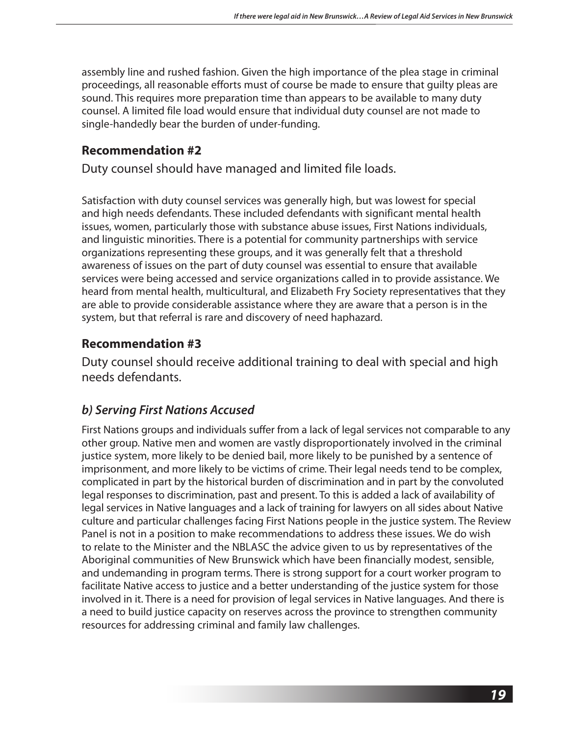assembly line and rushed fashion. Given the high importance of the plea stage in criminal proceedings, all reasonable efforts must of course be made to ensure that guilty pleas are sound. This requires more preparation time than appears to be available to many duty counsel. A limited file load would ensure that individual duty counsel are not made to single-handedly bear the burden of under-funding.

### Recommendation #2

Duty counsel should have managed and limited file loads.

Satisfaction with duty counsel services was generally high, but was lowest for special and high needs defendants. These included defendants with significant mental health issues, women, particularly those with substance abuse issues, First Nations individuals, and linguistic minorities. There is a potential for community partnerships with service organizations representing these groups, and it was generally felt that a threshold awareness of issues on the part of duty counsel was essential to ensure that available services were being accessed and service organizations called in to provide assistance. We heard from mental health, multicultural, and Elizabeth Fry Society representatives that they are able to provide considerable assistance where they are aware that a person is in the system, but that referral is rare and discovery of need haphazard.

### Recommendation #3

Duty counsel should receive additional training to deal with special and high needs defendants.

### *b) Serving First Nations Accused*

First Nations groups and individuals suffer from a lack of legal services not comparable to any other group. Native men and women are vastly disproportionately involved in the criminal justice system, more likely to be denied bail, more likely to be punished by a sentence of imprisonment, and more likely to be victims of crime. Their legal needs tend to be complex, complicated in part by the historical burden of discrimination and in part by the convoluted legal responses to discrimination, past and present. To this is added a lack of availability of legal services in Native languages and a lack of training for lawyers on all sides about Native culture and particular challenges facing First Nations people in the justice system. The Review Panel is not in a position to make recommendations to address these issues. We do wish to relate to the Minister and the NBLASC the advice given to us by representatives of the Aboriginal communities of New Brunswick which have been financially modest, sensible, and undemanding in program terms. There is strong support for a court worker program to facilitate Native access to justice and a better understanding of the justice system for those involved in it. There is a need for provision of legal services in Native languages. And there is a need to build justice capacity on reserves across the province to strengthen community resources for addressing criminal and family law challenges.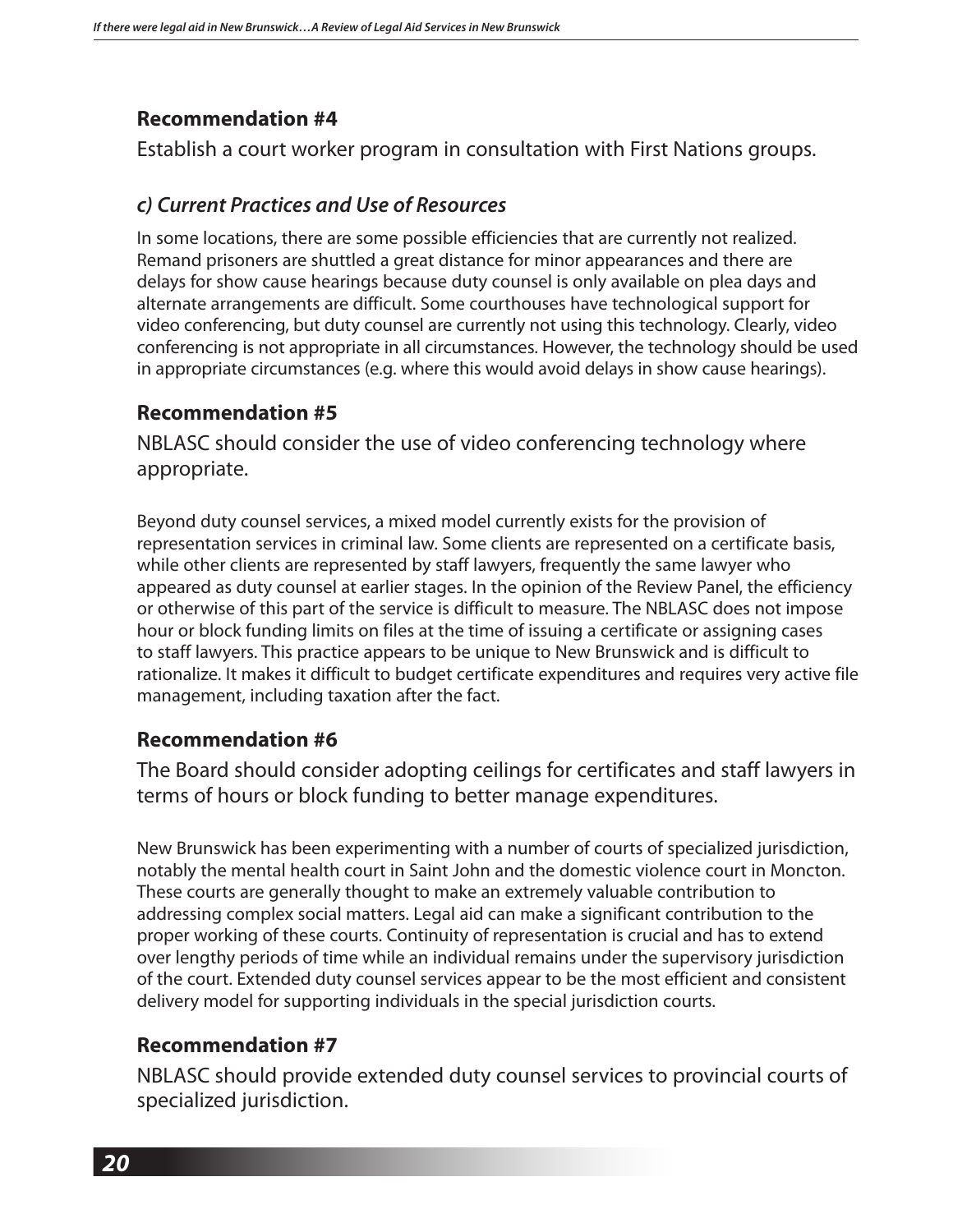### Recommendation #4

Establish a court worker program in consultation with First Nations groups.

### *c) Current Practices and Use of Resources*

In some locations, there are some possible efficiencies that are currently not realized. Remand prisoners are shuttled a great distance for minor appearances and there are delays for show cause hearings because duty counsel is only available on plea days and alternate arrangements are difficult. Some courthouses have technological support for video conferencing, but duty counsel are currently not using this technology. Clearly, video conferencing is not appropriate in all circumstances. However, the technology should be used in appropriate circumstances (e.g. where this would avoid delays in show cause hearings).

### Recommendation #5

NBLASC should consider the use of video conferencing technology where appropriate.

Beyond duty counsel services, a mixed model currently exists for the provision of representation services in criminal law. Some clients are represented on a certificate basis, while other clients are represented by staff lawyers, frequently the same lawyer who appeared as duty counsel at earlier stages. In the opinion of the Review Panel, the efficiency or otherwise of this part of the service is difficult to measure. The NBLASC does not impose hour or block funding limits on files at the time of issuing a certificate or assigning cases to staff lawyers. This practice appears to be unique to New Brunswick and is difficult to rationalize. It makes it difficult to budget certificate expenditures and requires very active file management, including taxation after the fact.

### Recommendation #6

The Board should consider adopting ceilings for certificates and staff lawyers in terms of hours or block funding to better manage expenditures.

New Brunswick has been experimenting with a number of courts of specialized jurisdiction, notably the mental health court in Saint John and the domestic violence court in Moncton. These courts are generally thought to make an extremely valuable contribution to addressing complex social matters. Legal aid can make a significant contribution to the proper working of these courts. Continuity of representation is crucial and has to extend over lengthy periods of time while an individual remains under the supervisory jurisdiction of the court. Extended duty counsel services appear to be the most efficient and consistent delivery model for supporting individuals in the special jurisdiction courts.

### Recommendation #7

NBLASC should provide extended duty counsel services to provincial courts of specialized jurisdiction.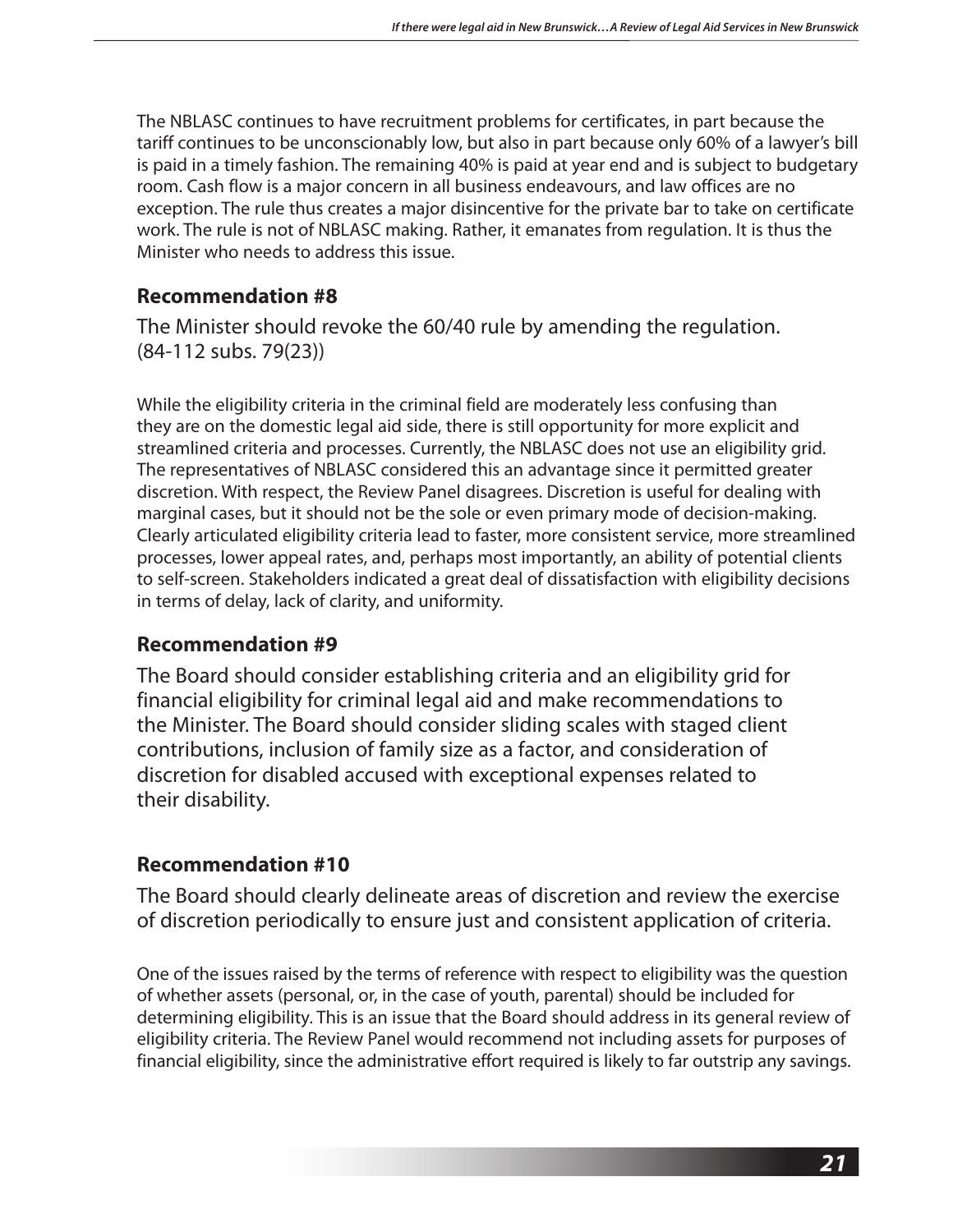The NBLASC continues to have recruitment problems for certificates, in part because the tariff continues to be unconscionably low, but also in part because only 60% of a lawyer's bill is paid in a timely fashion. The remaining 40% is paid at year end and is subject to budgetary room. Cash flow is a major concern in all business endeavours, and law offices are no exception. The rule thus creates a major disincentive for the private bar to take on certificate work. The rule is not of NBLASC making. Rather, it emanates from regulation. It is thus the Minister who needs to address this issue.

### Recommendation #8

The Minister should revoke the 60/40 rule by amending the regulation. (84-112 subs. 79(23))

While the eligibility criteria in the criminal field are moderately less confusing than they are on the domestic legal aid side, there is still opportunity for more explicit and streamlined criteria and processes. Currently, the NBLASC does not use an eligibility grid. The representatives of NBLASC considered this an advantage since it permitted greater discretion. With respect, the Review Panel disagrees. Discretion is useful for dealing with marginal cases, but it should not be the sole or even primary mode of decision-making. Clearly articulated eligibility criteria lead to faster, more consistent service, more streamlined processes, lower appeal rates, and, perhaps most importantly, an ability of potential clients to self-screen. Stakeholders indicated a great deal of dissatisfaction with eligibility decisions in terms of delay, lack of clarity, and uniformity.

### Recommendation #9

The Board should consider establishing criteria and an eligibility grid for financial eligibility for criminal legal aid and make recommendations to the Minister. The Board should consider sliding scales with staged client contributions, inclusion of family size as a factor, and consideration of discretion for disabled accused with exceptional expenses related to their disability.

### Recommendation #10

The Board should clearly delineate areas of discretion and review the exercise of discretion periodically to ensure just and consistent application of criteria.

One of the issues raised by the terms of reference with respect to eligibility was the question of whether assets (personal, or, in the case of youth, parental) should be included for determining eligibility. This is an issue that the Board should address in its general review of eligibility criteria. The Review Panel would recommend not including assets for purposes of financial eligibility, since the administrative effort required is likely to far outstrip any savings.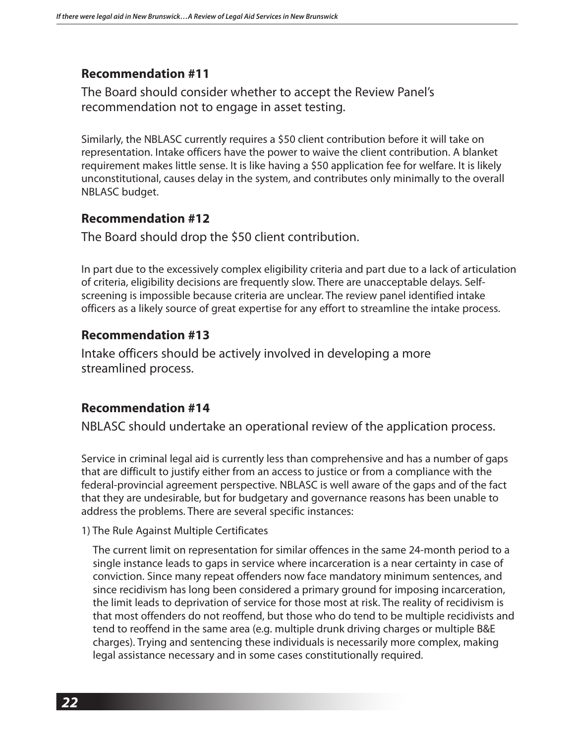### Recommendation #11

The Board should consider whether to accept the Review Panel's recommendation not to engage in asset testing.

Similarly, the NBLASC currently requires a $50 client contribution before it will take on representation. Intake officers have the power to waive the client contribution. A blanket requirement makes little sense. It is like having a $50 application fee for welfare. It is likely unconstitutional, causes delay in the system, and contributes only minimally to the overall NBLASC budget.

### Recommendation #12

The Board should drop the $50 client contribution.

In part due to the excessively complex eligibility criteria and part due to a lack of articulation of criteria, eligibility decisions are frequently slow. There are unacceptable delays. Self-screening is impossible because criteria are unclear. The review panel identified intake officers as a likely source of great expertise for any effort to streamline the intake process.

### Recommendation #13

Intake officers should be actively involved in developing a more streamlined process.

### Recommendation #14

NBLASC should undertake an operational review of the application process.

Service in criminal legal aid is currently less than comprehensive and has a number of gaps that are difficult to justify either from an access to justice or from a compliance with the federal-provincial agreement perspective. NBLASC is well aware of the gaps and of the fact that they are undesirable, but for budgetary and governance reasons has been unable to address the problems. There are several specific instances:

1) The Rule Against Multiple Certificates

The current limit on representation for similar offences in the same 24-month period to a single instance leads to gaps in service where incarceration is a near certainty in case of conviction. Since many repeat offenders now face mandatory minimum sentences, and since recidivism has long been considered a primary ground for imposing incarceration, the limit leads to deprivation of service for those most at risk. The reality of recidivism is that most offenders do not reoffend, but those who do tend to be multiple recidivists and tend to reoffend in the same area (e.g. multiple drunk driving charges or multiple B&E charges). Trying and sentencing these individuals is necessarily more complex, making legal assistance necessary and in some cases constitutionally required.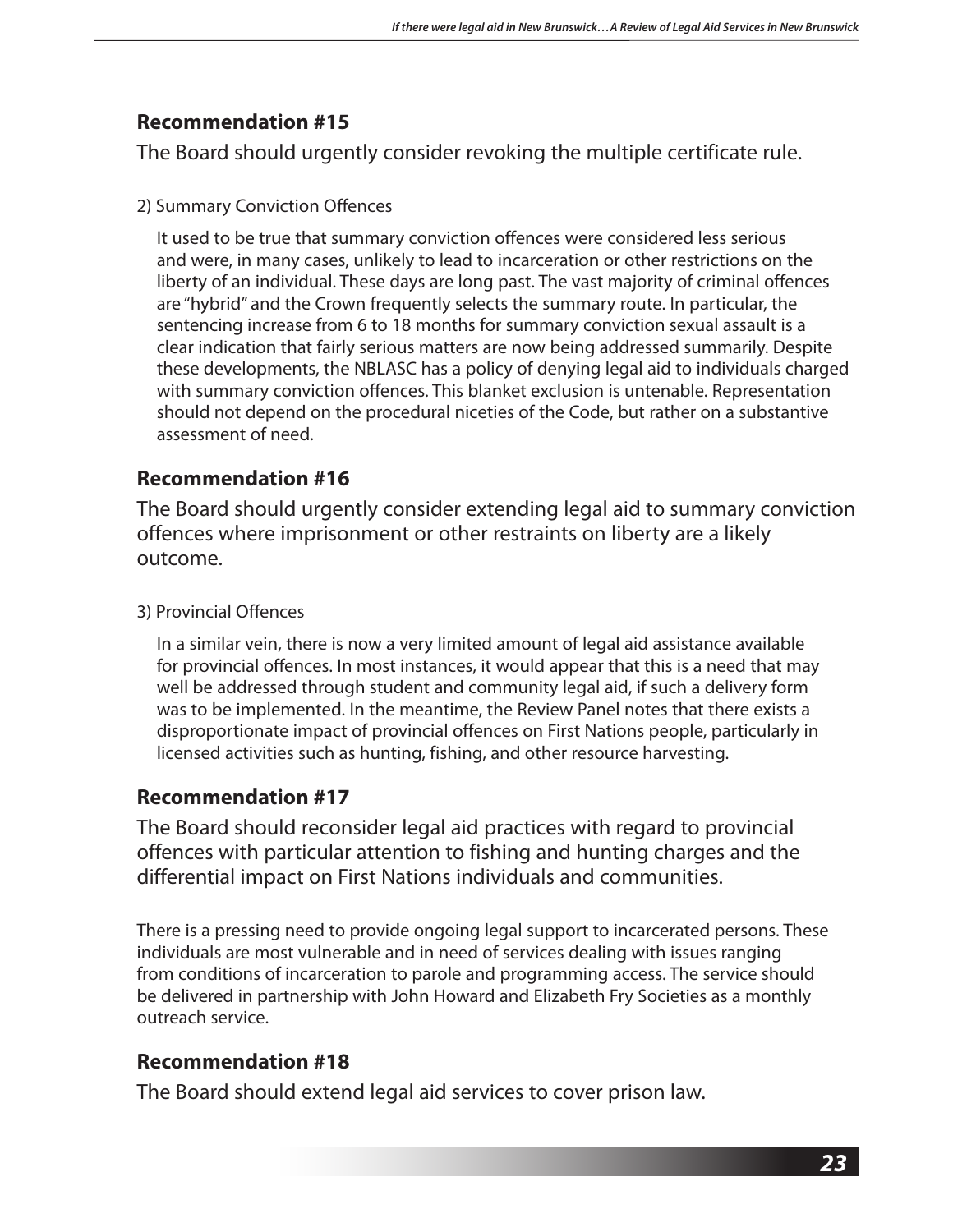### Recommendation #15

The Board should urgently consider revoking the multiple certificate rule.

2) Summary Conviction Offences

It used to be true that summary conviction offences were considered less serious and were, in many cases, unlikely to lead to incarceration or other restrictions on the liberty of an individual. These days are long past. The vast majority of criminal offences are "hybrid" and the Crown frequently selects the summary route. In particular, the sentencing increase from 6 to 18 months for summary conviction sexual assault is a clear indication that fairly serious matters are now being addressed summarily. Despite these developments, the NBLASC has a policy of denying legal aid to individuals charged with summary conviction offences. This blanket exclusion is untenable. Representation should not depend on the procedural niceties of the Code, but rather on a substantive assessment of need.

### Recommendation #16

The Board should urgently consider extending legal aid to summary conviction offences where imprisonment or other restraints on liberty are a likely outcome.

3) Provincial Offences

In a similar vein, there is now a very limited amount of legal aid assistance available for provincial offences. In most instances, it would appear that this is a need that may well be addressed through student and community legal aid, if such a delivery form was to be implemented. In the meantime, the Review Panel notes that there exists a disproportionate impact of provincial offences on First Nations people, particularly in licensed activities such as hunting, fishing, and other resource harvesting.

### Recommendation #17

The Board should reconsider legal aid practices with regard to provincial offences with particular attention to fishing and hunting charges and the differential impact on First Nations individuals and communities.

There is a pressing need to provide ongoing legal support to incarcerated persons. These individuals are most vulnerable and in need of services dealing with issues ranging from conditions of incarceration to parole and programming access. The service should be delivered in partnership with John Howard and Elizabeth Fry Societies as a monthly outreach service.

### Recommendation #18

The Board should extend legal aid services to cover prison law.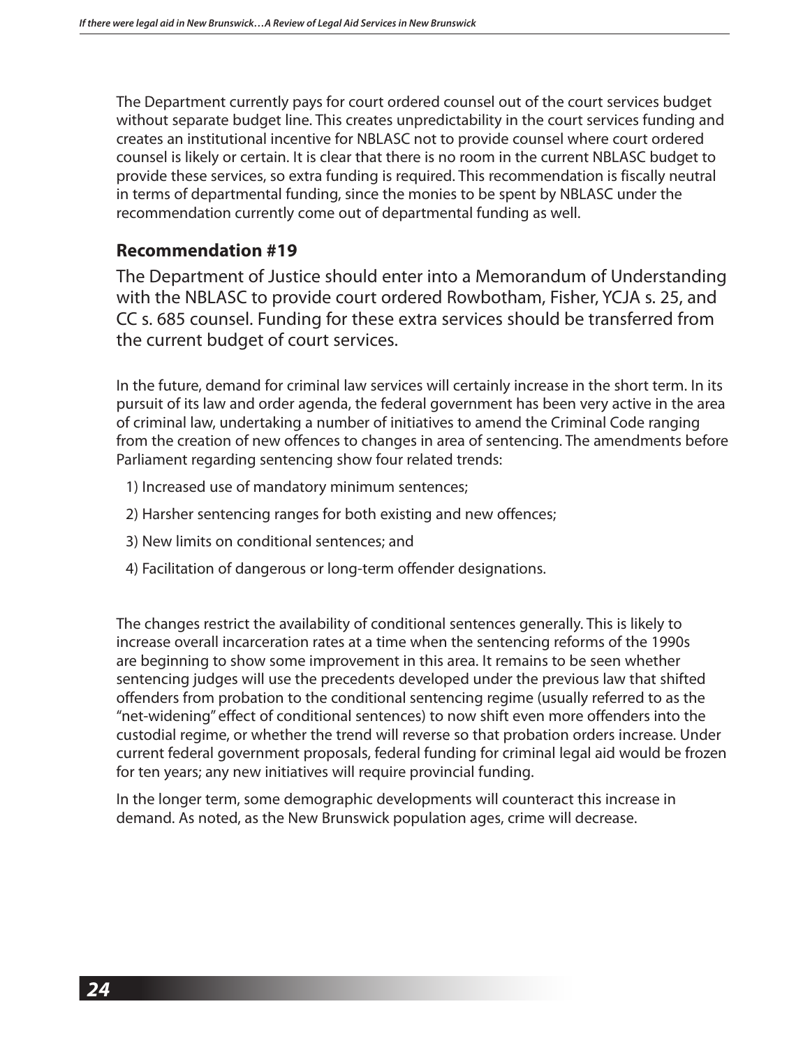The Department currently pays for court ordered counsel out of the court services budget without separate budget line. This creates unpredictability in the court services funding and creates an institutional incentive for NBLASC not to provide counsel where court ordered counsel is likely or certain. It is clear that there is no room in the current NBLASC budget to provide these services, so extra funding is required. This recommendation is fiscally neutral in terms of departmental funding, since the monies to be spent by NBLASC under the recommendation currently come out of departmental funding as well.

### Recommendation #19

The Department of Justice should enter into a Memorandum of Understanding with the NBLASC to provide court ordered Rowbotham, Fisher, YCJA s. 25, and CC s. 685 counsel. Funding for these extra services should be transferred from the current budget of court services.

In the future, demand for criminal law services will certainly increase in the short term. In its pursuit of its law and order agenda, the federal government has been very active in the area of criminal law, undertaking a number of initiatives to amend the Criminal Code ranging from the creation of new offences to changes in area of sentencing. The amendments before Parliament regarding sentencing show four related trends:

1) Increased use of mandatory minimum sentences;
2) Harsher sentencing ranges for both existing and new offences;
3) New limits on conditional sentences; and
4) Facilitation of dangerous or long-term offender designations.

The changes restrict the availability of conditional sentences generally. This is likely to increase overall incarceration rates at a time when the sentencing reforms of the 1990s are beginning to show some improvement in this area. It remains to be seen whether sentencing judges will use the precedents developed under the previous law that shifted offenders from probation to the conditional sentencing regime (usually referred to as the "net-widening" effect of conditional sentences) to now shift even more offenders into the custodial regime, or whether the trend will reverse so that probation orders increase. Under current federal government proposals, federal funding for criminal legal aid would be frozen for ten years; any new initiatives will require provincial funding.

In the longer term, some demographic developments will counteract this increase in demand. As noted, as the New Brunswick population ages, crime will decrease.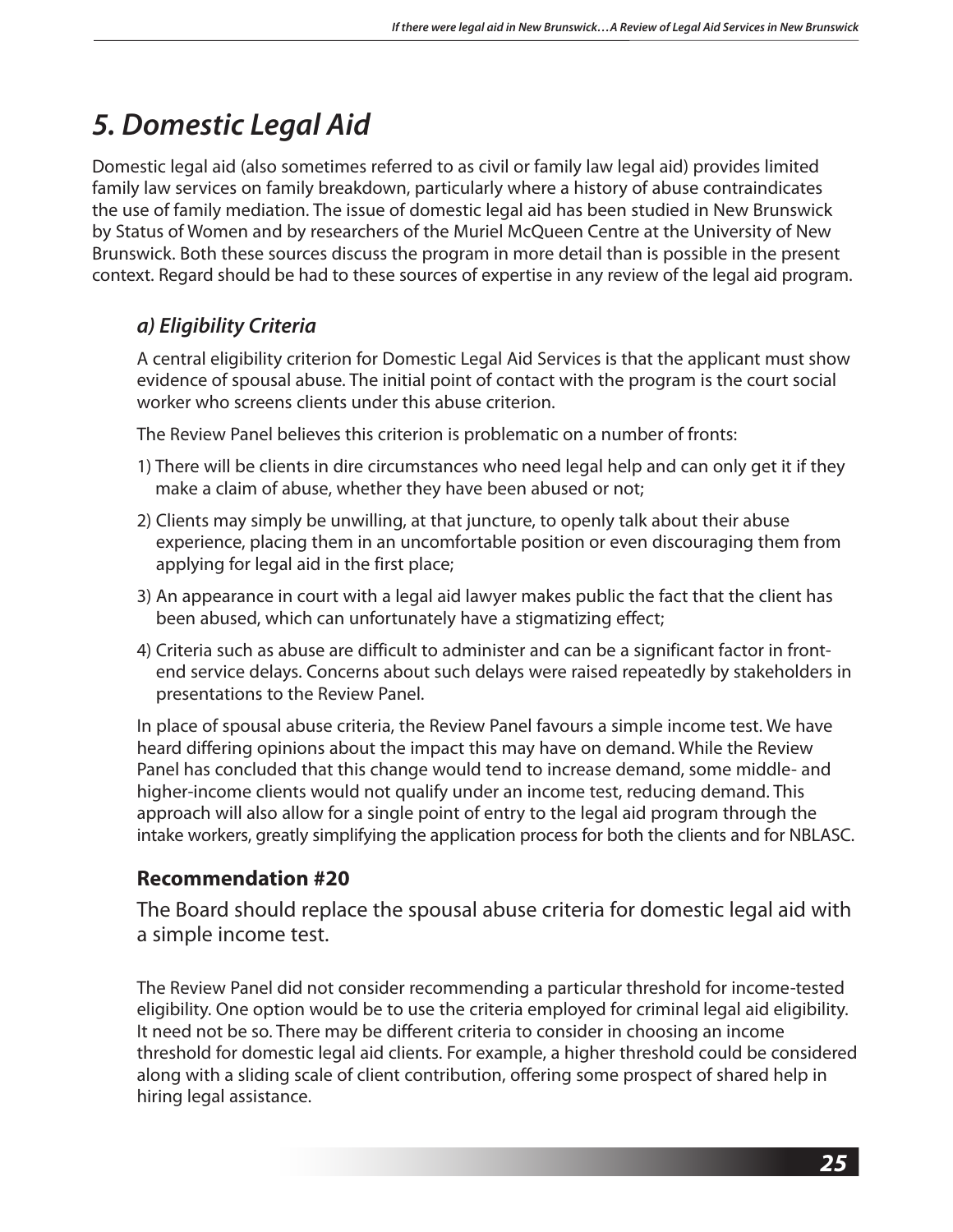# *5. Domestic Legal Aid*

Domestic legal aid (also sometimes referred to as civil or family law legal aid) provides limited family law services on family breakdown, particularly where a history of abuse contraindicates the use of family mediation. The issue of domestic legal aid has been studied in New Brunswick by Status of Women and by researchers of the Muriel McQueen Centre at the University of New Brunswick. Both these sources discuss the program in more detail than is possible in the present context. Regard should be had to these sources of expertise in any review of the legal aid program.

## *a) Eligibility Criteria*

A central eligibility criterion for Domestic Legal Aid Services is that the applicant must show evidence of spousal abuse. The initial point of contact with the program is the court social worker who screens clients under this abuse criterion.

The Review Panel believes this criterion is problematic on a number of fronts:

1) There will be clients in dire circumstances who need legal help and can only get it if they make a claim of abuse, whether they have been abused or not;
2) Clients may simply be unwilling, at that juncture, to openly talk about their abuse experience, placing them in an uncomfortable position or even discouraging them from applying for legal aid in the first place;
3) An appearance in court with a legal aid lawyer makes public the fact that the client has been abused, which can unfortunately have a stigmatizing effect;
4) Criteria such as abuse are difficult to administer and can be a significant factor in front-end service delays. Concerns about such delays were raised repeatedly by stakeholders in presentations to the Review Panel.

In place of spousal abuse criteria, the Review Panel favours a simple income test. We have heard differing opinions about the impact this may have on demand. While the Review Panel has concluded that this change would tend to increase demand, some middle- and higher-income clients would not qualify under an income test, reducing demand. This approach will also allow for a single point of entry to the legal aid program through the intake workers, greatly simplifying the application process for both the clients and for NBLASC.

### Recommendation #20

The Board should replace the spousal abuse criteria for domestic legal aid with a simple income test.

The Review Panel did not consider recommending a particular threshold for income-tested eligibility. One option would be to use the criteria employed for criminal legal aid eligibility. It need not be so. There may be different criteria to consider in choosing an income threshold for domestic legal aid clients. For example, a higher threshold could be considered along with a sliding scale of client contribution, offering some prospect of shared help in hiring legal assistance.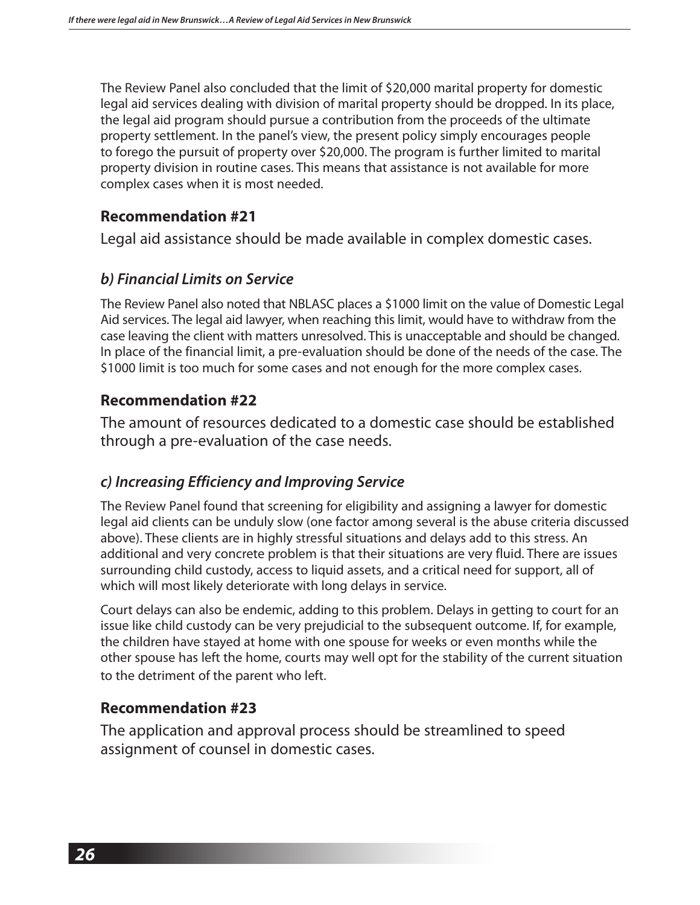The Review Panel also concluded that the limit of $20,000 marital property for domestic legal aid services dealing with division of marital property should be dropped. In its place, the legal aid program should pursue a contribution from the proceeds of the ultimate property settlement. In the panel's view, the present policy simply encourages people to forego the pursuit of property over $20,000. The program is further limited to marital property division in routine cases. This means that assistance is not available for more complex cases when it is most needed.

### Recommendation #21

Legal aid assistance should be made available in complex domestic cases.

### *b) Financial Limits on Service*

The Review Panel also noted that NBLASC places a $1000 limit on the value of Domestic Legal Aid services. The legal aid lawyer, when reaching this limit, would have to withdraw from the case leaving the client with matters unresolved. This is unacceptable and should be changed. In place of the financial limit, a pre-evaluation should be done of the needs of the case. The $1000 limit is too much for some cases and not enough for the more complex cases.

### Recommendation #22

The amount of resources dedicated to a domestic case should be established through a pre-evaluation of the case needs.

### *c) Increasing Efficiency and Improving Service*

The Review Panel found that screening for eligibility and assigning a lawyer for domestic legal aid clients can be unduly slow (one factor among several is the abuse criteria discussed above). These clients are in highly stressful situations and delays add to this stress. An additional and very concrete problem is that their situations are very fluid. There are issues surrounding child custody, access to liquid assets, and a critical need for support, all of which will most likely deteriorate with long delays in service.

Court delays can also be endemic, adding to this problem. Delays in getting to court for an issue like child custody can be very prejudicial to the subsequent outcome. If, for example, the children have stayed at home with one spouse for weeks or even months while the other spouse has left the home, courts may well opt for the stability of the current situation to the detriment of the parent who left.

### Recommendation #23

The application and approval process should be streamlined to speed assignment of counsel in domestic cases.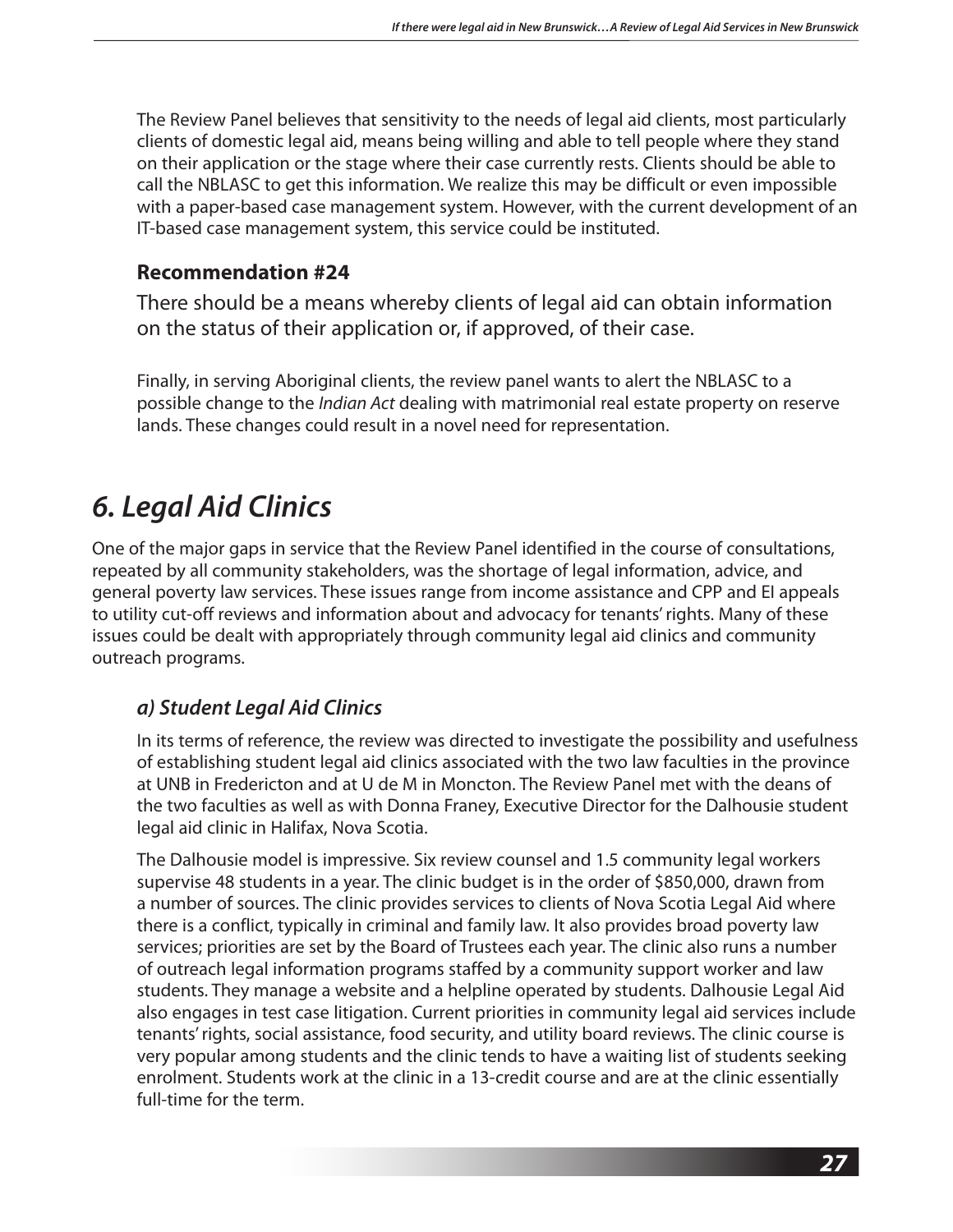The Review Panel believes that sensitivity to the needs of legal aid clients, most particularly clients of domestic legal aid, means being willing and able to tell people where they stand on their application or the stage where their case currently rests. Clients should be able to call the NBLASC to get this information. We realize this may be difficult or even impossible with a paper-based case management system. However, with the current development of an IT-based case management system, this service could be instituted.

### Recommendation #24

There should be a means whereby clients of legal aid can obtain information on the status of their application or, if approved, of their case.

Finally, in serving Aboriginal clients, the review panel wants to alert the NBLASC to a possible change to the *Indian Act* dealing with matrimonial real estate property on reserve lands. These changes could result in a novel need for representation.

## *6. Legal Aid Clinics*

One of the major gaps in service that the Review Panel identified in the course of consultations, repeated by all community stakeholders, was the shortage of legal information, advice, and general poverty law services. These issues range from income assistance and CPP and EI appeals to utility cut-off reviews and information about and advocacy for tenants' rights. Many of these issues could be dealt with appropriately through community legal aid clinics and community outreach programs.

### *a) Student Legal Aid Clinics*

In its terms of reference, the review was directed to investigate the possibility and usefulness of establishing student legal aid clinics associated with the two law faculties in the province at UNB in Fredericton and at U de M in Moncton. The Review Panel met with the deans of the two faculties as well as with Donna Franey, Executive Director for the Dalhousie student legal aid clinic in Halifax, Nova Scotia.

The Dalhousie model is impressive. Six review counsel and 1.5 community legal workers supervise 48 students in a year. The clinic budget is in the order of $850,000, drawn from a number of sources. The clinic provides services to clients of Nova Scotia Legal Aid where there is a conflict, typically in criminal and family law. It also provides broad poverty law services; priorities are set by the Board of Trustees each year. The clinic also runs a number of outreach legal information programs staffed by a community support worker and law students. They manage a website and a helpline operated by students. Dalhousie Legal Aid also engages in test case litigation. Current priorities in community legal aid services include tenants' rights, social assistance, food security, and utility board reviews. The clinic course is very popular among students and the clinic tends to have a waiting list of students seeking enrolment. Students work at the clinic in a 13-credit course and are at the clinic essentially full-time for the term.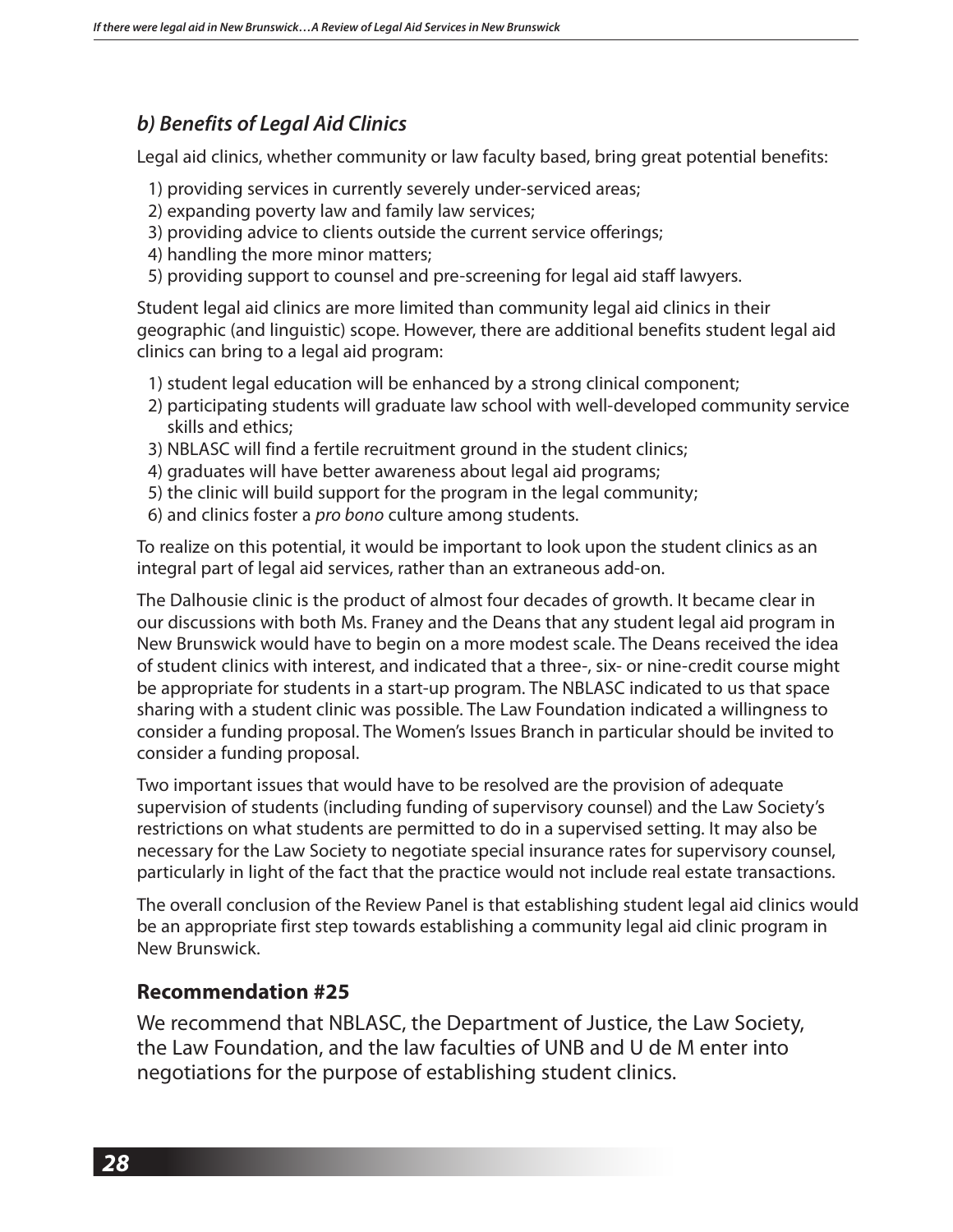### *b) Benefits of Legal Aid Clinics*

Legal aid clinics, whether community or law faculty based, bring great potential benefits:

1) providing services in currently severely under-serviced areas;
2) expanding poverty law and family law services;
3) providing advice to clients outside the current service offerings;
4) handling the more minor matters;
5) providing support to counsel and pre-screening for legal aid staff lawyers.

Student legal aid clinics are more limited than community legal aid clinics in their geographic (and linguistic) scope. However, there are additional benefits student legal aid clinics can bring to a legal aid program:

1) student legal education will be enhanced by a strong clinical component;
2) participating students will graduate law school with well-developed community service skills and ethics;
3) NBLASC will find a fertile recruitment ground in the student clinics;
4) graduates will have better awareness about legal aid programs;
5) the clinic will build support for the program in the legal community;
6) and clinics foster a *pro bono* culture among students.

To realize on this potential, it would be important to look upon the student clinics as an integral part of legal aid services, rather than an extraneous add-on.

The Dalhousie clinic is the product of almost four decades of growth. It became clear in our discussions with both Ms. Franey and the Deans that any student legal aid program in New Brunswick would have to begin on a more modest scale. The Deans received the idea of student clinics with interest, and indicated that a three-, six- or nine-credit course might be appropriate for students in a start-up program. The NBLASC indicated to us that space sharing with a student clinic was possible. The Law Foundation indicated a willingness to consider a funding proposal. The Women's Issues Branch in particular should be invited to consider a funding proposal.

Two important issues that would have to be resolved are the provision of adequate supervision of students (including funding of supervisory counsel) and the Law Society's restrictions on what students are permitted to do in a supervised setting. It may also be necessary for the Law Society to negotiate special insurance rates for supervisory counsel, particularly in light of the fact that the practice would not include real estate transactions.

The overall conclusion of the Review Panel is that establishing student legal aid clinics would be an appropriate first step towards establishing a community legal aid clinic program in New Brunswick.

### Recommendation #25

We recommend that NBLASC, the Department of Justice, the Law Society, the Law Foundation, and the law faculties of UNB and U de M enter into negotiations for the purpose of establishing student clinics.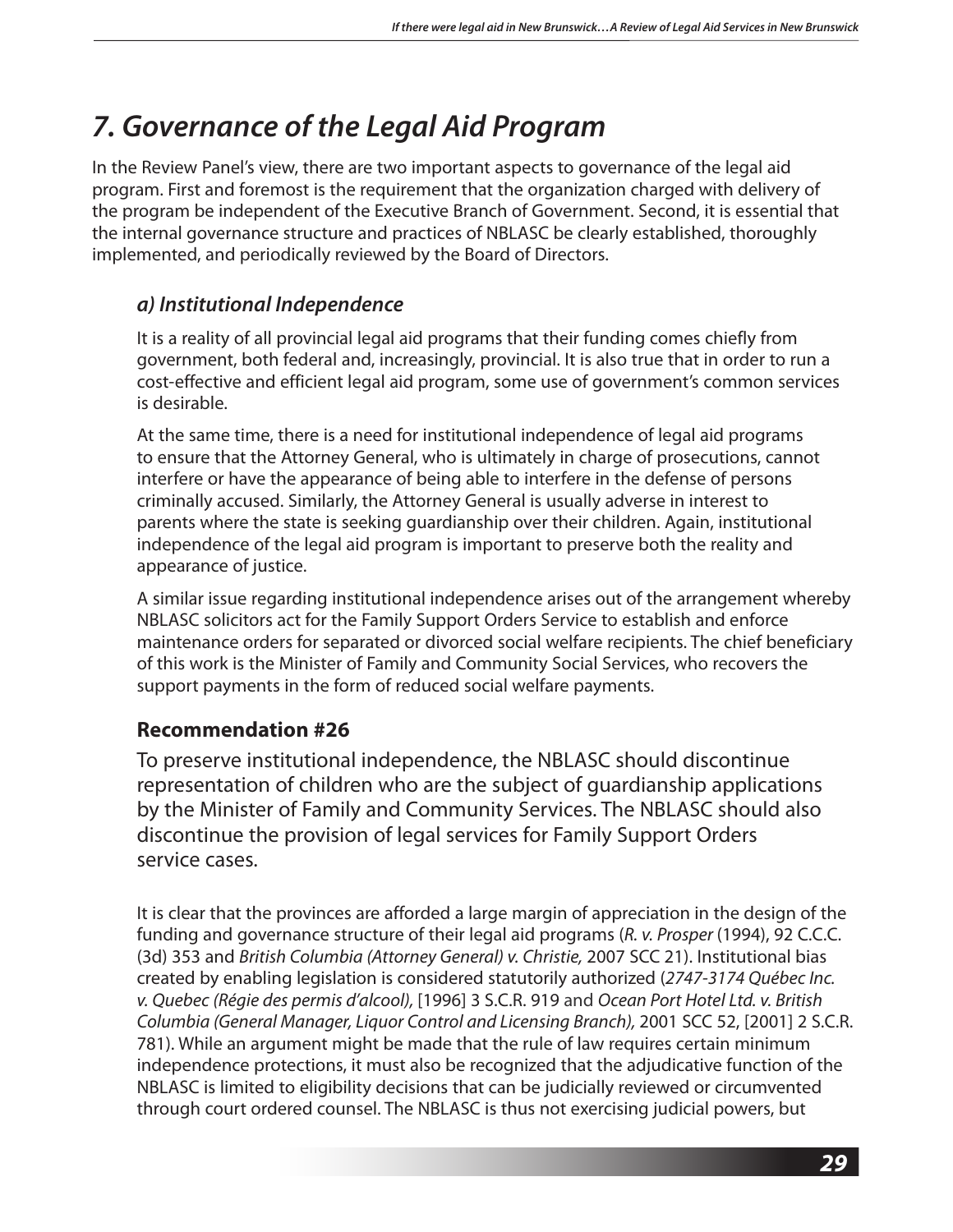# 7. Governance of the Legal Aid Program

In the Review Panel's view, there are two important aspects to governance of the legal aid program. First and foremost is the requirement that the organization charged with delivery of the program be independent of the Executive Branch of Government. Second, it is essential that the internal governance structure and practices of NBLASC be clearly established, thoroughly implemented, and periodically reviewed by the Board of Directors.

### a) Institutional Independence

It is a reality of all provincial legal aid programs that their funding comes chiefly from government, both federal and, increasingly, provincial. It is also true that in order to run a cost-effective and efficient legal aid program, some use of government's common services is desirable.

At the same time, there is a need for institutional independence of legal aid programs to ensure that the Attorney General, who is ultimately in charge of prosecutions, cannot interfere or have the appearance of being able to interfere in the defense of persons criminally accused. Similarly, the Attorney General is usually adverse in interest to parents where the state is seeking guardianship over their children. Again, institutional independence of the legal aid program is important to preserve both the reality and appearance of justice.

A similar issue regarding institutional independence arises out of the arrangement whereby NBLASC solicitors act for the Family Support Orders Service to establish and enforce maintenance orders for separated or divorced social welfare recipients. The chief beneficiary of this work is the Minister of Family and Community Social Services, who recovers the support payments in the form of reduced social welfare payments.

### Recommendation #26

To preserve institutional independence, the NBLASC should discontinue representation of children who are the subject of guardianship applications by the Minister of Family and Community Services. The NBLASC should also discontinue the provision of legal services for Family Support Orders service cases.

It is clear that the provinces are afforded a large margin of appreciation in the design of the funding and governance structure of their legal aid programs (*R. v. Prosper* (1994), 92 C.C.C. (3d) 353 and *British Columbia (Attorney General) v. Christie,* 2007 SCC 21). Institutional bias created by enabling legislation is considered statutorily authorized (*2747-3174 Québec Inc. v. Quebec (Régie des permis d'alcool),* [1996] 3 S.C.R. 919 and *Ocean Port Hotel Ltd. v. British Columbia (General Manager, Liquor Control and Licensing Branch),* 2001 SCC 52, [2001] 2 S.C.R. 781). While an argument might be made that the rule of law requires certain minimum independence protections, it must also be recognized that the adjudicative function of the NBLASC is limited to eligibility decisions that can be judicially reviewed or circumvented through court ordered counsel. The NBLASC is thus not exercising judicial powers, but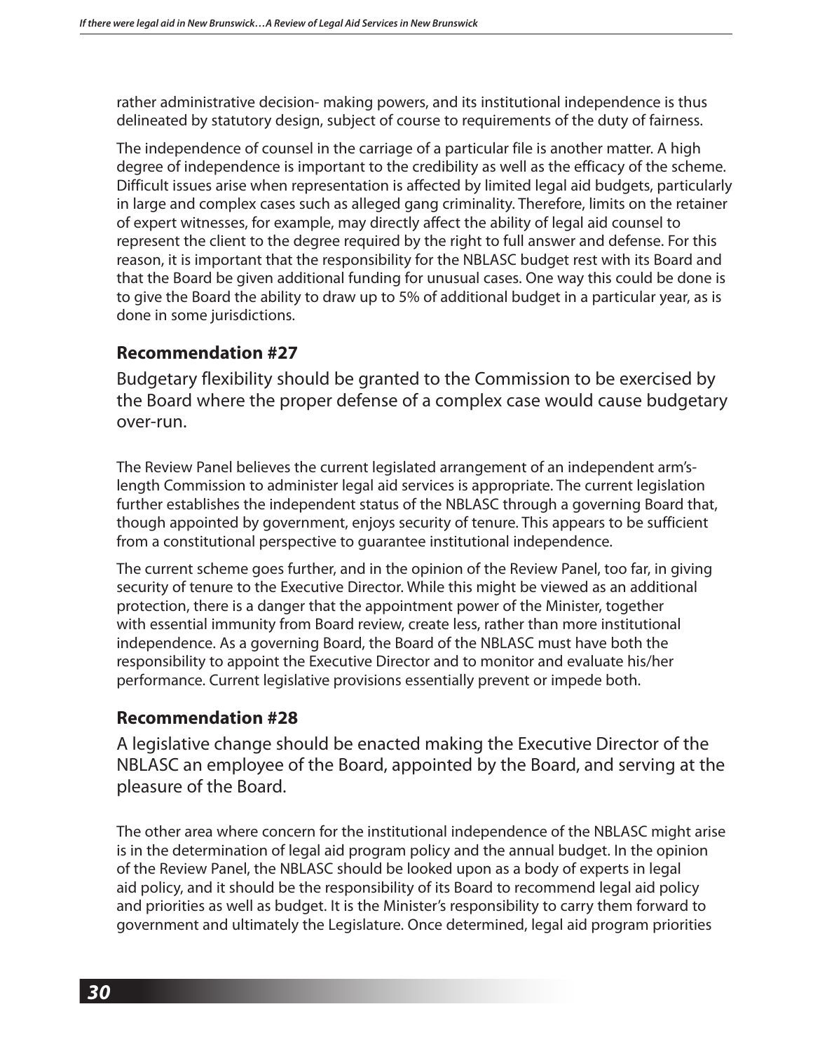rather administrative decision- making powers, and its institutional independence is thus delineated by statutory design, subject of course to requirements of the duty of fairness.

The independence of counsel in the carriage of a particular file is another matter. A high degree of independence is important to the credibility as well as the efficacy of the scheme. Difficult issues arise when representation is affected by limited legal aid budgets, particularly in large and complex cases such as alleged gang criminality. Therefore, limits on the retainer of expert witnesses, for example, may directly affect the ability of legal aid counsel to represent the client to the degree required by the right to full answer and defense. For this reason, it is important that the responsibility for the NBLASC budget rest with its Board and that the Board be given additional funding for unusual cases. One way this could be done is to give the Board the ability to draw up to 5% of additional budget in a particular year, as is done in some jurisdictions.

### Recommendation #27

Budgetary flexibility should be granted to the Commission to be exercised by the Board where the proper defense of a complex case would cause budgetary over-run.

The Review Panel believes the current legislated arrangement of an independent arm's-length Commission to administer legal aid services is appropriate. The current legislation further establishes the independent status of the NBLASC through a governing Board that, though appointed by government, enjoys security of tenure. This appears to be sufficient from a constitutional perspective to guarantee institutional independence.

The current scheme goes further, and in the opinion of the Review Panel, too far, in giving security of tenure to the Executive Director. While this might be viewed as an additional protection, there is a danger that the appointment power of the Minister, together with essential immunity from Board review, create less, rather than more institutional independence. As a governing Board, the Board of the NBLASC must have both the responsibility to appoint the Executive Director and to monitor and evaluate his/her performance. Current legislative provisions essentially prevent or impede both.

### Recommendation #28

A legislative change should be enacted making the Executive Director of the NBLASC an employee of the Board, appointed by the Board, and serving at the pleasure of the Board.

The other area where concern for the institutional independence of the NBLASC might arise is in the determination of legal aid program policy and the annual budget. In the opinion of the Review Panel, the NBLASC should be looked upon as a body of experts in legal aid policy, and it should be the responsibility of its Board to recommend legal aid policy and priorities as well as budget. It is the Minister's responsibility to carry them forward to government and ultimately the Legislature. Once determined, legal aid program priorities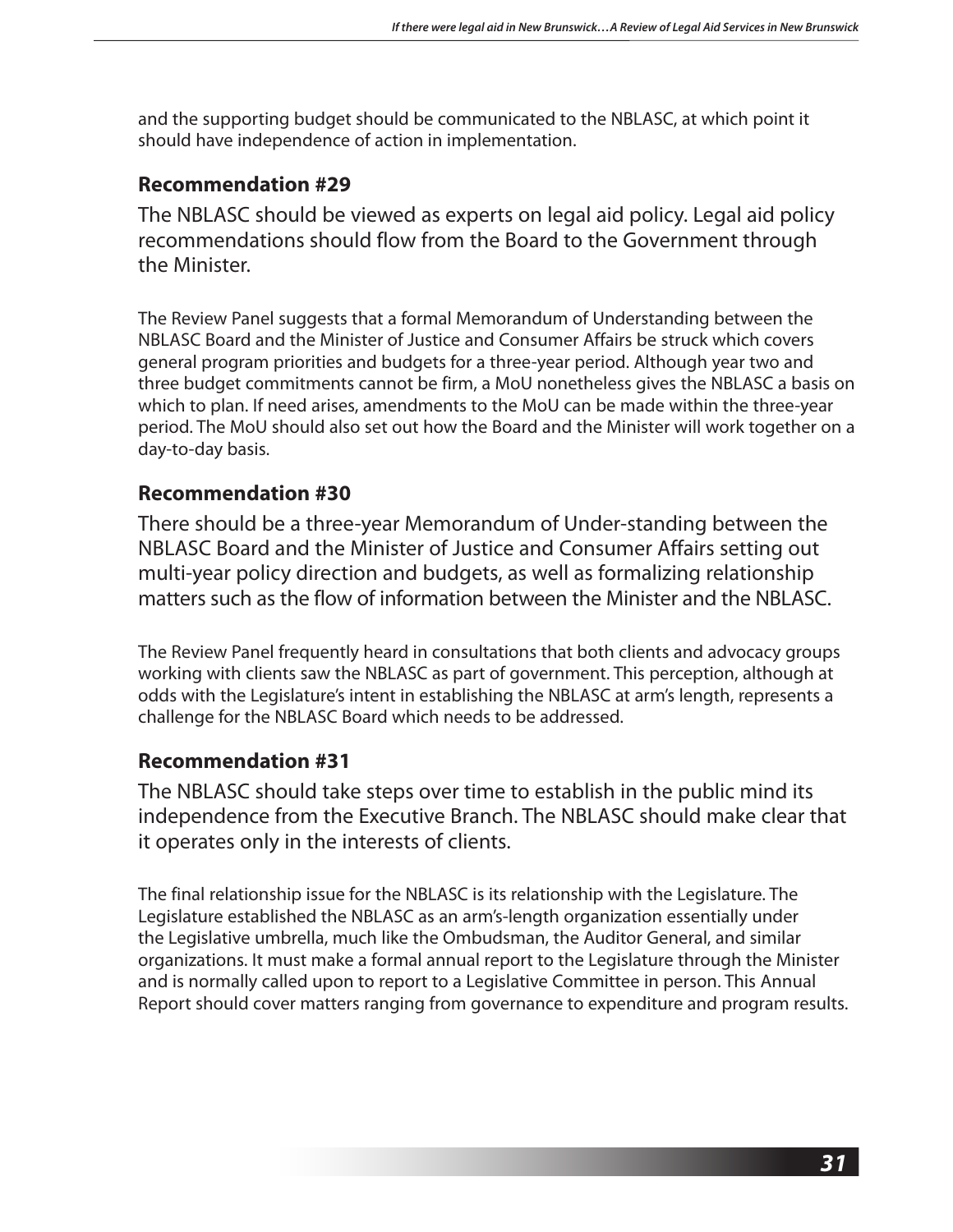and the supporting budget should be communicated to the NBLASC, at which point it should have independence of action in implementation.

### Recommendation #29

The NBLASC should be viewed as experts on legal aid policy. Legal aid policy recommendations should flow from the Board to the Government through the Minister.

The Review Panel suggests that a formal Memorandum of Understanding between the NBLASC Board and the Minister of Justice and Consumer Affairs be struck which covers general program priorities and budgets for a three-year period. Although year two and three budget commitments cannot be firm, a MoU nonetheless gives the NBLASC a basis on which to plan. If need arises, amendments to the MoU can be made within the three-year period. The MoU should also set out how the Board and the Minister will work together on a day-to-day basis.

### Recommendation #30

There should be a three-year Memorandum of Under-standing between the NBLASC Board and the Minister of Justice and Consumer Affairs setting out multi-year policy direction and budgets, as well as formalizing relationship matters such as the flow of information between the Minister and the NBLASC.

The Review Panel frequently heard in consultations that both clients and advocacy groups working with clients saw the NBLASC as part of government. This perception, although at odds with the Legislature's intent in establishing the NBLASC at arm's length, represents a challenge for the NBLASC Board which needs to be addressed.

### Recommendation #31

The NBLASC should take steps over time to establish in the public mind its independence from the Executive Branch. The NBLASC should make clear that it operates only in the interests of clients.

The final relationship issue for the NBLASC is its relationship with the Legislature. The Legislature established the NBLASC as an arm's-length organization essentially under the Legislative umbrella, much like the Ombudsman, the Auditor General, and similar organizations. It must make a formal annual report to the Legislature through the Minister and is normally called upon to report to a Legislative Committee in person. This Annual Report should cover matters ranging from governance to expenditure and program results.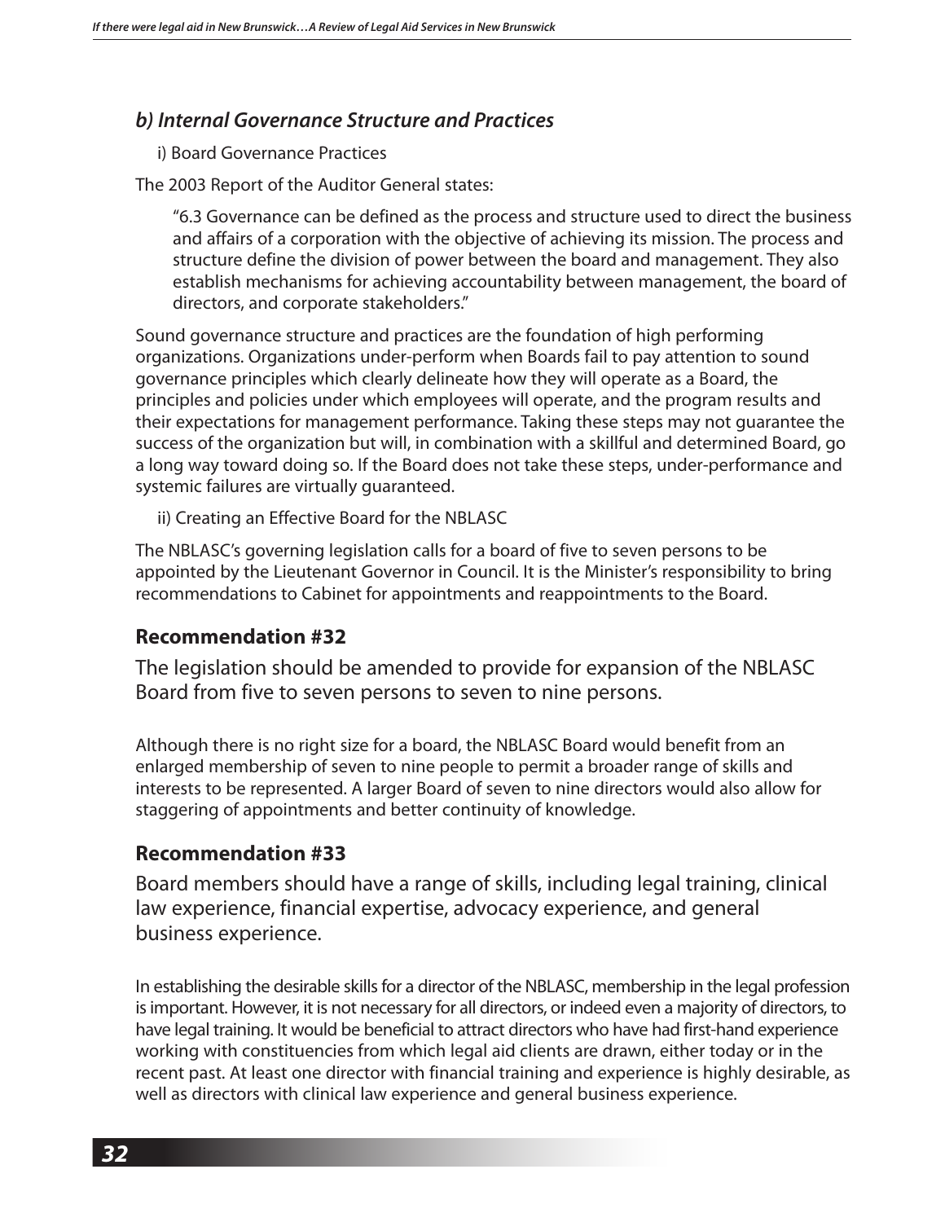### *b) Internal Governance Structure and Practices*

i) Board Governance Practices

The 2003 Report of the Auditor General states:

> "6.3 Governance can be defined as the process and structure used to direct the business and affairs of a corporation with the objective of achieving its mission. The process and structure define the division of power between the board and management. They also establish mechanisms for achieving accountability between management, the board of directors, and corporate stakeholders."

Sound governance structure and practices are the foundation of high performing organizations. Organizations under-perform when Boards fail to pay attention to sound governance principles which clearly delineate how they will operate as a Board, the principles and policies under which employees will operate, and the program results and their expectations for management performance. Taking these steps may not guarantee the success of the organization but will, in combination with a skillful and determined Board, go a long way toward doing so. If the Board does not take these steps, under-performance and systemic failures are virtually guaranteed.

ii) Creating an Effective Board for the NBLASC

The NBLASC's governing legislation calls for a board of five to seven persons to be appointed by the Lieutenant Governor in Council. It is the Minister's responsibility to bring recommendations to Cabinet for appointments and reappointments to the Board.

### Recommendation #32

The legislation should be amended to provide for expansion of the NBLASC Board from five to seven persons to seven to nine persons.

Although there is no right size for a board, the NBLASC Board would benefit from an enlarged membership of seven to nine people to permit a broader range of skills and interests to be represented. A larger Board of seven to nine directors would also allow for staggering of appointments and better continuity of knowledge.

### Recommendation #33

Board members should have a range of skills, including legal training, clinical law experience, financial expertise, advocacy experience, and general business experience.

In establishing the desirable skills for a director of the NBLASC, membership in the legal profession is important. However, it is not necessary for all directors, or indeed even a majority of directors, to have legal training. It would be beneficial to attract directors who have had first-hand experience working with constituencies from which legal aid clients are drawn, either today or in the recent past. At least one director with financial training and experience is highly desirable, as well as directors with clinical law experience and general business experience.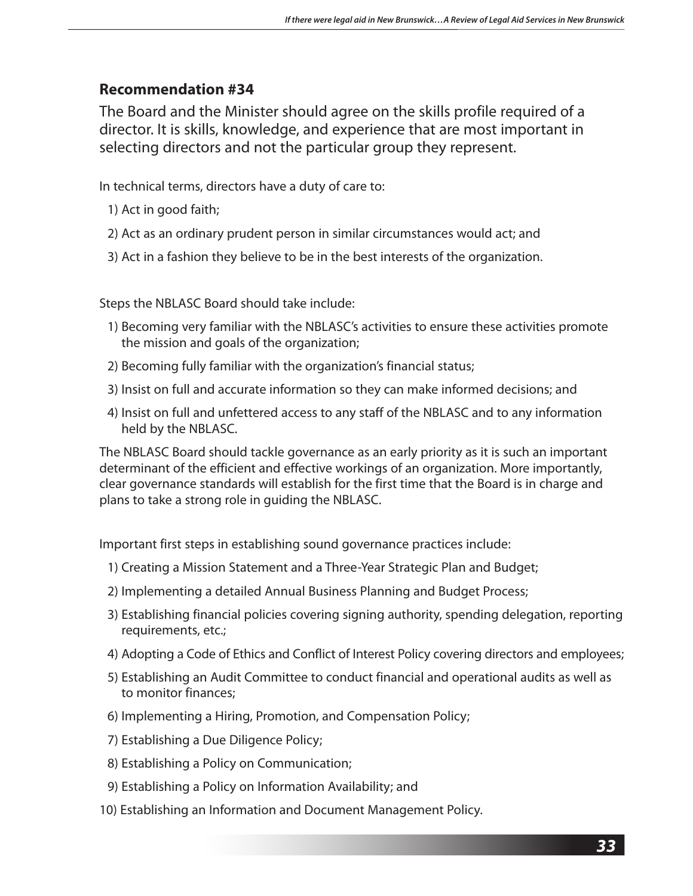### Recommendation #34

The Board and the Minister should agree on the skills profile required of a director. It is skills, knowledge, and experience that are most important in selecting directors and not the particular group they represent.

In technical terms, directors have a duty of care to:

1) Act in good faith;
2) Act as an ordinary prudent person in similar circumstances would act; and
3) Act in a fashion they believe to be in the best interests of the organization.

Steps the NBLASC Board should take include:

1) Becoming very familiar with the NBLASC's activities to ensure these activities promote the mission and goals of the organization;
2) Becoming fully familiar with the organization's financial status;
3) Insist on full and accurate information so they can make informed decisions; and
4) Insist on full and unfettered access to any staff of the NBLASC and to any information held by the NBLASC.

The NBLASC Board should tackle governance as an early priority as it is such an important determinant of the efficient and effective workings of an organization. More importantly, clear governance standards will establish for the first time that the Board is in charge and plans to take a strong role in guiding the NBLASC.

Important first steps in establishing sound governance practices include:

1) Creating a Mission Statement and a Three-Year Strategic Plan and Budget;
2) Implementing a detailed Annual Business Planning and Budget Process;
3) Establishing financial policies covering signing authority, spending delegation, reporting requirements, etc.;
4) Adopting a Code of Ethics and Conflict of Interest Policy covering directors and employees;
5) Establishing an Audit Committee to conduct financial and operational audits as well as to monitor finances;
6) Implementing a Hiring, Promotion, and Compensation Policy;
7) Establishing a Due Diligence Policy;
8) Establishing a Policy on Communication;
9) Establishing a Policy on Information Availability; and
10) Establishing an Information and Document Management Policy.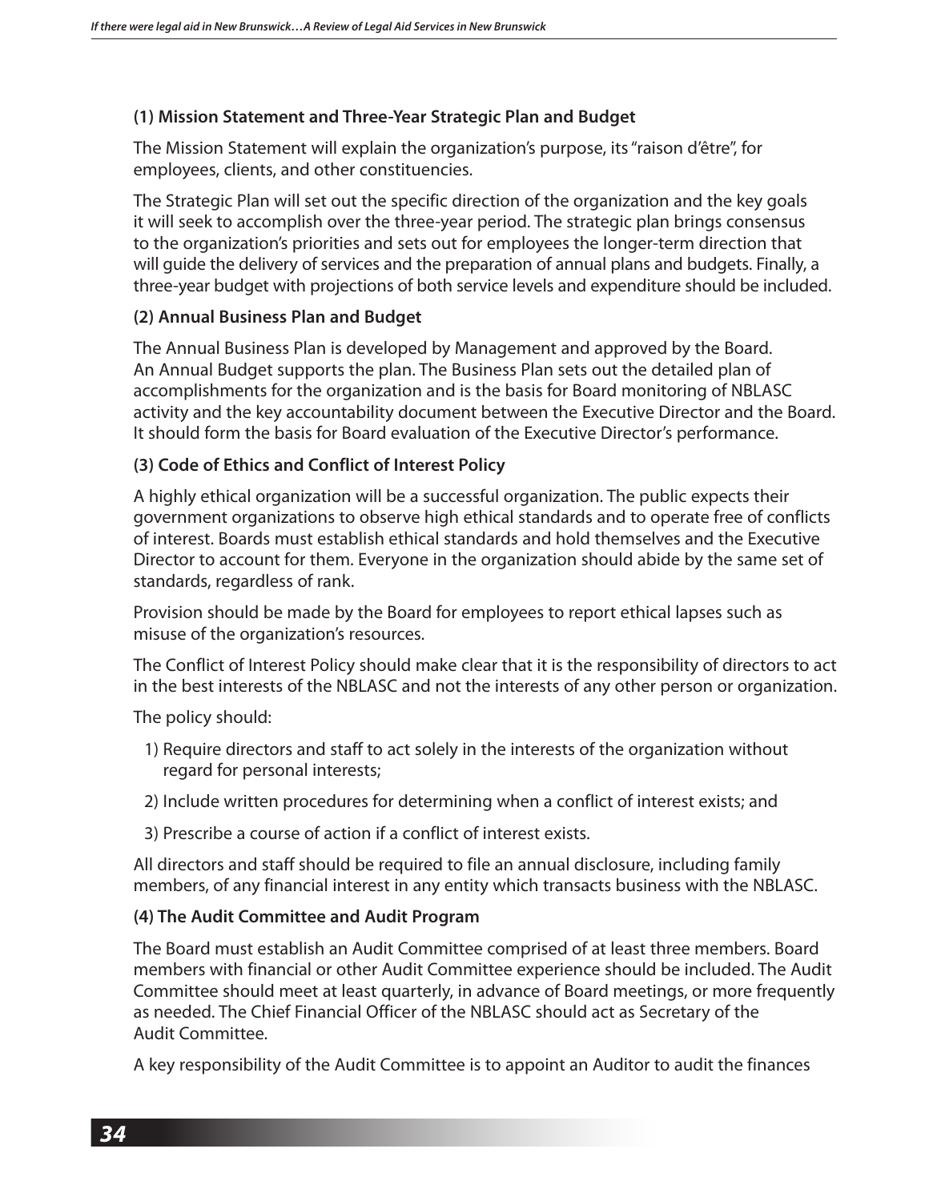**(1) Mission Statement and Three-Year Strategic Plan and Budget**

The Mission Statement will explain the organization's purpose, its "raison d'être", for employees, clients, and other constituencies.

The Strategic Plan will set out the specific direction of the organization and the key goals it will seek to accomplish over the three-year period. The strategic plan brings consensus to the organization's priorities and sets out for employees the longer-term direction that will guide the delivery of services and the preparation of annual plans and budgets. Finally, a three-year budget with projections of both service levels and expenditure should be included.

**(2) Annual Business Plan and Budget**

The Annual Business Plan is developed by Management and approved by the Board. An Annual Budget supports the plan. The Business Plan sets out the detailed plan of accomplishments for the organization and is the basis for Board monitoring of NBLASC activity and the key accountability document between the Executive Director and the Board. It should form the basis for Board evaluation of the Executive Director's performance.

**(3) Code of Ethics and Conflict of Interest Policy**

A highly ethical organization will be a successful organization. The public expects their government organizations to observe high ethical standards and to operate free of conflicts of interest. Boards must establish ethical standards and hold themselves and the Executive Director to account for them. Everyone in the organization should abide by the same set of standards, regardless of rank.

Provision should be made by the Board for employees to report ethical lapses such as misuse of the organization's resources.

The Conflict of Interest Policy should make clear that it is the responsibility of directors to act in the best interests of the NBLASC and not the interests of any other person or organization.

The policy should:

1) Require directors and staff to act solely in the interests of the organization without regard for personal interests;

2) Include written procedures for determining when a conflict of interest exists; and

3) Prescribe a course of action if a conflict of interest exists.

All directors and staff should be required to file an annual disclosure, including family members, of any financial interest in any entity which transacts business with the NBLASC.

**(4) The Audit Committee and Audit Program**

The Board must establish an Audit Committee comprised of at least three members. Board members with financial or other Audit Committee experience should be included. The Audit Committee should meet at least quarterly, in advance of Board meetings, or more frequently as needed. The Chief Financial Officer of the NBLASC should act as Secretary of the Audit Committee.

A key responsibility of the Audit Committee is to appoint an Auditor to audit the finances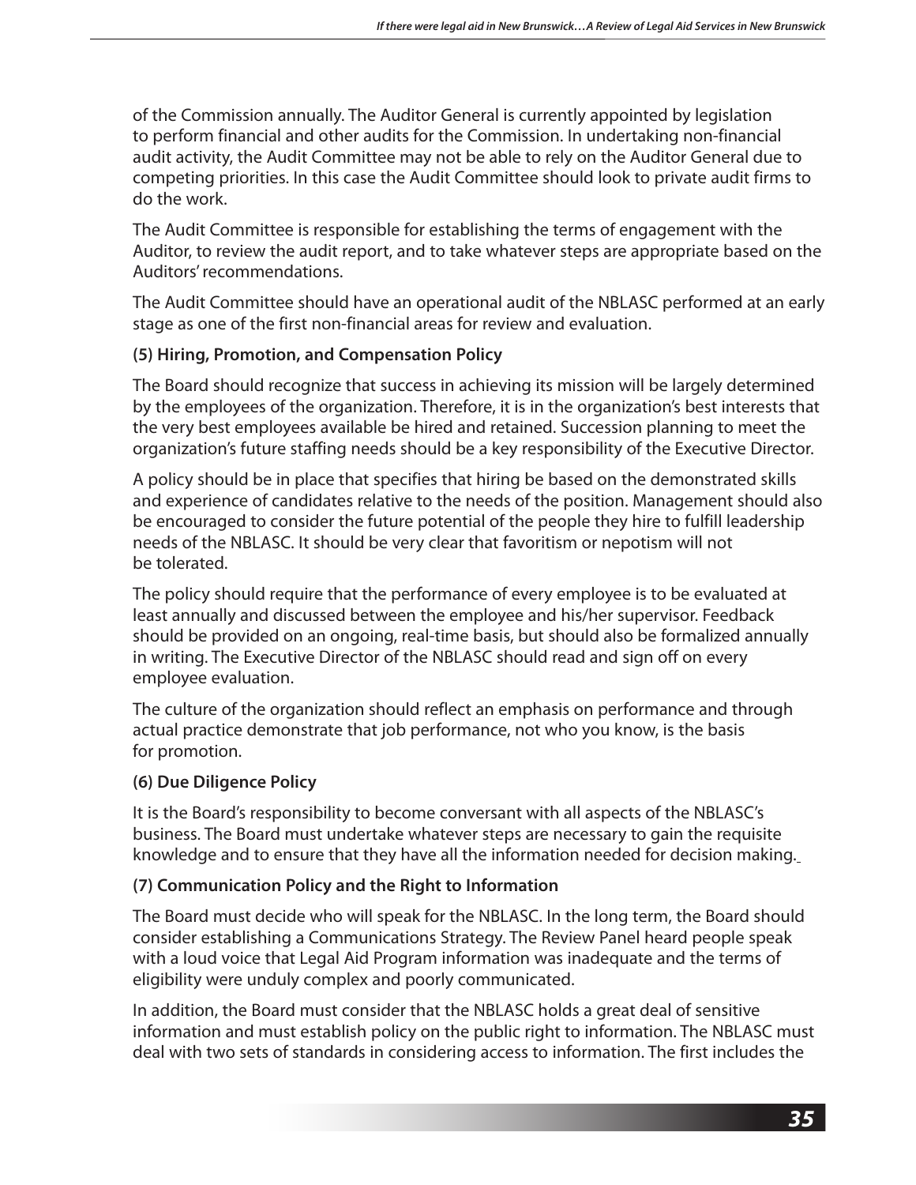of the Commission annually. The Auditor General is currently appointed by legislation to perform financial and other audits for the Commission. In undertaking non-financial audit activity, the Audit Committee may not be able to rely on the Auditor General due to competing priorities. In this case the Audit Committee should look to private audit firms to do the work.

The Audit Committee is responsible for establishing the terms of engagement with the Auditor, to review the audit report, and to take whatever steps are appropriate based on the Auditors' recommendations.

The Audit Committee should have an operational audit of the NBLASC performed at an early stage as one of the first non-financial areas for review and evaluation.

**(5) Hiring, Promotion, and Compensation Policy**

The Board should recognize that success in achieving its mission will be largely determined by the employees of the organization. Therefore, it is in the organization's best interests that the very best employees available be hired and retained. Succession planning to meet the organization's future staffing needs should be a key responsibility of the Executive Director.

A policy should be in place that specifies that hiring be based on the demonstrated skills and experience of candidates relative to the needs of the position. Management should also be encouraged to consider the future potential of the people they hire to fulfill leadership needs of the NBLASC. It should be very clear that favoritism or nepotism will not be tolerated.

The policy should require that the performance of every employee is to be evaluated at least annually and discussed between the employee and his/her supervisor. Feedback should be provided on an ongoing, real-time basis, but should also be formalized annually in writing. The Executive Director of the NBLASC should read and sign off on every employee evaluation.

The culture of the organization should reflect an emphasis on performance and through actual practice demonstrate that job performance, not who you know, is the basis for promotion.

**(6) Due Diligence Policy**

It is the Board's responsibility to become conversant with all aspects of the NBLASC's business. The Board must undertake whatever steps are necessary to gain the requisite knowledge and to ensure that they have all the information needed for decision making.

**(7) Communication Policy and the Right to Information**

The Board must decide who will speak for the NBLASC. In the long term, the Board should consider establishing a Communications Strategy. The Review Panel heard people speak with a loud voice that Legal Aid Program information was inadequate and the terms of eligibility were unduly complex and poorly communicated.

In addition, the Board must consider that the NBLASC holds a great deal of sensitive information and must establish policy on the public right to information. The NBLASC must deal with two sets of standards in considering access to information. The first includes the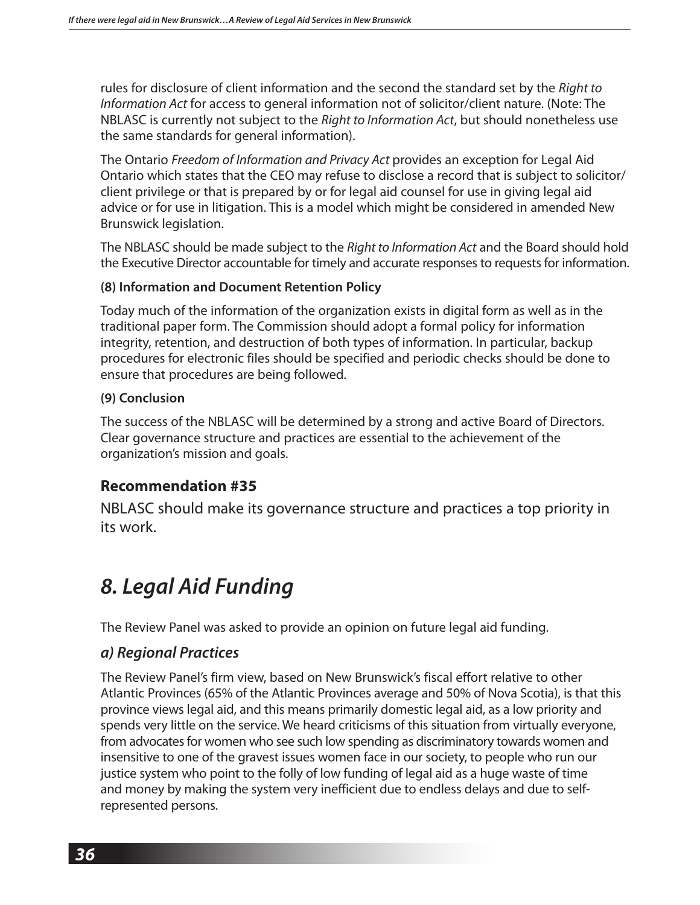rules for disclosure of client information and the second the standard set by the *Right to Information Act* for access to general information not of solicitor/client nature. (Note: The NBLASC is currently not subject to the *Right to Information Act*, but should nonetheless use the same standards for general information).

The Ontario *Freedom of Information and Privacy Act* provides an exception for Legal Aid Ontario which states that the CEO may refuse to disclose a record that is subject to solicitor/client privilege or that is prepared by or for legal aid counsel for use in giving legal aid advice or for use in litigation. This is a model which might be considered in amended New Brunswick legislation.

The NBLASC should be made subject to the *Right to Information Act* and the Board should hold the Executive Director accountable for timely and accurate responses to requests for information.

**(8) Information and Document Retention Policy**

Today much of the information of the organization exists in digital form as well as in the traditional paper form. The Commission should adopt a formal policy for information integrity, retention, and destruction of both types of information. In particular, backup procedures for electronic files should be specified and periodic checks should be done to ensure that procedures are being followed.

**(9) Conclusion**

The success of the NBLASC will be determined by a strong and active Board of Directors. Clear governance structure and practices are essential to the achievement of the organization's mission and goals.

### Recommendation #35

NBLASC should make its governance structure and practices a top priority in its work.

# *8. Legal Aid Funding*

The Review Panel was asked to provide an opinion on future legal aid funding.

## *a) Regional Practices*

The Review Panel's firm view, based on New Brunswick's fiscal effort relative to other Atlantic Provinces (65% of the Atlantic Provinces average and 50% of Nova Scotia), is that this province views legal aid, and this means primarily domestic legal aid, as a low priority and spends very little on the service. We heard criticisms of this situation from virtually everyone, from advocates for women who see such low spending as discriminatory towards women and insensitive to one of the gravest issues women face in our society, to people who run our justice system who point to the folly of low funding of legal aid as a huge waste of time and money by making the system very inefficient due to endless delays and due to self-represented persons.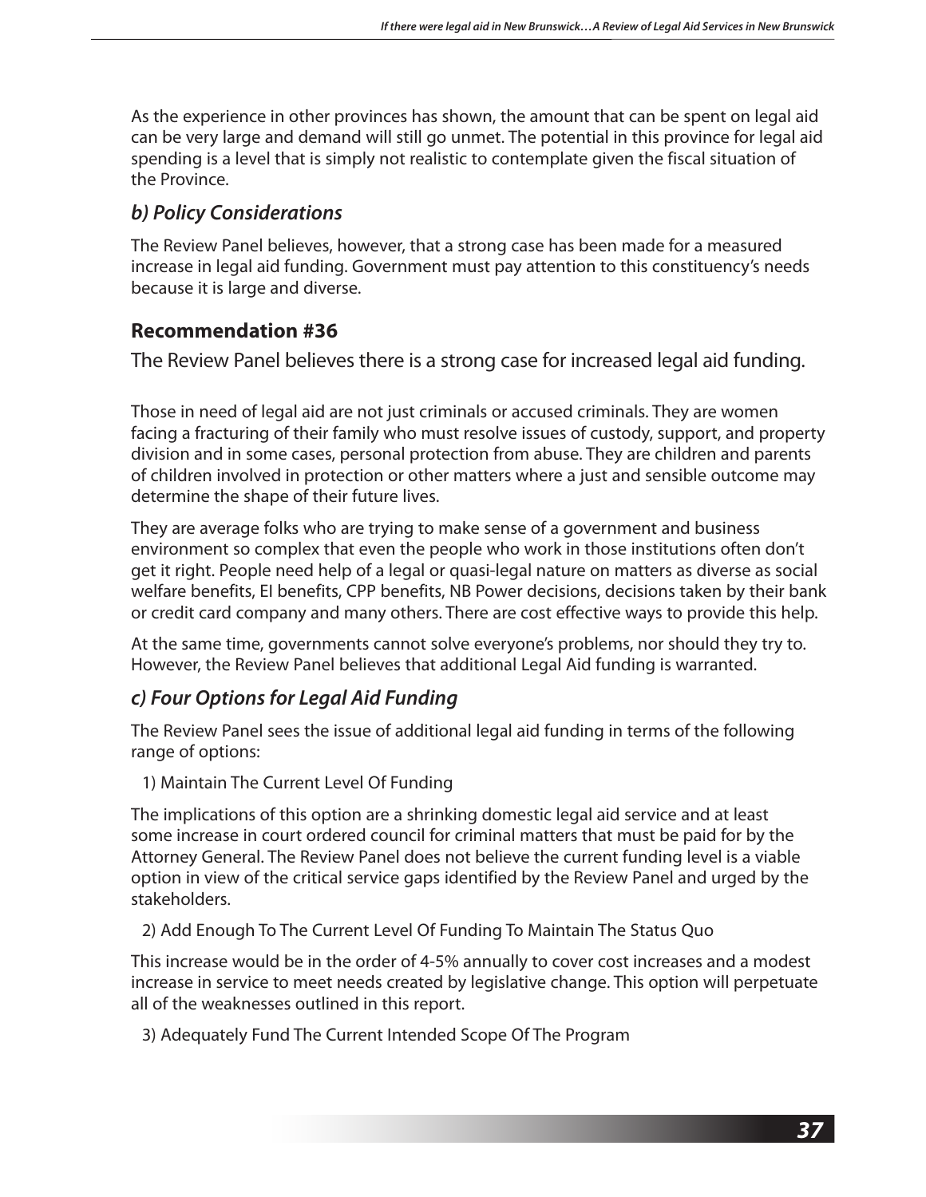As the experience in other provinces has shown, the amount that can be spent on legal aid can be very large and demand will still go unmet. The potential in this province for legal aid spending is a level that is simply not realistic to contemplate given the fiscal situation of the Province.

### *b) Policy Considerations*

The Review Panel believes, however, that a strong case has been made for a measured increase in legal aid funding. Government must pay attention to this constituency's needs because it is large and diverse.

### Recommendation #36

The Review Panel believes there is a strong case for increased legal aid funding.

Those in need of legal aid are not just criminals or accused criminals. They are women facing a fracturing of their family who must resolve issues of custody, support, and property division and in some cases, personal protection from abuse. They are children and parents of children involved in protection or other matters where a just and sensible outcome may determine the shape of their future lives.

They are average folks who are trying to make sense of a government and business environment so complex that even the people who work in those institutions often don't get it right. People need help of a legal or quasi-legal nature on matters as diverse as social welfare benefits, EI benefits, CPP benefits, NB Power decisions, decisions taken by their bank or credit card company and many others. There are cost effective ways to provide this help.

At the same time, governments cannot solve everyone's problems, nor should they try to. However, the Review Panel believes that additional Legal Aid funding is warranted.

### *c) Four Options for Legal Aid Funding*

The Review Panel sees the issue of additional legal aid funding in terms of the following range of options:

1) Maintain The Current Level Of Funding

The implications of this option are a shrinking domestic legal aid service and at least some increase in court ordered council for criminal matters that must be paid for by the Attorney General. The Review Panel does not believe the current funding level is a viable option in view of the critical service gaps identified by the Review Panel and urged by the stakeholders.

2) Add Enough To The Current Level Of Funding To Maintain The Status Quo

This increase would be in the order of 4-5% annually to cover cost increases and a modest increase in service to meet needs created by legislative change. This option will perpetuate all of the weaknesses outlined in this report.

3) Adequately Fund The Current Intended Scope Of The Program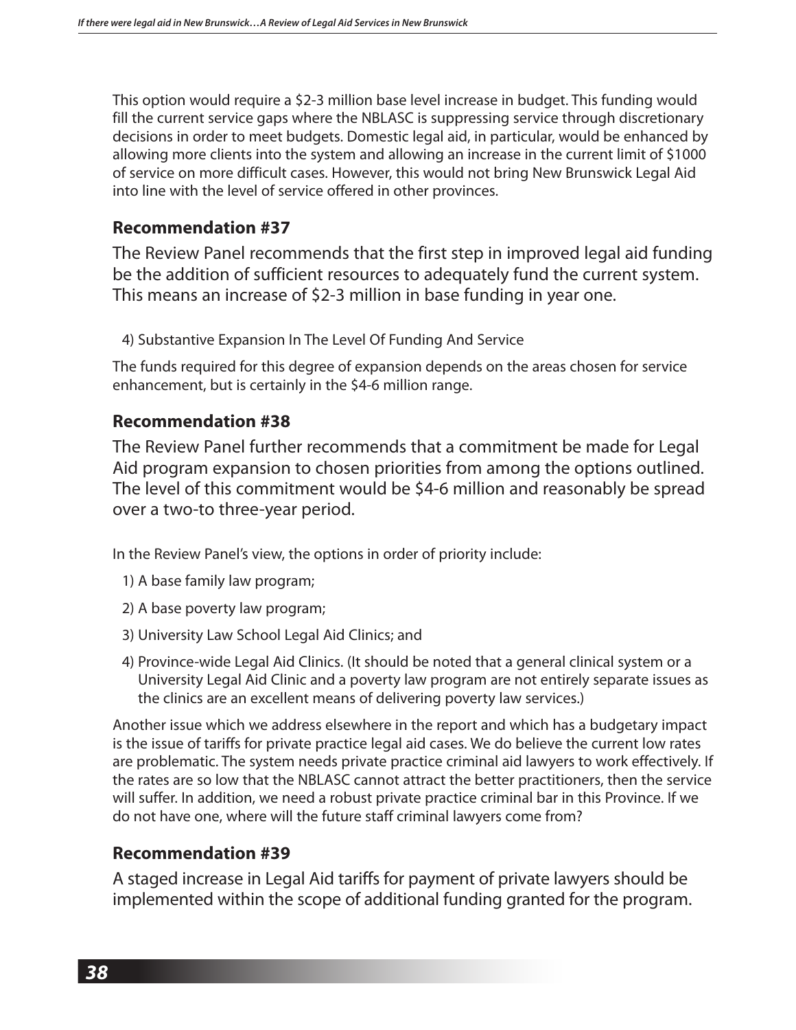This option would require a $2-3 million base level increase in budget. This funding would fill the current service gaps where the NBLASC is suppressing service through discretionary decisions in order to meet budgets. Domestic legal aid, in particular, would be enhanced by allowing more clients into the system and allowing an increase in the current limit of $1000 of service on more difficult cases. However, this would not bring New Brunswick Legal Aid into line with the level of service offered in other provinces.

### Recommendation #37

The Review Panel recommends that the first step in improved legal aid funding be the addition of sufficient resources to adequately fund the current system. This means an increase of $2-3 million in base funding in year one.

4) Substantive Expansion In The Level Of Funding And Service

The funds required for this degree of expansion depends on the areas chosen for service enhancement, but is certainly in the $4-6 million range.

### Recommendation #38

The Review Panel further recommends that a commitment be made for Legal Aid program expansion to chosen priorities from among the options outlined. The level of this commitment would be $4-6 million and reasonably be spread over a two-to three-year period.

In the Review Panel's view, the options in order of priority include:

1) A base family law program;
2) A base poverty law program;
3) University Law School Legal Aid Clinics; and
4) Province-wide Legal Aid Clinics. (It should be noted that a general clinical system or a University Legal Aid Clinic and a poverty law program are not entirely separate issues as the clinics are an excellent means of delivering poverty law services.)

Another issue which we address elsewhere in the report and which has a budgetary impact is the issue of tariffs for private practice legal aid cases. We do believe the current low rates are problematic. The system needs private practice criminal aid lawyers to work effectively. If the rates are so low that the NBLASC cannot attract the better practitioners, then the service will suffer. In addition, we need a robust private practice criminal bar in this Province. If we do not have one, where will the future staff criminal lawyers come from?

### Recommendation #39

A staged increase in Legal Aid tariffs for payment of private lawyers should be implemented within the scope of additional funding granted for the program.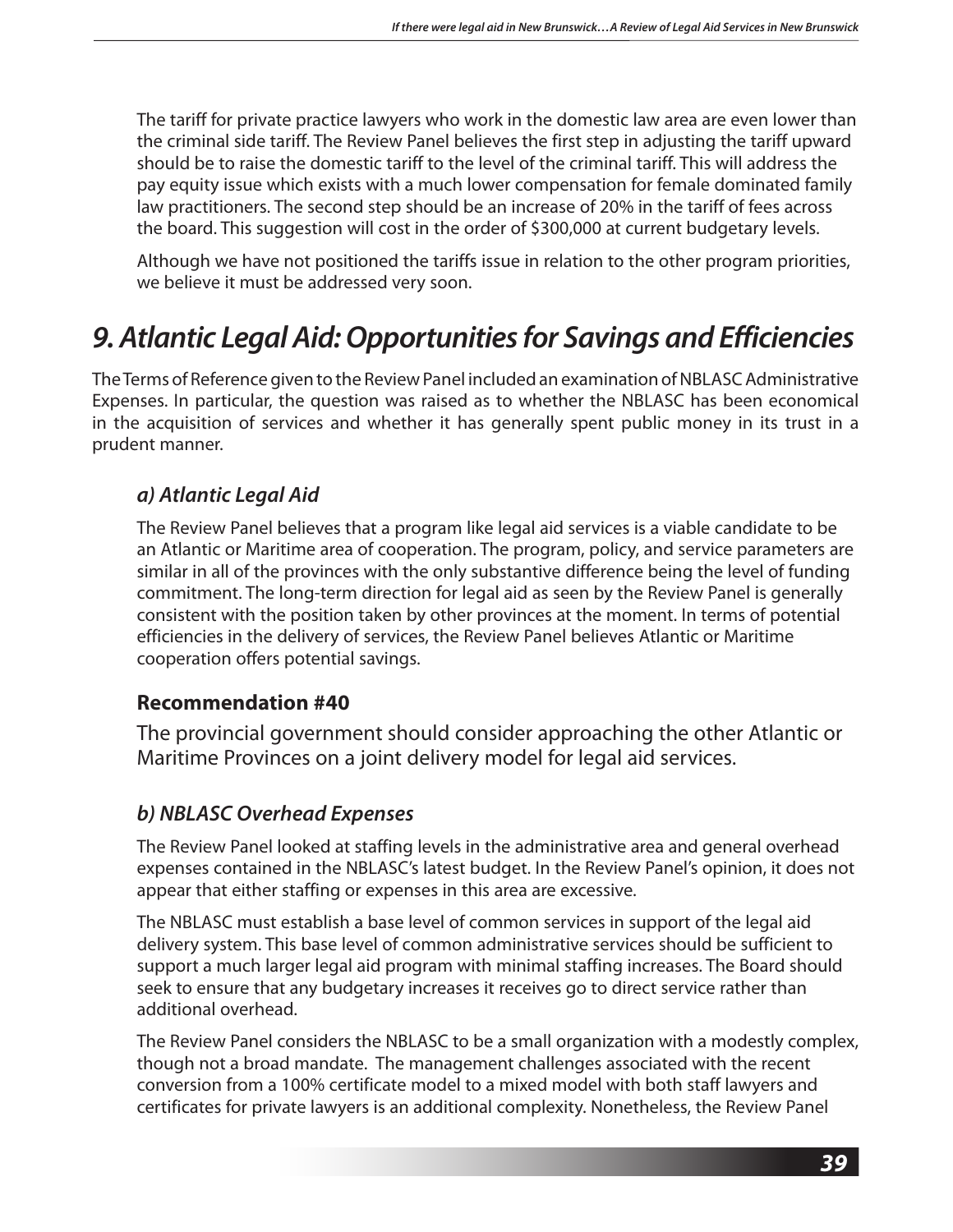The tariff for private practice lawyers who work in the domestic law area are even lower than the criminal side tariff. The Review Panel believes the first step in adjusting the tariff upward should be to raise the domestic tariff to the level of the criminal tariff. This will address the pay equity issue which exists with a much lower compensation for female dominated family law practitioners. The second step should be an increase of 20% in the tariff of fees across the board. This suggestion will cost in the order of $300,000 at current budgetary levels.

Although we have not positioned the tariffs issue in relation to the other program priorities, we believe it must be addressed very soon.

# *9. Atlantic Legal Aid: Opportunities for Savings and Efficiencies*

The Terms of Reference given to the Review Panel included an examination of NBLASC Administrative Expenses. In particular, the question was raised as to whether the NBLASC has been economical in the acquisition of services and whether it has generally spent public money in its trust in a prudent manner.

## *a) Atlantic Legal Aid*

The Review Panel believes that a program like legal aid services is a viable candidate to be an Atlantic or Maritime area of cooperation. The program, policy, and service parameters are similar in all of the provinces with the only substantive difference being the level of funding commitment. The long-term direction for legal aid as seen by the Review Panel is generally consistent with the position taken by other provinces at the moment. In terms of potential efficiencies in the delivery of services, the Review Panel believes Atlantic or Maritime cooperation offers potential savings.

### Recommendation #40

The provincial government should consider approaching the other Atlantic or Maritime Provinces on a joint delivery model for legal aid services.

## *b) NBLASC Overhead Expenses*

The Review Panel looked at staffing levels in the administrative area and general overhead expenses contained in the NBLASC's latest budget. In the Review Panel's opinion, it does not appear that either staffing or expenses in this area are excessive.

The NBLASC must establish a base level of common services in support of the legal aid delivery system. This base level of common administrative services should be sufficient to support a much larger legal aid program with minimal staffing increases. The Board should seek to ensure that any budgetary increases it receives go to direct service rather than additional overhead.

The Review Panel considers the NBLASC to be a small organization with a modestly complex, though not a broad mandate. The management challenges associated with the recent conversion from a 100% certificate model to a mixed model with both staff lawyers and certificates for private lawyers is an additional complexity. Nonetheless, the Review Panel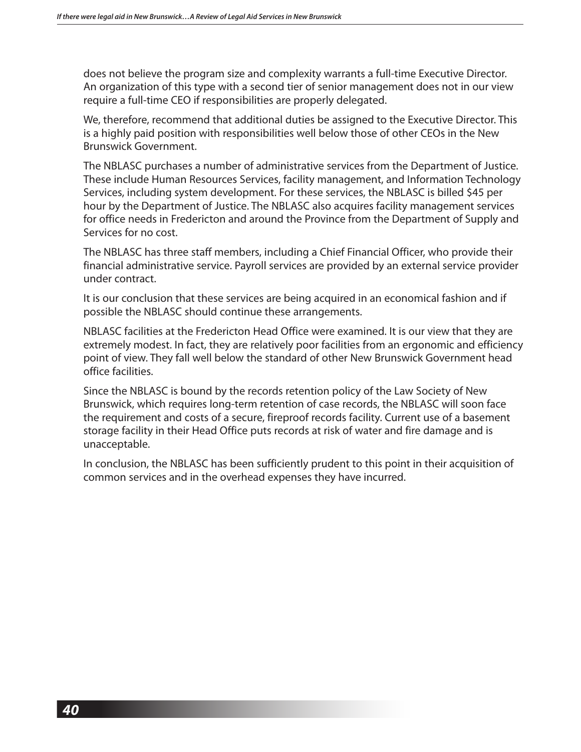does not believe the program size and complexity warrants a full-time Executive Director. An organization of this type with a second tier of senior management does not in our view require a full-time CEO if responsibilities are properly delegated.

We, therefore, recommend that additional duties be assigned to the Executive Director. This is a highly paid position with responsibilities well below those of other CEOs in the New Brunswick Government.

The NBLASC purchases a number of administrative services from the Department of Justice. These include Human Resources Services, facility management, and Information Technology Services, including system development. For these services, the NBLASC is billed $45 per hour by the Department of Justice. The NBLASC also acquires facility management services for office needs in Fredericton and around the Province from the Department of Supply and Services for no cost.

The NBLASC has three staff members, including a Chief Financial Officer, who provide their financial administrative service. Payroll services are provided by an external service provider under contract.

It is our conclusion that these services are being acquired in an economical fashion and if possible the NBLASC should continue these arrangements.

NBLASC facilities at the Fredericton Head Office were examined. It is our view that they are extremely modest. In fact, they are relatively poor facilities from an ergonomic and efficiency point of view. They fall well below the standard of other New Brunswick Government head office facilities.

Since the NBLASC is bound by the records retention policy of the Law Society of New Brunswick, which requires long-term retention of case records, the NBLASC will soon face the requirement and costs of a secure, fireproof records facility. Current use of a basement storage facility in their Head Office puts records at risk of water and fire damage and is unacceptable.

In conclusion, the NBLASC has been sufficiently prudent to this point in their acquisition of common services and in the overhead expenses they have incurred.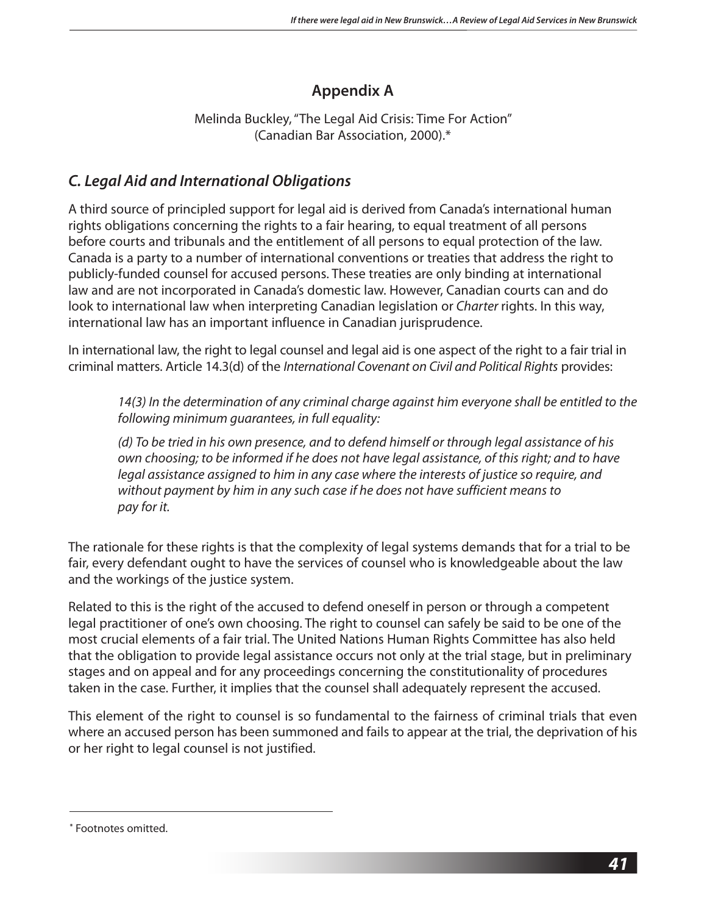## Appendix A

Melinda Buckley, "The Legal Aid Crisis: Time For Action" (Canadian Bar Association, 2000).*

### *C. Legal Aid and International Obligations*

A third source of principled support for legal aid is derived from Canada's international human rights obligations concerning the rights to a fair hearing, to equal treatment of all persons before courts and tribunals and the entitlement of all persons to equal protection of the law. Canada is a party to a number of international conventions or treaties that address the right to publicly-funded counsel for accused persons. These treaties are only binding at international law and are not incorporated in Canada's domestic law. However, Canadian courts can and do look to international law when interpreting Canadian legislation or *Charter* rights. In this way, international law has an important influence in Canadian jurisprudence.

In international law, the right to legal counsel and legal aid is one aspect of the right to a fair trial in criminal matters. Article 14.3(d) of the *International Covenant on Civil and Political Rights* provides:

> *14(3) In the determination of any criminal charge against him everyone shall be entitled to the following minimum guarantees, in full equality:*
>
> *(d) To be tried in his own presence, and to defend himself or through legal assistance of his own choosing; to be informed if he does not have legal assistance, of this right; and to have legal assistance assigned to him in any case where the interests of justice so require, and without payment by him in any such case if he does not have sufficient means to pay for it.*

The rationale for these rights is that the complexity of legal systems demands that for a trial to be fair, every defendant ought to have the services of counsel who is knowledgeable about the law and the workings of the justice system.

Related to this is the right of the accused to defend oneself in person or through a competent legal practitioner of one's own choosing. The right to counsel can safely be said to be one of the most crucial elements of a fair trial. The United Nations Human Rights Committee has also held that the obligation to provide legal assistance occurs not only at the trial stage, but in preliminary stages and on appeal and for any proceedings concerning the constitutionality of procedures taken in the case. Further, it implies that the counsel shall adequately represent the accused.

This element of the right to counsel is so fundamental to the fairness of criminal trials that even where an accused person has been summoned and fails to appear at the trial, the deprivation of his or her right to legal counsel is not justified.

---

* Footnotes omitted.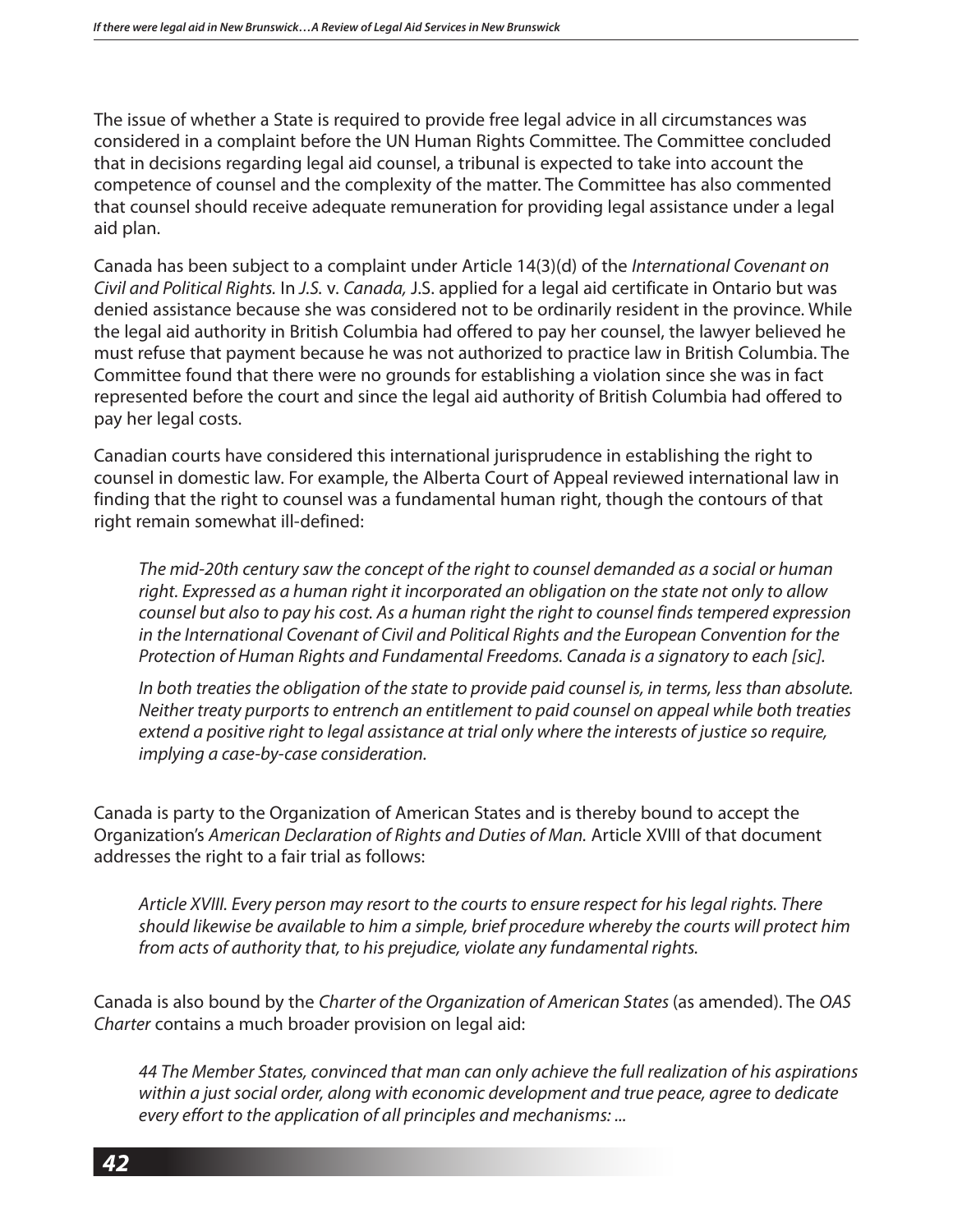The issue of whether a State is required to provide free legal advice in all circumstances was considered in a complaint before the UN Human Rights Committee. The Committee concluded that in decisions regarding legal aid counsel, a tribunal is expected to take into account the competence of counsel and the complexity of the matter. The Committee has also commented that counsel should receive adequate remuneration for providing legal assistance under a legal aid plan.

Canada has been subject to a complaint under Article 14(3)(d) of the *International Covenant on Civil and Political Rights.* In *J.S.* v. *Canada,* J.S. applied for a legal aid certificate in Ontario but was denied assistance because she was considered not to be ordinarily resident in the province. While the legal aid authority in British Columbia had offered to pay her counsel, the lawyer believed he must refuse that payment because he was not authorized to practice law in British Columbia. The Committee found that there were no grounds for establishing a violation since she was in fact represented before the court and since the legal aid authority of British Columbia had offered to pay her legal costs.

Canadian courts have considered this international jurisprudence in establishing the right to counsel in domestic law. For example, the Alberta Court of Appeal reviewed international law in finding that the right to counsel was a fundamental human right, though the contours of that right remain somewhat ill-defined:

> *The mid-20th century saw the concept of the right to counsel demanded as a social or human right. Expressed as a human right it incorporated an obligation on the state not only to allow counsel but also to pay his cost. As a human right the right to counsel finds tempered expression in the International Covenant of Civil and Political Rights and the European Convention for the Protection of Human Rights and Fundamental Freedoms. Canada is a signatory to each [sic].*
>
> *In both treaties the obligation of the state to provide paid counsel is, in terms, less than absolute. Neither treaty purports to entrench an entitlement to paid counsel on appeal while both treaties extend a positive right to legal assistance at trial only where the interests of justice so require, implying a case-by-case consideration.*

Canada is party to the Organization of American States and is thereby bound to accept the Organization's *American Declaration of Rights and Duties of Man.* Article XVIII of that document addresses the right to a fair trial as follows:

> *Article XVIII. Every person may resort to the courts to ensure respect for his legal rights. There should likewise be available to him a simple, brief procedure whereby the courts will protect him from acts of authority that, to his prejudice, violate any fundamental rights.*

Canada is also bound by the *Charter of the Organization of American States* (as amended). The *OAS Charter* contains a much broader provision on legal aid:

> *44 The Member States, convinced that man can only achieve the full realization of his aspirations within a just social order, along with economic development and true peace, agree to dedicate every effort to the application of all principles and mechanisms: ...*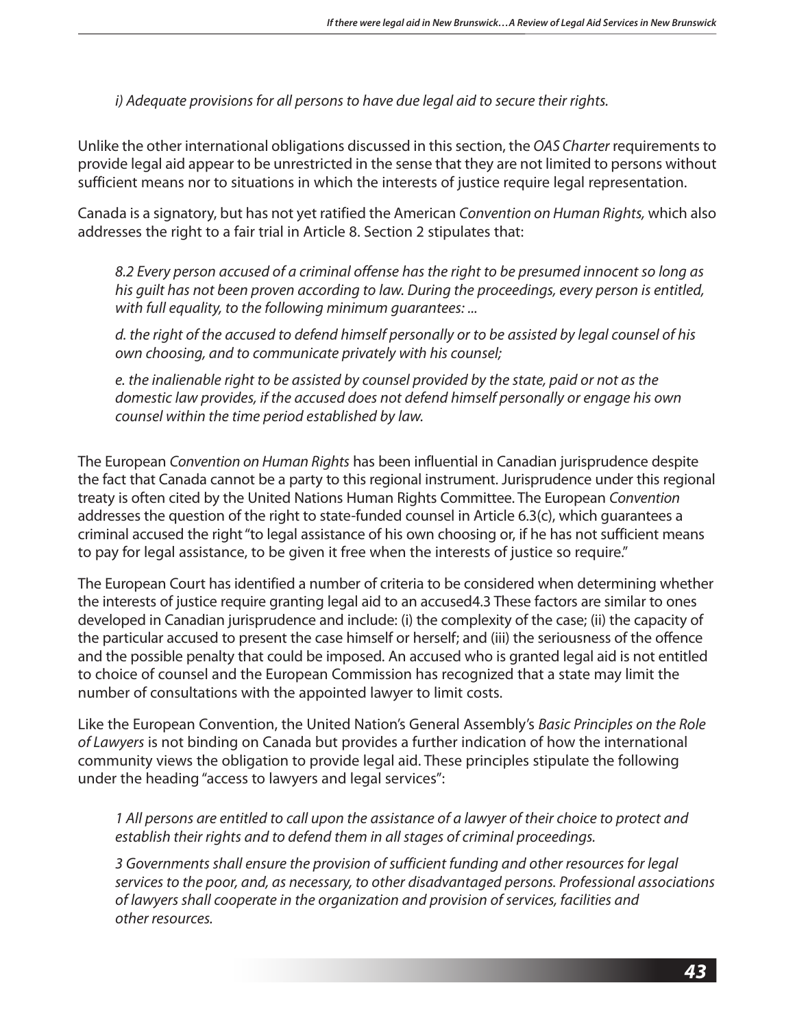*i) Adequate provisions for all persons to have due legal aid to secure their rights.*

Unlike the other international obligations discussed in this section, the *OAS Charter* requirements to provide legal aid appear to be unrestricted in the sense that they are not limited to persons without sufficient means nor to situations in which the interests of justice require legal representation.

Canada is a signatory, but has not yet ratified the American *Convention on Human Rights,* which also addresses the right to a fair trial in Article 8. Section 2 stipulates that:

> *8.2 Every person accused of a criminal offense has the right to be presumed innocent so long as his guilt has not been proven according to law. During the proceedings, every person is entitled, with full equality, to the following minimum guarantees: ...*
>
> *d. the right of the accused to defend himself personally or to be assisted by legal counsel of his own choosing, and to communicate privately with his counsel;*
>
> *e. the inalienable right to be assisted by counsel provided by the state, paid or not as the domestic law provides, if the accused does not defend himself personally or engage his own counsel within the time period established by law.*

The European *Convention on Human Rights* has been influential in Canadian jurisprudence despite the fact that Canada cannot be a party to this regional instrument. Jurisprudence under this regional treaty is often cited by the United Nations Human Rights Committee. The European *Convention* addresses the question of the right to state-funded counsel in Article 6.3(c), which guarantees a criminal accused the right "to legal assistance of his own choosing or, if he has not sufficient means to pay for legal assistance, to be given it free when the interests of justice so require."

The European Court has identified a number of criteria to be considered when determining whether the interests of justice require granting legal aid to an accused4.3 These factors are similar to ones developed in Canadian jurisprudence and include: (i) the complexity of the case; (ii) the capacity of the particular accused to present the case himself or herself; and (iii) the seriousness of the offence and the possible penalty that could be imposed. An accused who is granted legal aid is not entitled to choice of counsel and the European Commission has recognized that a state may limit the number of consultations with the appointed lawyer to limit costs.

Like the European Convention, the United Nation's General Assembly's *Basic Principles on the Role of Lawyers* is not binding on Canada but provides a further indication of how the international community views the obligation to provide legal aid. These principles stipulate the following under the heading "access to lawyers and legal services":

> *1 All persons are entitled to call upon the assistance of a lawyer of their choice to protect and establish their rights and to defend them in all stages of criminal proceedings.*
>
> *3 Governments shall ensure the provision of sufficient funding and other resources for legal services to the poor, and, as necessary, to other disadvantaged persons. Professional associations of lawyers shall cooperate in the organization and provision of services, facilities and other resources.*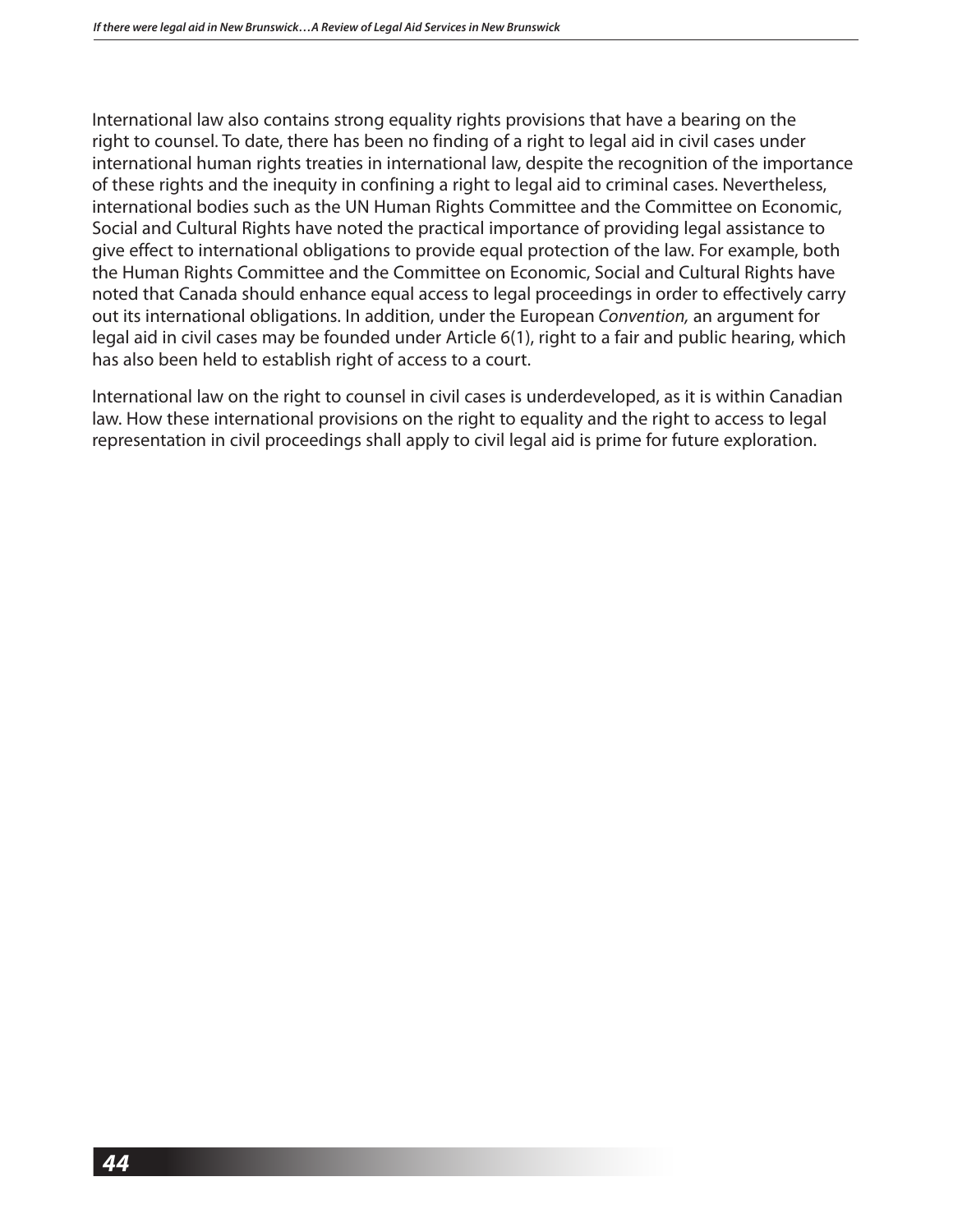International law also contains strong equality rights provisions that have a bearing on the right to counsel. To date, there has been no finding of a right to legal aid in civil cases under international human rights treaties in international law, despite the recognition of the importance of these rights and the inequity in confining a right to legal aid to criminal cases. Nevertheless, international bodies such as the UN Human Rights Committee and the Committee on Economic, Social and Cultural Rights have noted the practical importance of providing legal assistance to give effect to international obligations to provide equal protection of the law. For example, both the Human Rights Committee and the Committee on Economic, Social and Cultural Rights have noted that Canada should enhance equal access to legal proceedings in order to effectively carry out its international obligations. In addition, under the European *Convention,* an argument for legal aid in civil cases may be founded under Article 6(1), right to a fair and public hearing, which has also been held to establish right of access to a court.

International law on the right to counsel in civil cases is underdeveloped, as it is within Canadian law. How these international provisions on the right to equality and the right to access to legal representation in civil proceedings shall apply to civil legal aid is prime for future exploration.